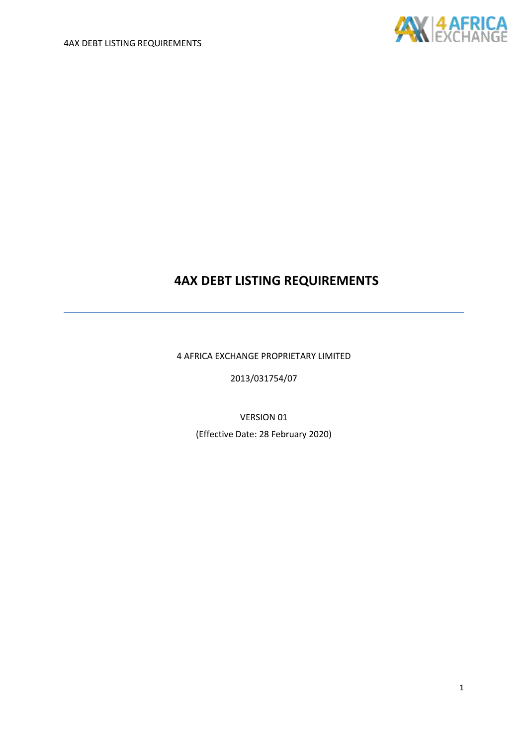# 4AX DEBT LISTING REQUIREMENTS

4 AFRICA EXCHANGE PROPRIETARY LIMITED

2013/031754/07

VERSION 01

(Effective Date: 28 February 2020)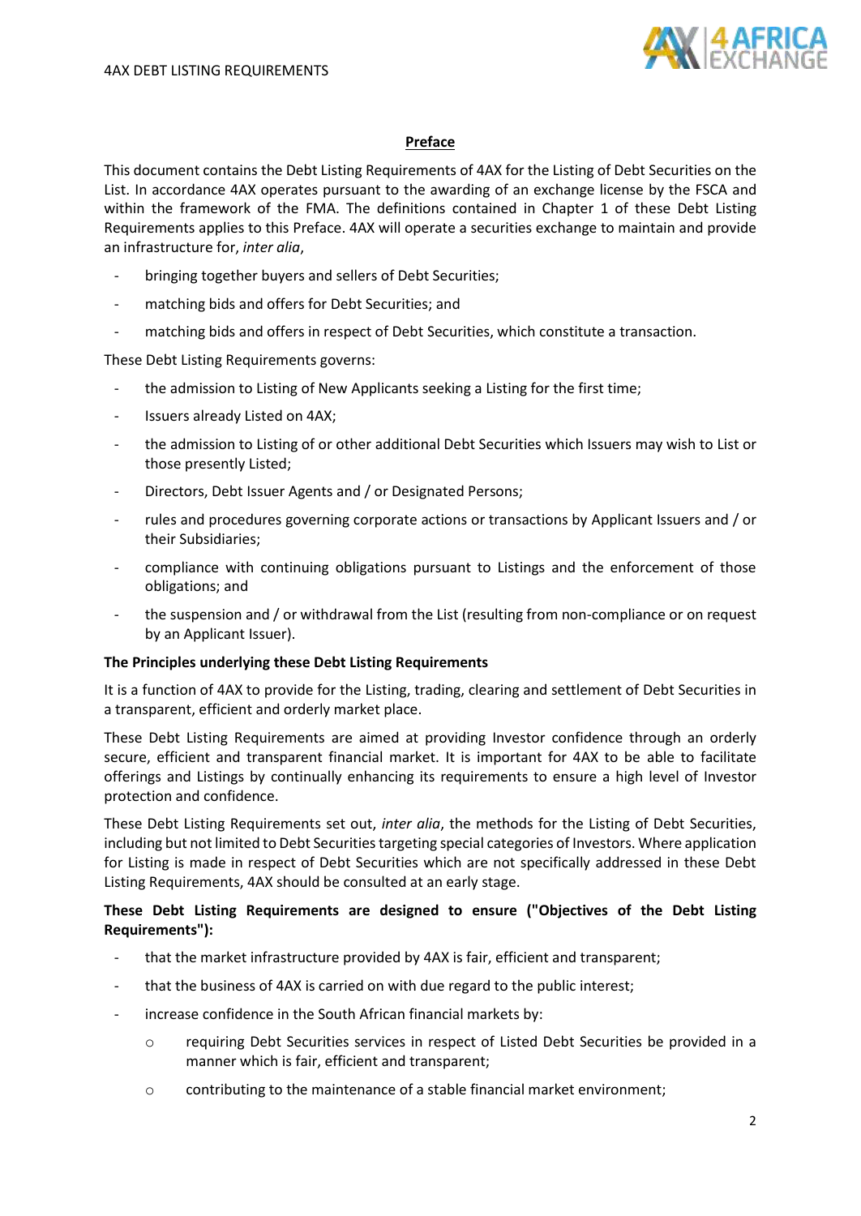## Preface

This document contains the Debt Listing Requirements of 4AX for the Listing of Debt Securities on the List. In accordance 4AX operates pursuant to the awarding of an exchange license by the FSCA and within the framework of the FMA. The definitions contained in Chapter 1 of these Debt Listing Requirements applies to this Preface. 4AX will operate a securities exchange to maintain and provide an infrastructure for, *inter alia*,

- bringing together buyers and sellers of Debt Securities;
- matching bids and offers for Debt Securities; and
- matching bids and offers in respect of Debt Securities, which constitute a transaction.

These Debt Listing Requirements governs:

- the admission to Listing of New Applicants seeking a Listing for the first time;
- Issuers already Listed on 4AX;
- the admission to Listing of or other additional Debt Securities which Issuers may wish to List or those presently Listed;
- Directors, Debt Issuer Agents and / or Designated Persons;
- rules and procedures governing corporate actions or transactions by Applicant Issuers and / or their Subsidiaries;
- compliance with continuing obligations pursuant to Listings and the enforcement of those obligations; and
- the suspension and / or withdrawal from the List (resulting from non-compliance or on request by an Applicant Issuer).

**The Principles underlying these Debt Listing Requirements**

It is a function of 4AX to provide for the Listing, trading, clearing and settlement of Debt Securities in a transparent, efficient and orderly market place.

These Debt Listing Requirements are aimed at providing Investor confidence through an orderly secure, efficient and transparent financial market. It is important for 4AX to be able to facilitate offerings and Listings by continually enhancing its requirements to ensure a high level of Investor protection and confidence.

These Debt Listing Requirements set out, *inter alia*, the methods for the Listing of Debt Securities, including but not limited to Debt Securities targeting special categories of Investors. Where application for Listing is made in respect of Debt Securities which are not specifically addressed in these Debt Listing Requirements, 4AX should be consulted at an early stage.

**These Debt Listing Requirements are designed to ensure ("Objectives of the Debt Listing Requirements"):**

- that the market infrastructure provided by 4AX is fair, efficient and transparent;
- that the business of 4AX is carried on with due regard to the public interest;
- increase confidence in the South African financial markets by:
  - requiring Debt Securities services in respect of Listed Debt Securities be provided in a manner which is fair, efficient and transparent;
  - contributing to the maintenance of a stable financial market environment;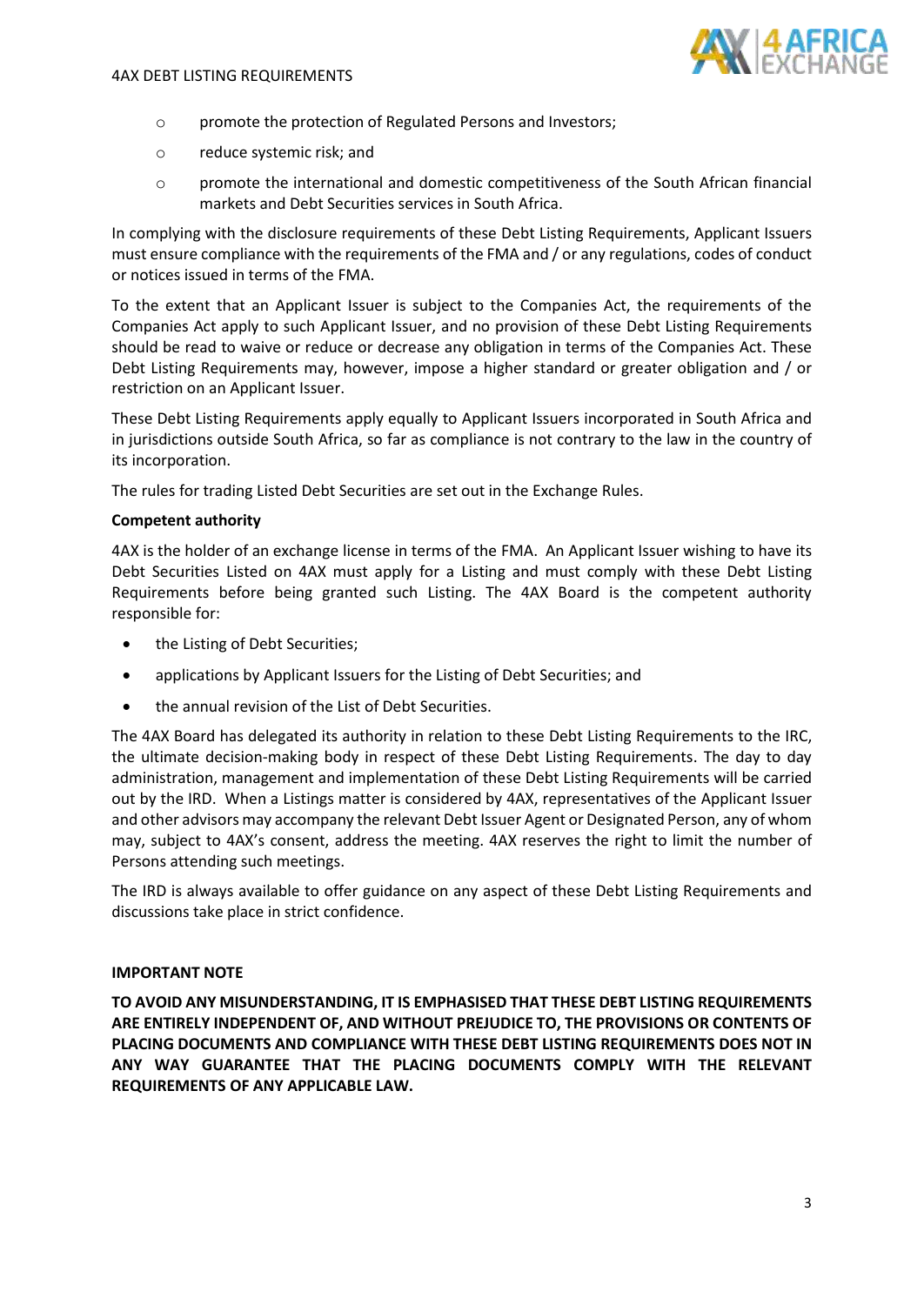- promote the protection of Regulated Persons and Investors;
- reduce systemic risk; and
- promote the international and domestic competitiveness of the South African financial markets and Debt Securities services in South Africa.

In complying with the disclosure requirements of these Debt Listing Requirements, Applicant Issuers must ensure compliance with the requirements of the FMA and / or any regulations, codes of conduct or notices issued in terms of the FMA.

To the extent that an Applicant Issuer is subject to the Companies Act, the requirements of the Companies Act apply to such Applicant Issuer, and no provision of these Debt Listing Requirements should be read to waive or reduce or decrease any obligation in terms of the Companies Act. These Debt Listing Requirements may, however, impose a higher standard or greater obligation and / or restriction on an Applicant Issuer.

These Debt Listing Requirements apply equally to Applicant Issuers incorporated in South Africa and in jurisdictions outside South Africa, so far as compliance is not contrary to the law in the country of its incorporation.

The rules for trading Listed Debt Securities are set out in the Exchange Rules.

**Competent authority**

4AX is the holder of an exchange license in terms of the FMA. An Applicant Issuer wishing to have its Debt Securities Listed on 4AX must apply for a Listing and must comply with these Debt Listing Requirements before being granted such Listing. The 4AX Board is the competent authority responsible for:

- the Listing of Debt Securities;
- applications by Applicant Issuers for the Listing of Debt Securities; and
- the annual revision of the List of Debt Securities.

The 4AX Board has delegated its authority in relation to these Debt Listing Requirements to the IRC, the ultimate decision-making body in respect of these Debt Listing Requirements. The day to day administration, management and implementation of these Debt Listing Requirements will be carried out by the IRD. When a Listings matter is considered by 4AX, representatives of the Applicant Issuer and other advisors may accompany the relevant Debt Issuer Agent or Designated Person, any of whom may, subject to 4AX's consent, address the meeting. 4AX reserves the right to limit the number of Persons attending such meetings.

The IRD is always available to offer guidance on any aspect of these Debt Listing Requirements and discussions take place in strict confidence.

**IMPORTANT NOTE**

**TO AVOID ANY MISUNDERSTANDING, IT IS EMPHASISED THAT THESE DEBT LISTING REQUIREMENTS ARE ENTIRELY INDEPENDENT OF, AND WITHOUT PREJUDICE TO, THE PROVISIONS OR CONTENTS OF PLACING DOCUMENTS AND COMPLIANCE WITH THESE DEBT LISTING REQUIREMENTS DOES NOT IN ANY WAY GUARANTEE THAT THE PLACING DOCUMENTS COMPLY WITH THE RELEVANT REQUIREMENTS OF ANY APPLICABLE LAW.**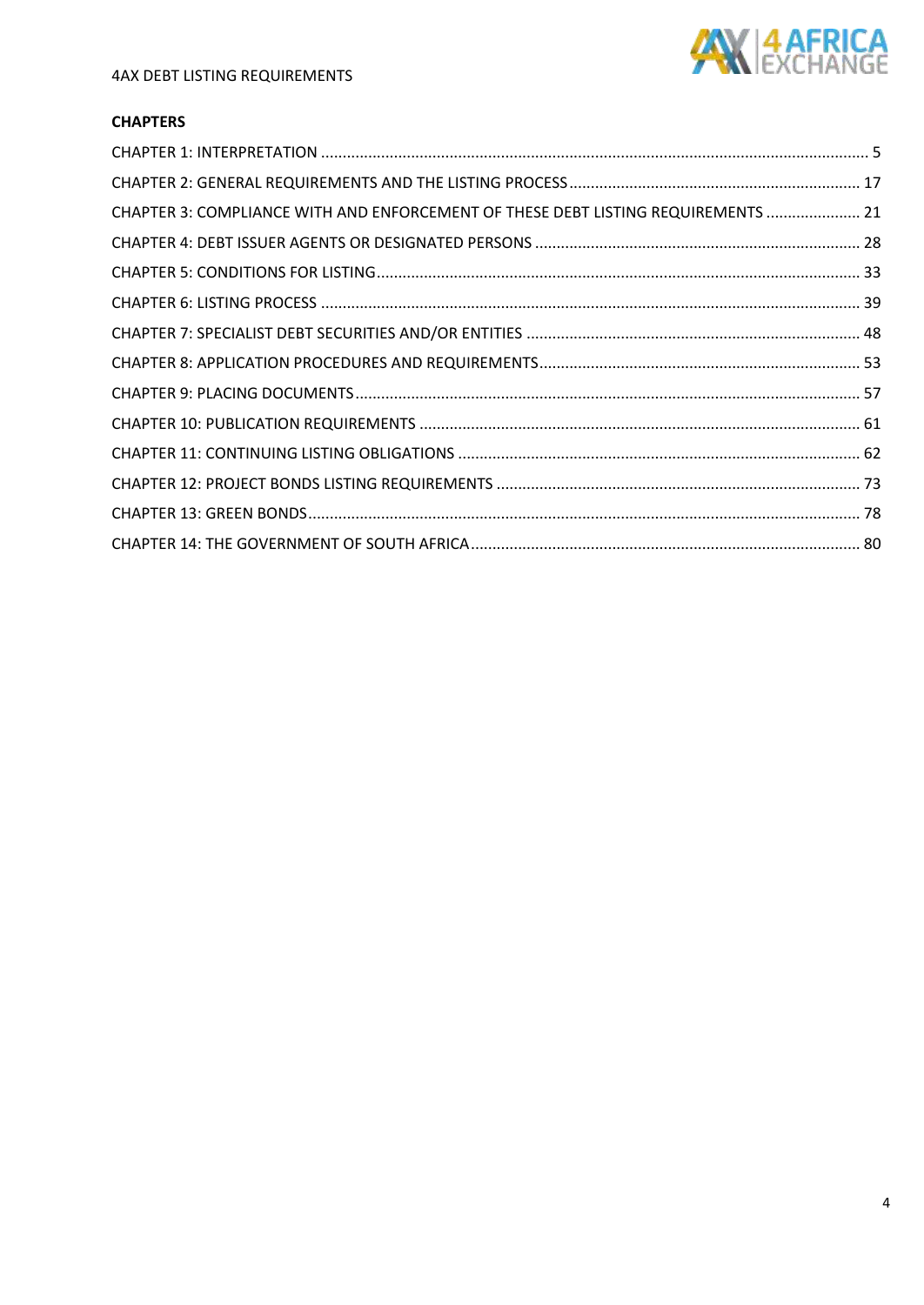**CHAPTERS**

CHAPTER 1: INTERPRETATION ..... 5
CHAPTER 2: GENERAL REQUIREMENTS AND THE LISTING PROCESS ..... 17
CHAPTER 3: COMPLIANCE WITH AND ENFORCEMENT OF THESE DEBT LISTING REQUIREMENTS ..... 21
CHAPTER 4: DEBT ISSUER AGENTS OR DESIGNATED PERSONS ..... 28
CHAPTER 5: CONDITIONS FOR LISTING ..... 33
CHAPTER 6: LISTING PROCESS ..... 39
CHAPTER 7: SPECIALIST DEBT SECURITIES AND/OR ENTITIES ..... 48
CHAPTER 8: APPLICATION PROCEDURES AND REQUIREMENTS ..... 53
CHAPTER 9: PLACING DOCUMENTS ..... 57
CHAPTER 10: PUBLICATION REQUIREMENTS ..... 61
CHAPTER 11: CONTINUING LISTING OBLIGATIONS ..... 62
CHAPTER 12: PROJECT BONDS LISTING REQUIREMENTS ..... 73
CHAPTER 13: GREEN BONDS ..... 78
CHAPTER 14: THE GOVERNMENT OF SOUTH AFRICA ..... 80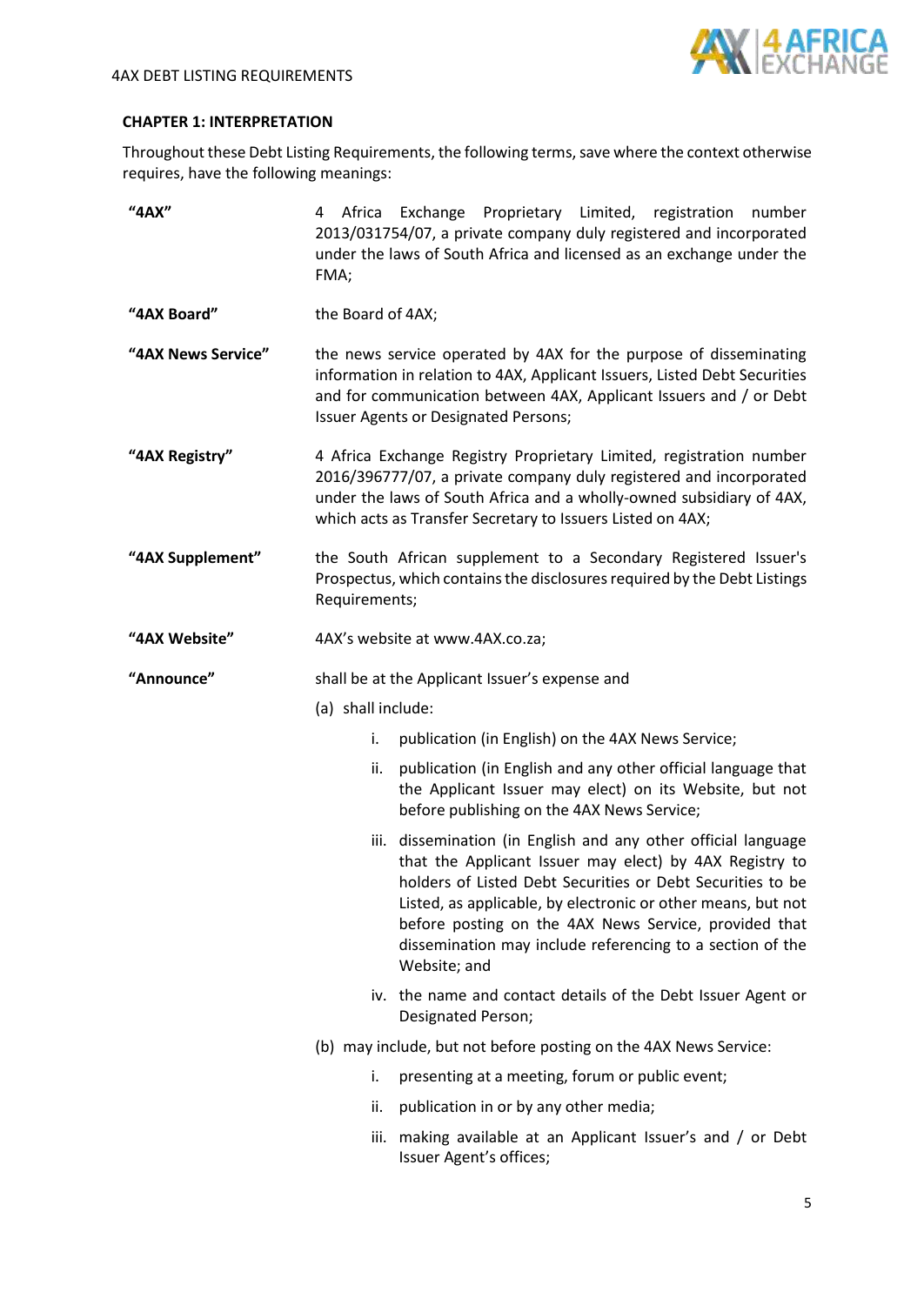## CHAPTER 1: INTERPRETATION

Throughout these Debt Listing Requirements, the following terms, save where the context otherwise requires, have the following meanings:

**"4AX"** 4 Africa Exchange Proprietary Limited, registration number 2013/031754/07, a private company duly registered and incorporated under the laws of South Africa and licensed as an exchange under the FMA;

**"4AX Board"** the Board of 4AX;

**"4AX News Service"** the news service operated by 4AX for the purpose of disseminating information in relation to 4AX, Applicant Issuers, Listed Debt Securities and for communication between 4AX, Applicant Issuers and / or Debt Issuer Agents or Designated Persons;

**"4AX Registry"** 4 Africa Exchange Registry Proprietary Limited, registration number 2016/396777/07, a private company duly registered and incorporated under the laws of South Africa and a wholly-owned subsidiary of 4AX, which acts as Transfer Secretary to Issuers Listed on 4AX;

**"4AX Supplement"** the South African supplement to a Secondary Registered Issuer's Prospectus, which contains the disclosures required by the Debt Listings Requirements;

**"4AX Website"** 4AX's website at www.4AX.co.za;

**"Announce"** shall be at the Applicant Issuer's expense and

(a) shall include:

i. publication (in English) on the 4AX News Service;

ii. publication (in English and any other official language that the Applicant Issuer may elect) on its Website, but not before publishing on the 4AX News Service;

iii. dissemination (in English and any other official language that the Applicant Issuer may elect) by 4AX Registry to holders of Listed Debt Securities or Debt Securities to be Listed, as applicable, by electronic or other means, but not before posting on the 4AX News Service, provided that dissemination may include referencing to a section of the Website; and

iv. the name and contact details of the Debt Issuer Agent or Designated Person;

(b) may include, but not before posting on the 4AX News Service:

i. presenting at a meeting, forum or public event;

ii. publication in or by any other media;

iii. making available at an Applicant Issuer's and / or Debt Issuer Agent's offices;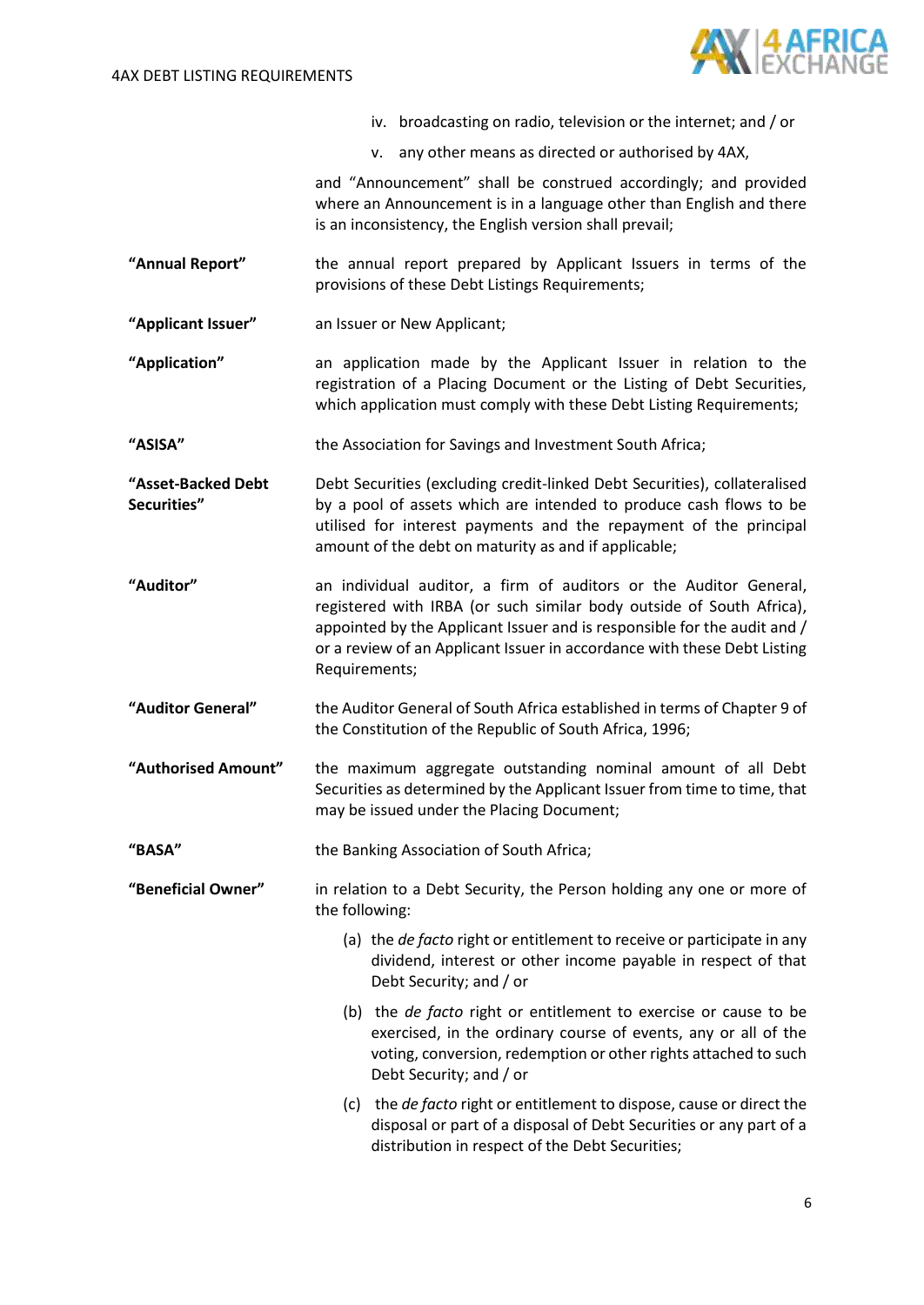iv. broadcasting on radio, television or the internet; and / or

v. any other means as directed or authorised by 4AX,

and "Announcement" shall be construed accordingly; and provided where an Announcement is in a language other than English and there is an inconsistency, the English version shall prevail;

**"Annual Report"** the annual report prepared by Applicant Issuers in terms of the provisions of these Debt Listings Requirements;

**"Applicant Issuer"** an Issuer or New Applicant;

**"Application"** an application made by the Applicant Issuer in relation to the registration of a Placing Document or the Listing of Debt Securities, which application must comply with these Debt Listing Requirements;

**"ASISA"** the Association for Savings and Investment South Africa;

**"Asset-Backed Debt Securities"** Debt Securities (excluding credit-linked Debt Securities), collateralised by a pool of assets which are intended to produce cash flows to be utilised for interest payments and the repayment of the principal amount of the debt on maturity as and if applicable;

**"Auditor"** an individual auditor, a firm of auditors or the Auditor General, registered with IRBA (or such similar body outside of South Africa), appointed by the Applicant Issuer and is responsible for the audit and / or a review of an Applicant Issuer in accordance with these Debt Listing Requirements;

**"Auditor General"** the Auditor General of South Africa established in terms of Chapter 9 of the Constitution of the Republic of South Africa, 1996;

**"Authorised Amount"** the maximum aggregate outstanding nominal amount of all Debt Securities as determined by the Applicant Issuer from time to time, that may be issued under the Placing Document;

**"BASA"** the Banking Association of South Africa;

**"Beneficial Owner"** in relation to a Debt Security, the Person holding any one or more of the following:

(a) the *de facto* right or entitlement to receive or participate in any dividend, interest or other income payable in respect of that Debt Security; and / or

(b) the *de facto* right or entitlement to exercise or cause to be exercised, in the ordinary course of events, any or all of the voting, conversion, redemption or other rights attached to such Debt Security; and / or

(c) the *de facto* right or entitlement to dispose, cause or direct the disposal or part of a disposal of Debt Securities or any part of a distribution in respect of the Debt Securities;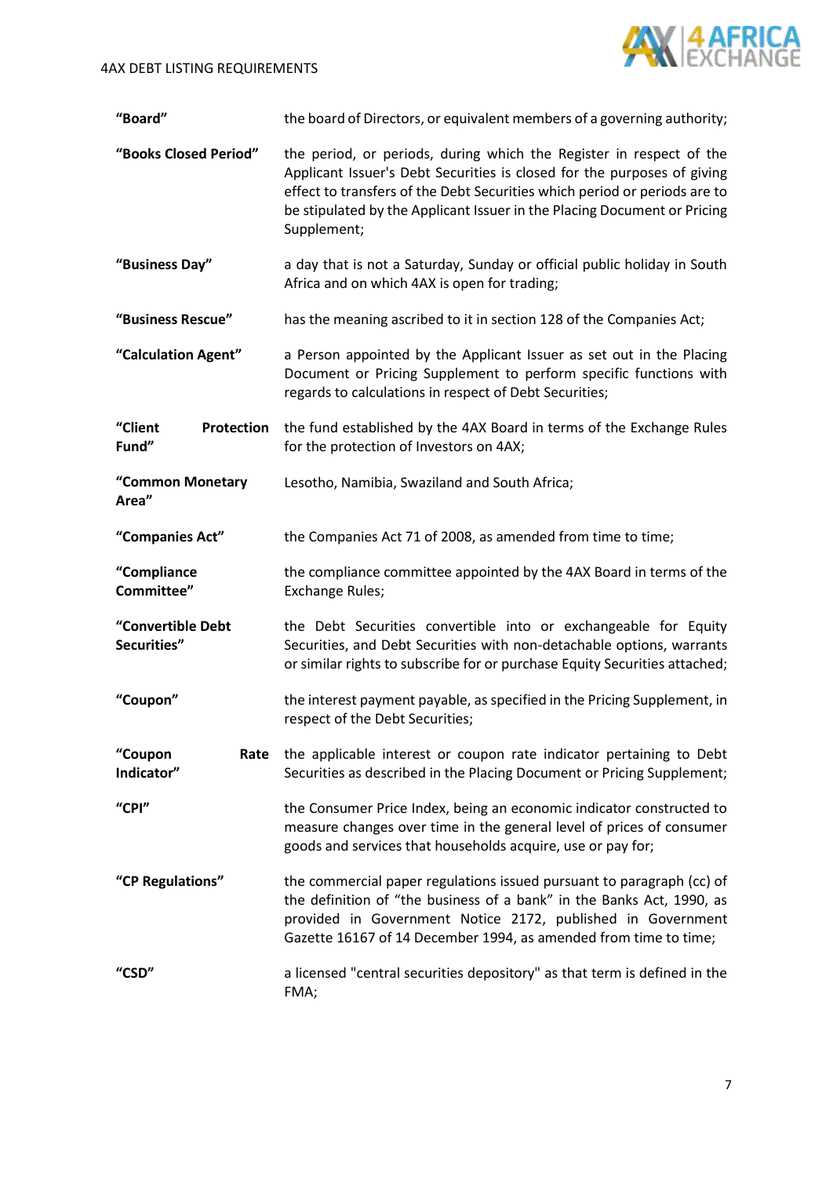| | |
|---|---|
| **"Board"** | the board of Directors, or equivalent members of a governing authority; |
| **"Books Closed Period"** | the period, or periods, during which the Register in respect of the Applicant Issuer's Debt Securities is closed for the purposes of giving effect to transfers of the Debt Securities which period or periods are to be stipulated by the Applicant Issuer in the Placing Document or Pricing Supplement; |
| **"Business Day"** | a day that is not a Saturday, Sunday or official public holiday in South Africa and on which 4AX is open for trading; |
| **"Business Rescue"** | has the meaning ascribed to it in section 128 of the Companies Act; |
| **"Calculation Agent"** | a Person appointed by the Applicant Issuer as set out in the Placing Document or Pricing Supplement to perform specific functions with regards to calculations in respect of Debt Securities; |
| **"Client Protection Fund"** | the fund established by the 4AX Board in terms of the Exchange Rules for the protection of Investors on 4AX; |
| **"Common Monetary Area"** | Lesotho, Namibia, Swaziland and South Africa; |
| **"Companies Act"** | the Companies Act 71 of 2008, as amended from time to time; |
| **"Compliance Committee"** | the compliance committee appointed by the 4AX Board in terms of the Exchange Rules; |
| **"Convertible Debt Securities"** | the Debt Securities convertible into or exchangeable for Equity Securities, and Debt Securities with non-detachable options, warrants or similar rights to subscribe for or purchase Equity Securities attached; |
| **"Coupon"** | the interest payment payable, as specified in the Pricing Supplement, in respect of the Debt Securities; |
| **"Coupon Rate Indicator"** | the applicable interest or coupon rate indicator pertaining to Debt Securities as described in the Placing Document or Pricing Supplement; |
| **"CPI"** | the Consumer Price Index, being an economic indicator constructed to measure changes over time in the general level of prices of consumer goods and services that households acquire, use or pay for; |
| **"CP Regulations"** | the commercial paper regulations issued pursuant to paragraph (cc) of the definition of "the business of a bank" in the Banks Act, 1990, as provided in Government Notice 2172, published in Government Gazette 16167 of 14 December 1994, as amended from time to time; |
| **"CSD"** | a licensed "central securities depository" as that term is defined in the FMA; |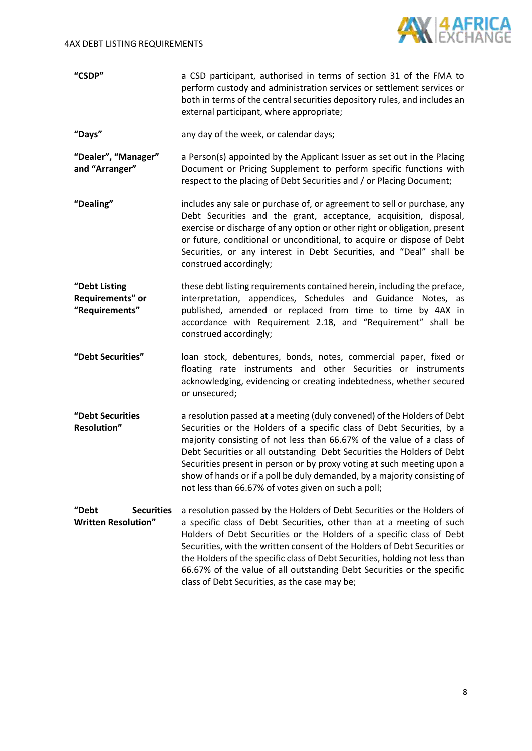| | |
|---|---|
| **"CSDP"** | a CSD participant, authorised in terms of section 31 of the FMA to perform custody and administration services or settlement services or both in terms of the central securities depository rules, and includes an external participant, where appropriate; |
| **"Days"** | any day of the week, or calendar days; |
| **"Dealer", "Manager" and "Arranger"** | a Person(s) appointed by the Applicant Issuer as set out in the Placing Document or Pricing Supplement to perform specific functions with respect to the placing of Debt Securities and / or Placing Document; |
| **"Dealing"** | includes any sale or purchase of, or agreement to sell or purchase, any Debt Securities and the grant, acceptance, acquisition, disposal, exercise or discharge of any option or other right or obligation, present or future, conditional or unconditional, to acquire or dispose of Debt Securities, or any interest in Debt Securities, and "Deal" shall be construed accordingly; |
| **"Debt Listing Requirements" or "Requirements"** | these debt listing requirements contained herein, including the preface, interpretation, appendices, Schedules and Guidance Notes, as published, amended or replaced from time to time by 4AX in accordance with Requirement 2.18, and "Requirement" shall be construed accordingly; |
| **"Debt Securities"** | loan stock, debentures, bonds, notes, commercial paper, fixed or floating rate instruments and other Securities or instruments acknowledging, evidencing or creating indebtedness, whether secured or unsecured; |
| **"Debt Securities Resolution"** | a resolution passed at a meeting (duly convened) of the Holders of Debt Securities or the Holders of a specific class of Debt Securities, by a majority consisting of not less than 66.67% of the value of a class of Debt Securities or all outstanding Debt Securities the Holders of Debt Securities present in person or by proxy voting at such meeting upon a show of hands or if a poll be duly demanded, by a majority consisting of not less than 66.67% of votes given on such a poll; |
| **"Debt Securities Written Resolution"** | a resolution passed by the Holders of Debt Securities or the Holders of a specific class of Debt Securities, other than at a meeting of such Holders of Debt Securities or the Holders of a specific class of Debt Securities, with the written consent of the Holders of Debt Securities or the Holders of the specific class of Debt Securities, holding not less than 66.67% of the value of all outstanding Debt Securities or the specific class of Debt Securities, as the case may be; |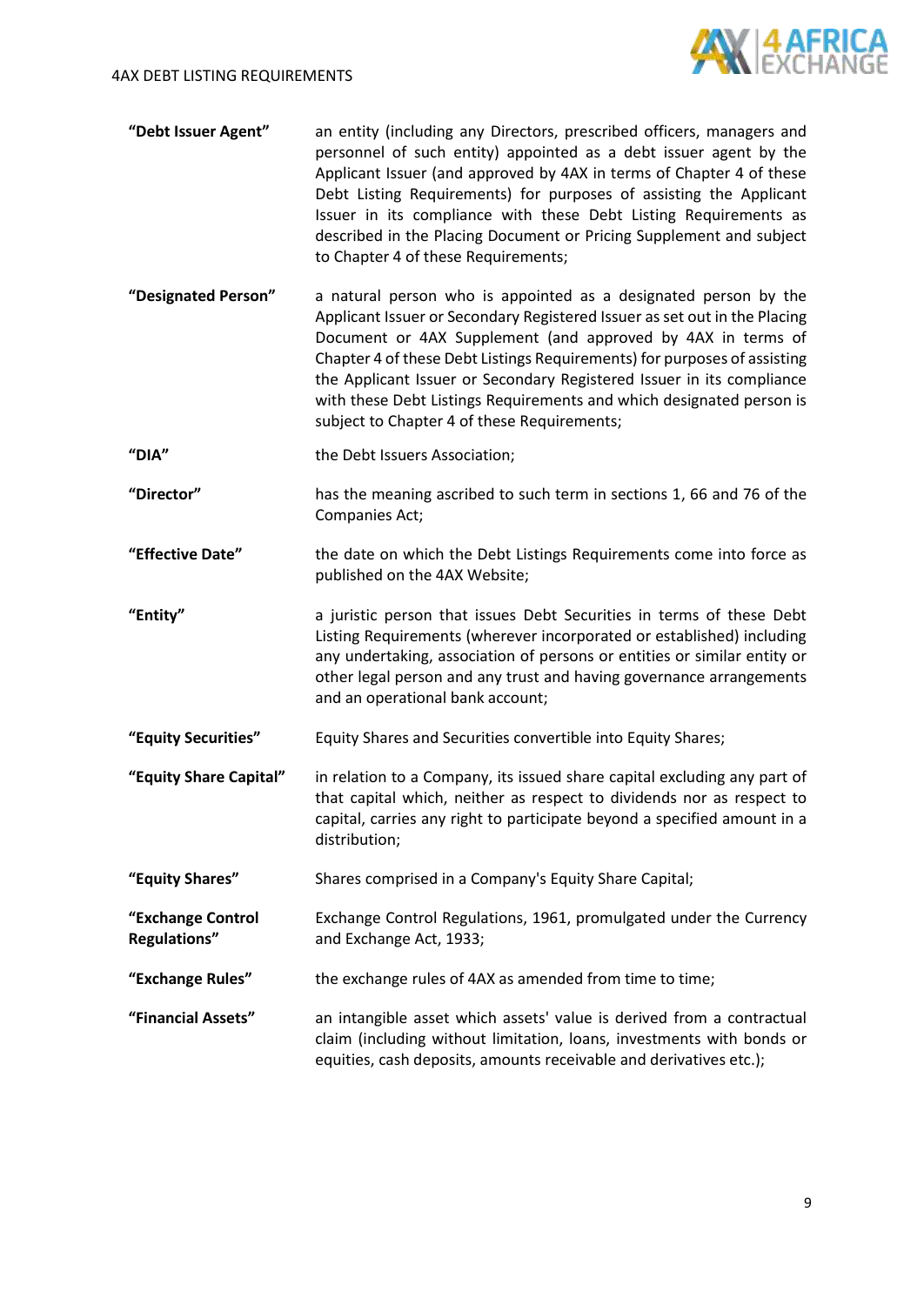| | |
|---|---|
| **"Debt Issuer Agent"** | an entity (including any Directors, prescribed officers, managers and personnel of such entity) appointed as a debt issuer agent by the Applicant Issuer (and approved by 4AX in terms of Chapter 4 of these Debt Listing Requirements) for purposes of assisting the Applicant Issuer in its compliance with these Debt Listing Requirements as described in the Placing Document or Pricing Supplement and subject to Chapter 4 of these Requirements; |
| **"Designated Person"** | a natural person who is appointed as a designated person by the Applicant Issuer or Secondary Registered Issuer as set out in the Placing Document or 4AX Supplement (and approved by 4AX in terms of Chapter 4 of these Debt Listings Requirements) for purposes of assisting the Applicant Issuer or Secondary Registered Issuer in its compliance with these Debt Listings Requirements and which designated person is subject to Chapter 4 of these Requirements; |
| **"DIA"** | the Debt Issuers Association; |
| **"Director"** | has the meaning ascribed to such term in sections 1, 66 and 76 of the Companies Act; |
| **"Effective Date"** | the date on which the Debt Listings Requirements come into force as published on the 4AX Website; |
| **"Entity"** | a juristic person that issues Debt Securities in terms of these Debt Listing Requirements (wherever incorporated or established) including any undertaking, association of persons or entities or similar entity or other legal person and any trust and having governance arrangements and an operational bank account; |
| **"Equity Securities"** | Equity Shares and Securities convertible into Equity Shares; |
| **"Equity Share Capital"** | in relation to a Company, its issued share capital excluding any part of that capital which, neither as respect to dividends nor as respect to capital, carries any right to participate beyond a specified amount in a distribution; |
| **"Equity Shares"** | Shares comprised in a Company's Equity Share Capital; |
| **"Exchange Control Regulations"** | Exchange Control Regulations, 1961, promulgated under the Currency and Exchange Act, 1933; |
| **"Exchange Rules"** | the exchange rules of 4AX as amended from time to time; |
| **"Financial Assets"** | an intangible asset which assets' value is derived from a contractual claim (including without limitation, loans, investments with bonds or equities, cash deposits, amounts receivable and derivatives etc.); |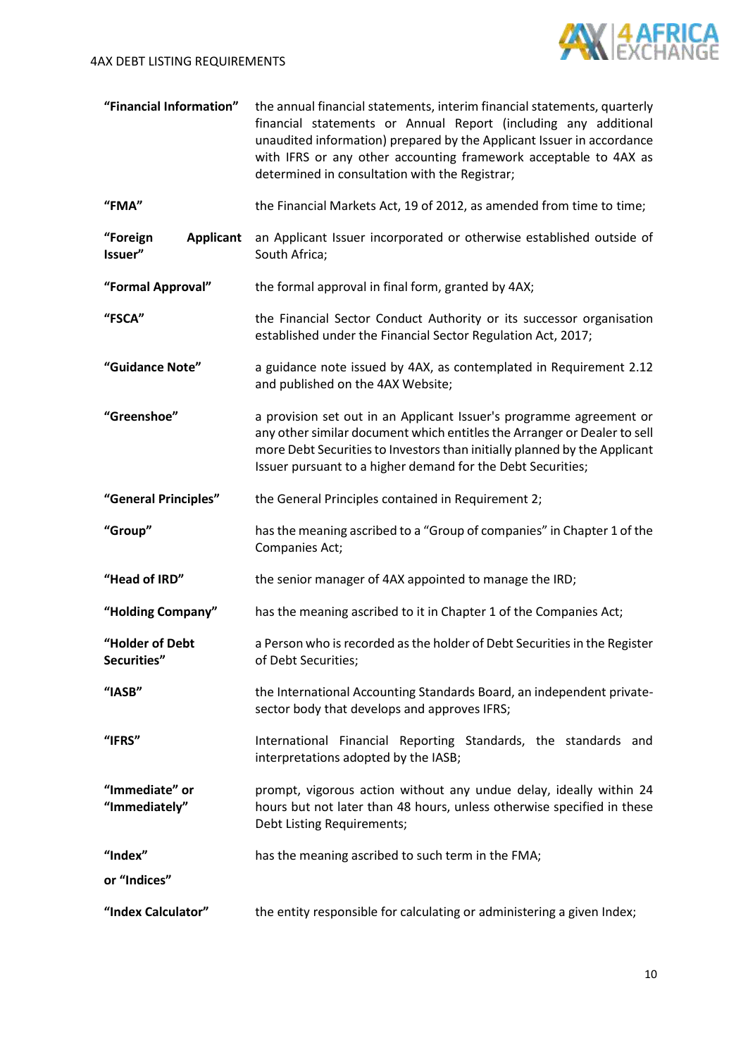| | |
|---|---|
| **"Financial Information"** | the annual financial statements, interim financial statements, quarterly financial statements or Annual Report (including any additional unaudited information) prepared by the Applicant Issuer in accordance with IFRS or any other accounting framework acceptable to 4AX as determined in consultation with the Registrar; |
| **"FMA"** | the Financial Markets Act, 19 of 2012, as amended from time to time; |
| **"Foreign Applicant Issuer"** | an Applicant Issuer incorporated or otherwise established outside of South Africa; |
| **"Formal Approval"** | the formal approval in final form, granted by 4AX; |
| **"FSCA"** | the Financial Sector Conduct Authority or its successor organisation established under the Financial Sector Regulation Act, 2017; |
| **"Guidance Note"** | a guidance note issued by 4AX, as contemplated in Requirement 2.12 and published on the 4AX Website; |
| **"Greenshoe"** | a provision set out in an Applicant Issuer's programme agreement or any other similar document which entitles the Arranger or Dealer to sell more Debt Securities to Investors than initially planned by the Applicant Issuer pursuant to a higher demand for the Debt Securities; |
| **"General Principles"** | the General Principles contained in Requirement 2; |
| **"Group"** | has the meaning ascribed to a "Group of companies" in Chapter 1 of the Companies Act; |
| **"Head of IRD"** | the senior manager of 4AX appointed to manage the IRD; |
| **"Holding Company"** | has the meaning ascribed to it in Chapter 1 of the Companies Act; |
| **"Holder of Debt Securities"** | a Person who is recorded as the holder of Debt Securities in the Register of Debt Securities; |
| **"IASB"** | the International Accounting Standards Board, an independent private-sector body that develops and approves IFRS; |
| **"IFRS"** | International Financial Reporting Standards, the standards and interpretations adopted by the IASB; |
| **"Immediate" or "Immediately"** | prompt, vigorous action without any undue delay, ideally within 24 hours but not later than 48 hours, unless otherwise specified in these Debt Listing Requirements; |
| **"Index" or "Indices"** | has the meaning ascribed to such term in the FMA; |
| **"Index Calculator"** | the entity responsible for calculating or administering a given Index; |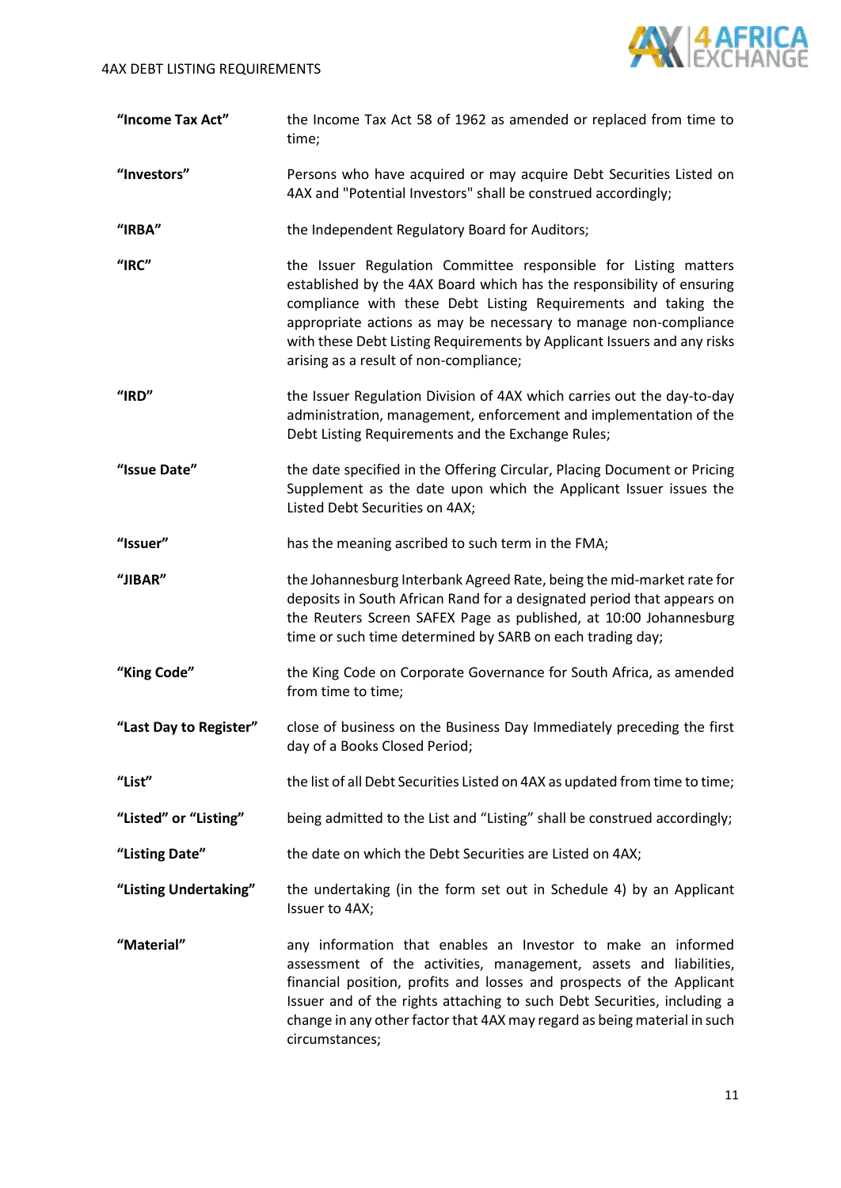| | |
|---|---|
| **"Income Tax Act"** | the Income Tax Act 58 of 1962 as amended or replaced from time to time; |
| **"Investors"** | Persons who have acquired or may acquire Debt Securities Listed on 4AX and "Potential Investors" shall be construed accordingly; |
| **"IRBA"** | the Independent Regulatory Board for Auditors; |
| **"IRC"** | the Issuer Regulation Committee responsible for Listing matters established by the 4AX Board which has the responsibility of ensuring compliance with these Debt Listing Requirements and taking the appropriate actions as may be necessary to manage non-compliance with these Debt Listing Requirements by Applicant Issuers and any risks arising as a result of non-compliance; |
| **"IRD"** | the Issuer Regulation Division of 4AX which carries out the day-to-day administration, management, enforcement and implementation of the Debt Listing Requirements and the Exchange Rules; |
| **"Issue Date"** | the date specified in the Offering Circular, Placing Document or Pricing Supplement as the date upon which the Applicant Issuer issues the Listed Debt Securities on 4AX; |
| **"Issuer"** | has the meaning ascribed to such term in the FMA; |
| **"JIBAR"** | the Johannesburg Interbank Agreed Rate, being the mid-market rate for deposits in South African Rand for a designated period that appears on the Reuters Screen SAFEX Page as published, at 10:00 Johannesburg time or such time determined by SARB on each trading day; |
| **"King Code"** | the King Code on Corporate Governance for South Africa, as amended from time to time; |
| **"Last Day to Register"** | close of business on the Business Day Immediately preceding the first day of a Books Closed Period; |
| **"List"** | the list of all Debt Securities Listed on 4AX as updated from time to time; |
| **"Listed" or "Listing"** | being admitted to the List and "Listing" shall be construed accordingly; |
| **"Listing Date"** | the date on which the Debt Securities are Listed on 4AX; |
| **"Listing Undertaking"** | the undertaking (in the form set out in Schedule 4) by an Applicant Issuer to 4AX; |
| **"Material"** | any information that enables an Investor to make an informed assessment of the activities, management, assets and liabilities, financial position, profits and losses and prospects of the Applicant Issuer and of the rights attaching to such Debt Securities, including a change in any other factor that 4AX may regard as being material in such circumstances; |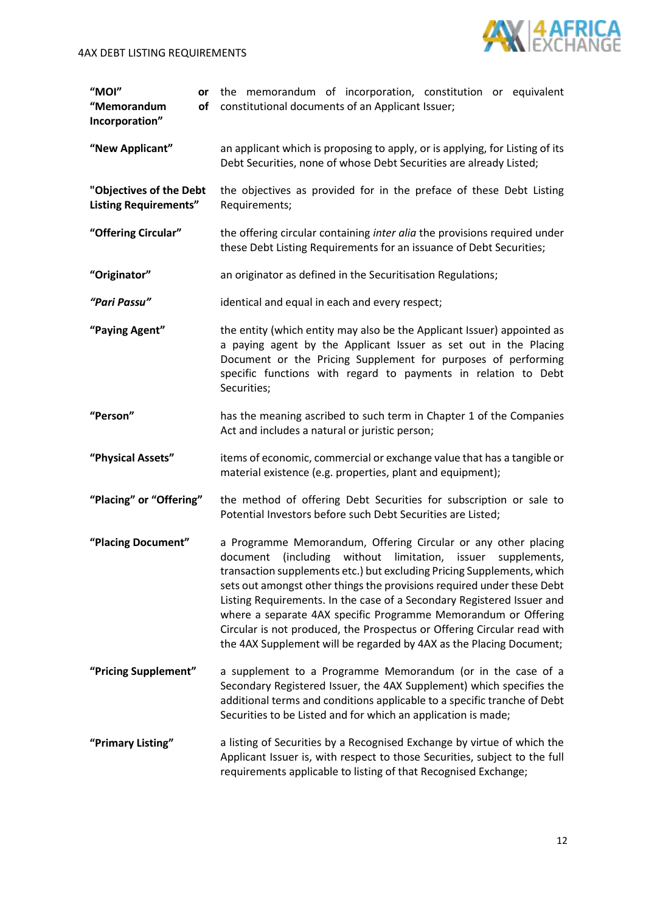| | |
|---|---|
| **"MOI" or "Memorandum of Incorporation"** | the memorandum of incorporation, constitution or equivalent constitutional documents of an Applicant Issuer; |
| **"New Applicant"** | an applicant which is proposing to apply, or is applying, for Listing of its Debt Securities, none of whose Debt Securities are already Listed; |
| **"Objectives of the Debt Listing Requirements"** | the objectives as provided for in the preface of these Debt Listing Requirements; |
| **"Offering Circular"** | the offering circular containing *inter alia* the provisions required under these Debt Listing Requirements for an issuance of Debt Securities; |
| **"Originator"** | an originator as defined in the Securitisation Regulations; |
| ***"Pari Passu"*** | identical and equal in each and every respect; |
| **"Paying Agent"** | the entity (which entity may also be the Applicant Issuer) appointed as a paying agent by the Applicant Issuer as set out in the Placing Document or the Pricing Supplement for purposes of performing specific functions with regard to payments in relation to Debt Securities; |
| **"Person"** | has the meaning ascribed to such term in Chapter 1 of the Companies Act and includes a natural or juristic person; |
| **"Physical Assets"** | items of economic, commercial or exchange value that has a tangible or material existence (e.g. properties, plant and equipment); |
| **"Placing" or "Offering"** | the method of offering Debt Securities for subscription or sale to Potential Investors before such Debt Securities are Listed; |
| **"Placing Document"** | a Programme Memorandum, Offering Circular or any other placing document (including without limitation, issuer supplements, transaction supplements etc.) but excluding Pricing Supplements, which sets out amongst other things the provisions required under these Debt Listing Requirements. In the case of a Secondary Registered Issuer and where a separate 4AX specific Programme Memorandum or Offering Circular is not produced, the Prospectus or Offering Circular read with the 4AX Supplement will be regarded by 4AX as the Placing Document; |
| **"Pricing Supplement"** | a supplement to a Programme Memorandum (or in the case of a Secondary Registered Issuer, the 4AX Supplement) which specifies the additional terms and conditions applicable to a specific tranche of Debt Securities to be Listed and for which an application is made; |
| **"Primary Listing"** | a listing of Securities by a Recognised Exchange by virtue of which the Applicant Issuer is, with respect to those Securities, subject to the full requirements applicable to listing of that Recognised Exchange; |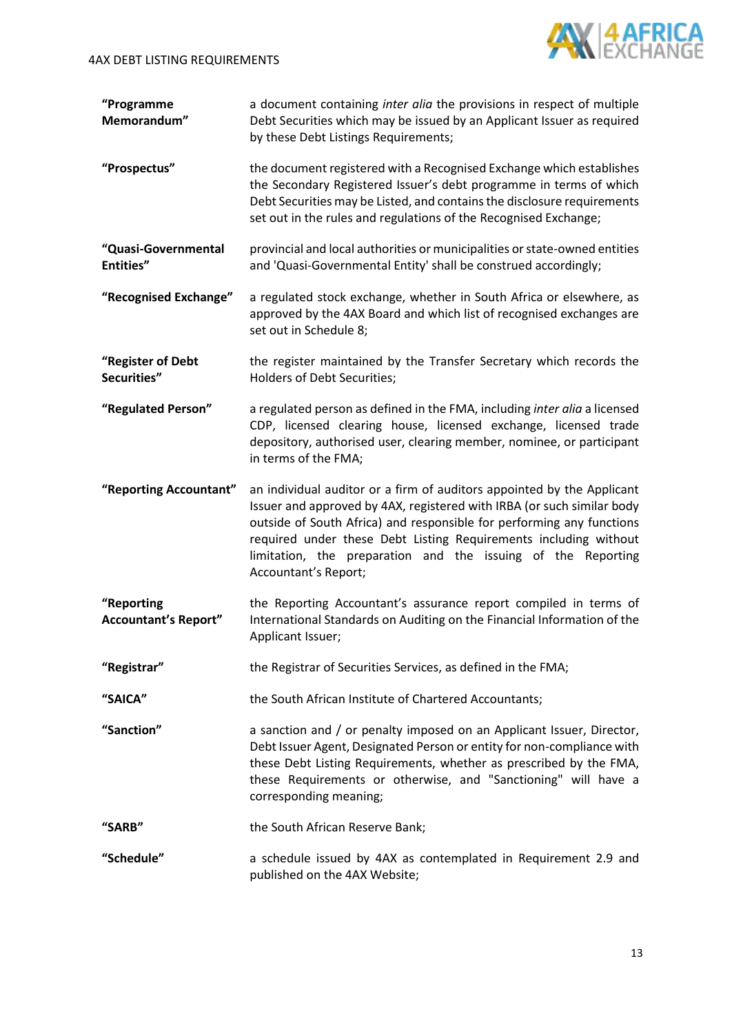| | |
|---|---|
| **“Programme Memorandum”** | a document containing *inter alia* the provisions in respect of multiple Debt Securities which may be issued by an Applicant Issuer as required by these Debt Listings Requirements; |
| **“Prospectus”** | the document registered with a Recognised Exchange which establishes the Secondary Registered Issuer’s debt programme in terms of which Debt Securities may be Listed, and contains the disclosure requirements set out in the rules and regulations of the Recognised Exchange; |
| **“Quasi-Governmental Entities”** | provincial and local authorities or municipalities or state-owned entities and 'Quasi-Governmental Entity' shall be construed accordingly; |
| **“Recognised Exchange”** | a regulated stock exchange, whether in South Africa or elsewhere, as approved by the 4AX Board and which list of recognised exchanges are set out in Schedule 8; |
| **“Register of Debt Securities”** | the register maintained by the Transfer Secretary which records the Holders of Debt Securities; |
| **“Regulated Person”** | a regulated person as defined in the FMA, including *inter alia* a licensed CDP, licensed clearing house, licensed exchange, licensed trade depository, authorised user, clearing member, nominee, or participant in terms of the FMA; |
| **“Reporting Accountant”** | an individual auditor or a firm of auditors appointed by the Applicant Issuer and approved by 4AX, registered with IRBA (or such similar body outside of South Africa) and responsible for performing any functions required under these Debt Listing Requirements including without limitation, the preparation and the issuing of the Reporting Accountant’s Report; |
| **“Reporting Accountant’s Report”** | the Reporting Accountant’s assurance report compiled in terms of International Standards on Auditing on the Financial Information of the Applicant Issuer; |
| **“Registrar”** | the Registrar of Securities Services, as defined in the FMA; |
| **“SAICA”** | the South African Institute of Chartered Accountants; |
| **“Sanction”** | a sanction and / or penalty imposed on an Applicant Issuer, Director, Debt Issuer Agent, Designated Person or entity for non-compliance with these Debt Listing Requirements, whether as prescribed by the FMA, these Requirements or otherwise, and "Sanctioning" will have a corresponding meaning; |
| **“SARB”** | the South African Reserve Bank; |
| **“Schedule”** | a schedule issued by 4AX as contemplated in Requirement 2.9 and published on the 4AX Website; |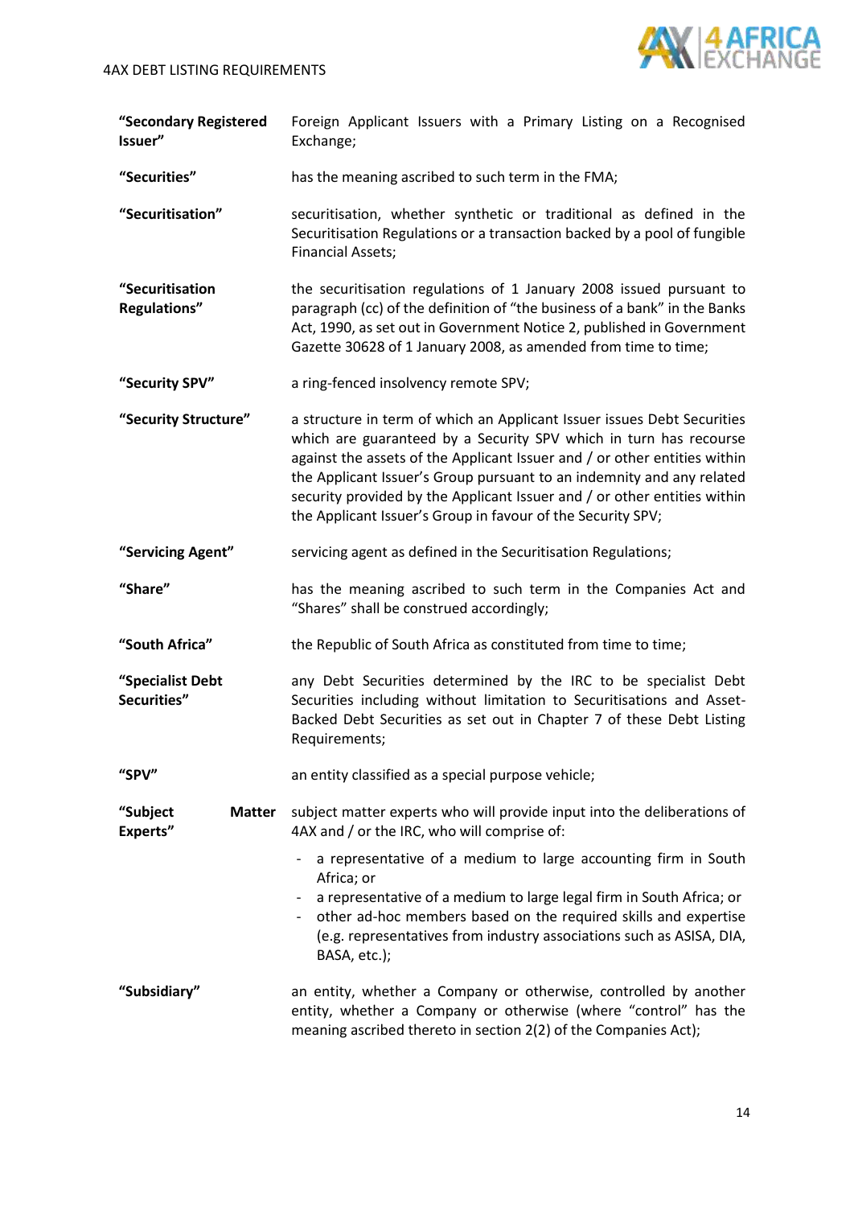| | |
|---|---|
| **"Secondary Registered Issuer"** | Foreign Applicant Issuers with a Primary Listing on a Recognised Exchange; |
| **"Securities"** | has the meaning ascribed to such term in the FMA; |
| **"Securitisation"** | securitisation, whether synthetic or traditional as defined in the Securitisation Regulations or a transaction backed by a pool of fungible Financial Assets; |
| **"Securitisation Regulations"** | the securitisation regulations of 1 January 2008 issued pursuant to paragraph (cc) of the definition of "the business of a bank" in the Banks Act, 1990, as set out in Government Notice 2, published in Government Gazette 30628 of 1 January 2008, as amended from time to time; |
| **"Security SPV"** | a ring-fenced insolvency remote SPV; |
| **"Security Structure"** | a structure in term of which an Applicant Issuer issues Debt Securities which are guaranteed by a Security SPV which in turn has recourse against the assets of the Applicant Issuer and / or other entities within the Applicant Issuer's Group pursuant to an indemnity and any related security provided by the Applicant Issuer and / or other entities within the Applicant Issuer's Group in favour of the Security SPV; |
| **"Servicing Agent"** | servicing agent as defined in the Securitisation Regulations; |
| **"Share"** | has the meaning ascribed to such term in the Companies Act and "Shares" shall be construed accordingly; |
| **"South Africa"** | the Republic of South Africa as constituted from time to time; |
| **"Specialist Debt Securities"** | any Debt Securities determined by the IRC to be specialist Debt Securities including without limitation to Securitisations and Asset-Backed Debt Securities as set out in Chapter 7 of these Debt Listing Requirements; |
| **"SPV"** | an entity classified as a special purpose vehicle; |
| **"Subject Matter Experts"** | subject matter experts who will provide input into the deliberations of 4AX and / or the IRC, who will comprise of:<br>- a representative of a medium to large accounting firm in South Africa; or<br>- a representative of a medium to large legal firm in South Africa; or<br>- other ad-hoc members based on the required skills and expertise (e.g. representatives from industry associations such as ASISA, DIA, BASA, etc.); |
| **"Subsidiary"** | an entity, whether a Company or otherwise, controlled by another entity, whether a Company or otherwise (where "control" has the meaning ascribed thereto in section 2(2) of the Companies Act); |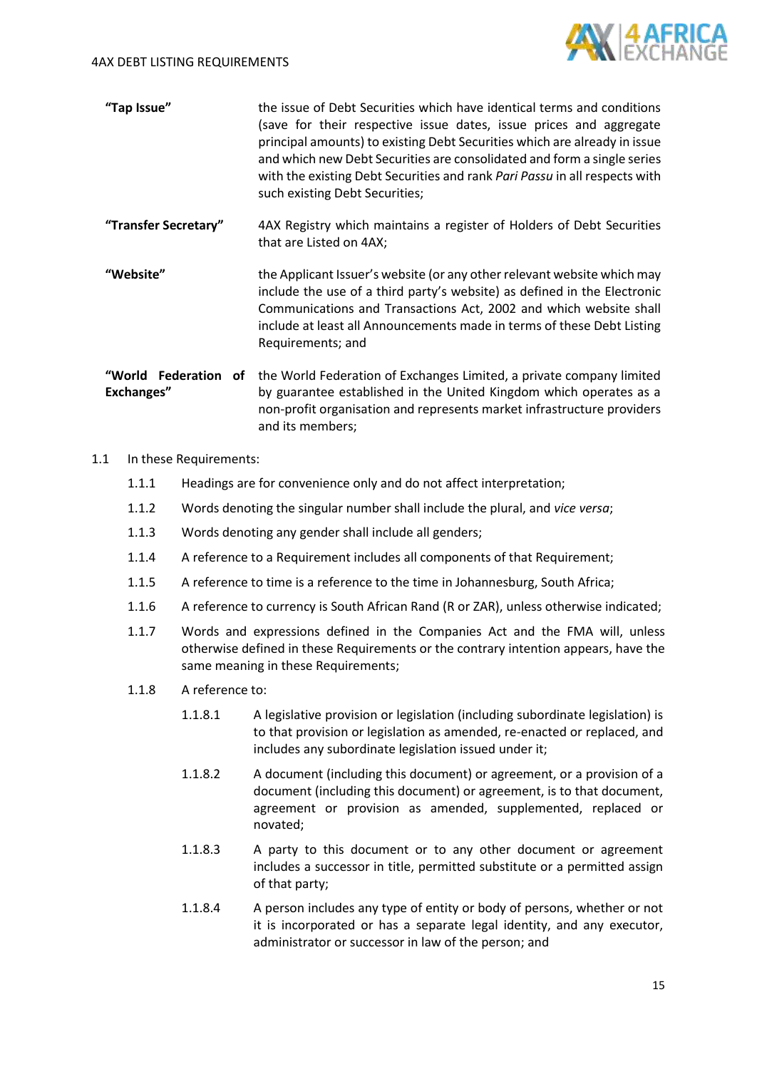**"Tap Issue"** the issue of Debt Securities which have identical terms and conditions (save for their respective issue dates, issue prices and aggregate principal amounts) to existing Debt Securities which are already in issue and which new Debt Securities are consolidated and form a single series with the existing Debt Securities and rank *Pari Passu* in all respects with such existing Debt Securities;

**"Transfer Secretary"** 4AX Registry which maintains a register of Holders of Debt Securities that are Listed on 4AX;

**"Website"** the Applicant Issuer's website (or any other relevant website which may include the use of a third party's website) as defined in the Electronic Communications and Transactions Act, 2002 and which website shall include at least all Announcements made in terms of these Debt Listing Requirements; and

**"World Federation of Exchanges"** the World Federation of Exchanges Limited, a private company limited by guarantee established in the United Kingdom which operates as a non-profit organisation and represents market infrastructure providers and its members;

1.1 In these Requirements:

1.1.1 Headings are for convenience only and do not affect interpretation;

1.1.2 Words denoting the singular number shall include the plural, and *vice versa*;

1.1.3 Words denoting any gender shall include all genders;

1.1.4 A reference to a Requirement includes all components of that Requirement;

1.1.5 A reference to time is a reference to the time in Johannesburg, South Africa;

1.1.6 A reference to currency is South African Rand (R or ZAR), unless otherwise indicated;

1.1.7 Words and expressions defined in the Companies Act and the FMA will, unless otherwise defined in these Requirements or the contrary intention appears, have the same meaning in these Requirements;

1.1.8 A reference to:

1.1.8.1 A legislative provision or legislation (including subordinate legislation) is to that provision or legislation as amended, re-enacted or replaced, and includes any subordinate legislation issued under it;

1.1.8.2 A document (including this document) or agreement, or a provision of a document (including this document) or agreement, is to that document, agreement or provision as amended, supplemented, replaced or novated;

1.1.8.3 A party to this document or to any other document or agreement includes a successor in title, permitted substitute or a permitted assign of that party;

1.1.8.4 A person includes any type of entity or body of persons, whether or not it is incorporated or has a separate legal identity, and any executor, administrator or successor in law of the person; and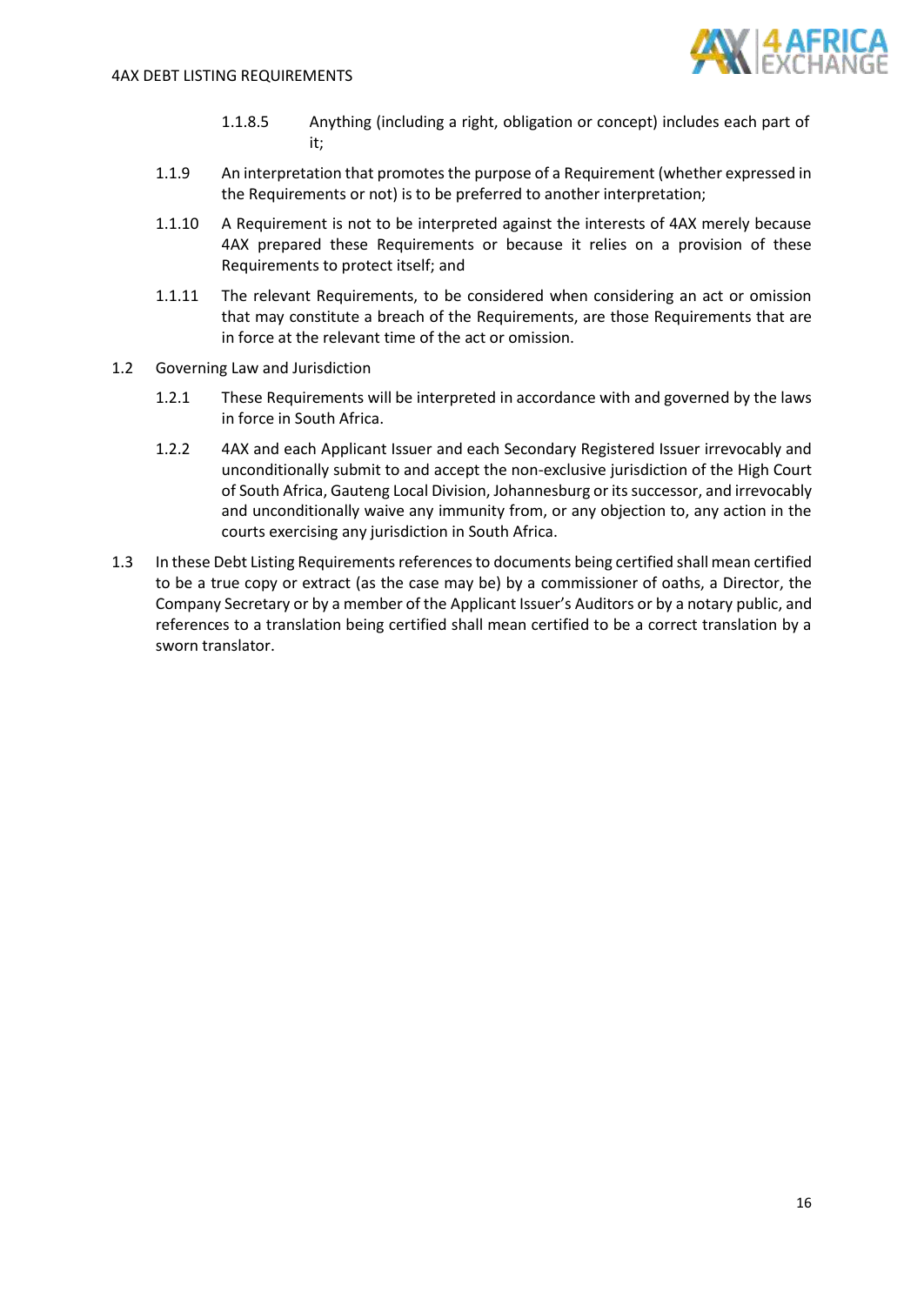1.1.8.5 Anything (including a right, obligation or concept) includes each part of it;

1.1.9 An interpretation that promotes the purpose of a Requirement (whether expressed in the Requirements or not) is to be preferred to another interpretation;

1.1.10 A Requirement is not to be interpreted against the interests of 4AX merely because 4AX prepared these Requirements or because it relies on a provision of these Requirements to protect itself; and

1.1.11 The relevant Requirements, to be considered when considering an act or omission that may constitute a breach of the Requirements, are those Requirements that are in force at the relevant time of the act or omission.

1.2 Governing Law and Jurisdiction

1.2.1 These Requirements will be interpreted in accordance with and governed by the laws in force in South Africa.

1.2.2 4AX and each Applicant Issuer and each Secondary Registered Issuer irrevocably and unconditionally submit to and accept the non-exclusive jurisdiction of the High Court of South Africa, Gauteng Local Division, Johannesburg or its successor, and irrevocably and unconditionally waive any immunity from, or any objection to, any action in the courts exercising any jurisdiction in South Africa.

1.3 In these Debt Listing Requirements references to documents being certified shall mean certified to be a true copy or extract (as the case may be) by a commissioner of oaths, a Director, the Company Secretary or by a member of the Applicant Issuer's Auditors or by a notary public, and references to a translation being certified shall mean certified to be a correct translation by a sworn translator.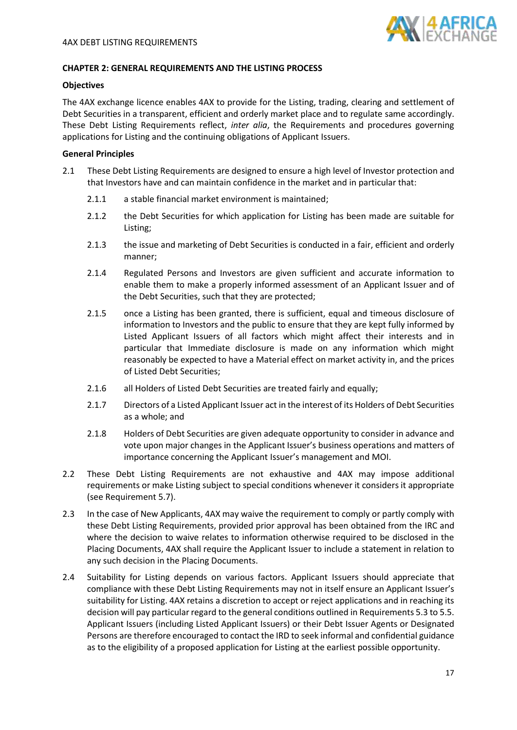## CHAPTER 2: GENERAL REQUIREMENTS AND THE LISTING PROCESS

**Objectives**

The 4AX exchange licence enables 4AX to provide for the Listing, trading, clearing and settlement of Debt Securities in a transparent, efficient and orderly market place and to regulate same accordingly. These Debt Listing Requirements reflect, *inter alia*, the Requirements and procedures governing applications for Listing and the continuing obligations of Applicant Issuers.

**General Principles**

2.1 These Debt Listing Requirements are designed to ensure a high level of Investor protection and that Investors have and can maintain confidence in the market and in particular that:

2.1.1 a stable financial market environment is maintained;

2.1.2 the Debt Securities for which application for Listing has been made are suitable for Listing;

2.1.3 the issue and marketing of Debt Securities is conducted in a fair, efficient and orderly manner;

2.1.4 Regulated Persons and Investors are given sufficient and accurate information to enable them to make a properly informed assessment of an Applicant Issuer and of the Debt Securities, such that they are protected;

2.1.5 once a Listing has been granted, there is sufficient, equal and timeous disclosure of information to Investors and the public to ensure that they are kept fully informed by Listed Applicant Issuers of all factors which might affect their interests and in particular that Immediate disclosure is made on any information which might reasonably be expected to have a Material effect on market activity in, and the prices of Listed Debt Securities;

2.1.6 all Holders of Listed Debt Securities are treated fairly and equally;

2.1.7 Directors of a Listed Applicant Issuer act in the interest of its Holders of Debt Securities as a whole; and

2.1.8 Holders of Debt Securities are given adequate opportunity to consider in advance and vote upon major changes in the Applicant Issuer's business operations and matters of importance concerning the Applicant Issuer's management and MOI.

2.2 These Debt Listing Requirements are not exhaustive and 4AX may impose additional requirements or make Listing subject to special conditions whenever it considers it appropriate (see Requirement 5.7).

2.3 In the case of New Applicants, 4AX may waive the requirement to comply or partly comply with these Debt Listing Requirements, provided prior approval has been obtained from the IRC and where the decision to waive relates to information otherwise required to be disclosed in the Placing Documents, 4AX shall require the Applicant Issuer to include a statement in relation to any such decision in the Placing Documents.

2.4 Suitability for Listing depends on various factors. Applicant Issuers should appreciate that compliance with these Debt Listing Requirements may not in itself ensure an Applicant Issuer's suitability for Listing. 4AX retains a discretion to accept or reject applications and in reaching its decision will pay particular regard to the general conditions outlined in Requirements 5.3 to 5.5. Applicant Issuers (including Listed Applicant Issuers) or their Debt Issuer Agents or Designated Persons are therefore encouraged to contact the IRD to seek informal and confidential guidance as to the eligibility of a proposed application for Listing at the earliest possible opportunity.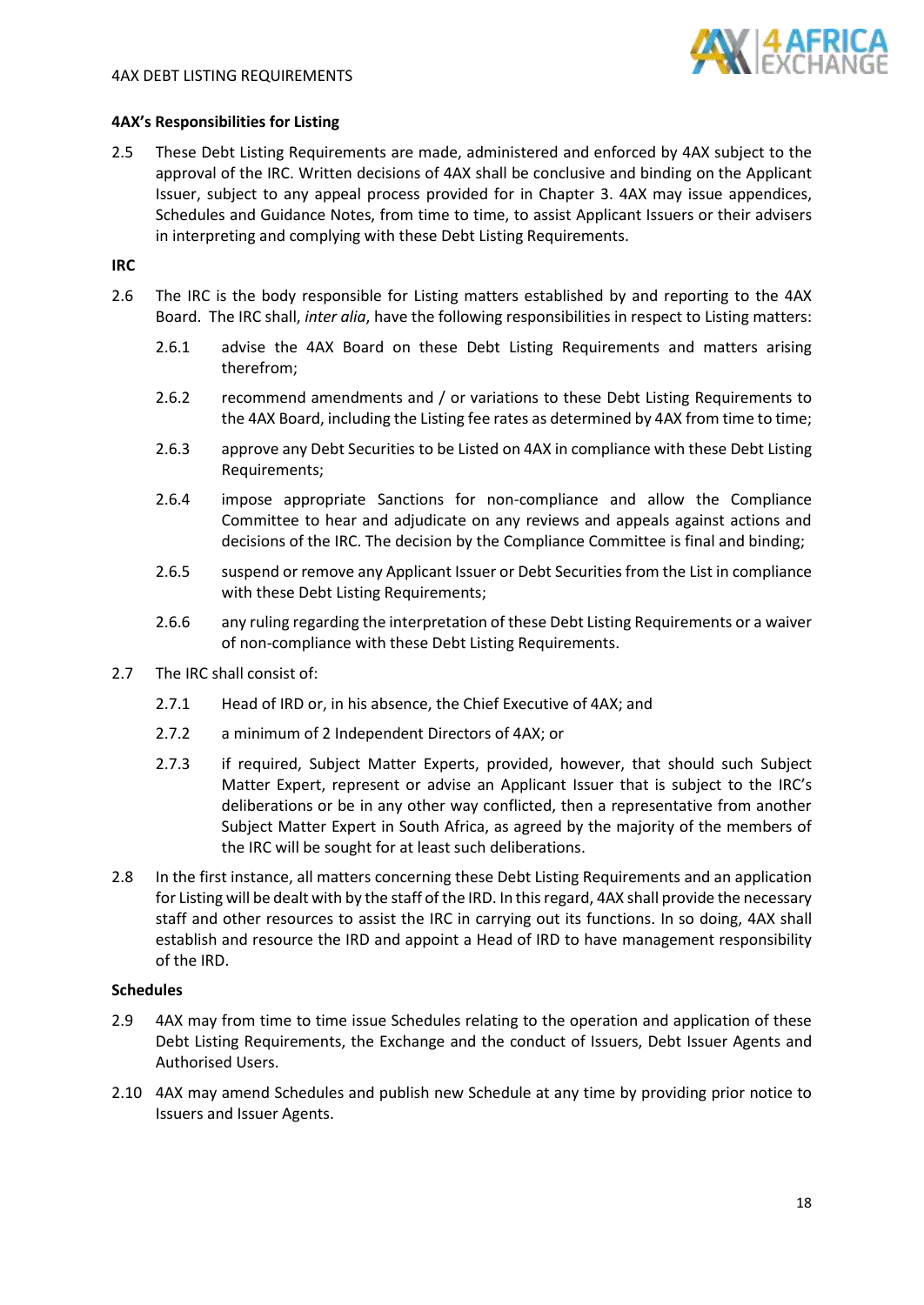**4AX's Responsibilities for Listing**

2.5 These Debt Listing Requirements are made, administered and enforced by 4AX subject to the approval of the IRC. Written decisions of 4AX shall be conclusive and binding on the Applicant Issuer, subject to any appeal process provided for in Chapter 3. 4AX may issue appendices, Schedules and Guidance Notes, from time to time, to assist Applicant Issuers or their advisers in interpreting and complying with these Debt Listing Requirements.

**IRC**

2.6 The IRC is the body responsible for Listing matters established by and reporting to the 4AX Board. The IRC shall, *inter alia*, have the following responsibilities in respect to Listing matters:

2.6.1 advise the 4AX Board on these Debt Listing Requirements and matters arising therefrom;

2.6.2 recommend amendments and / or variations to these Debt Listing Requirements to the 4AX Board, including the Listing fee rates as determined by 4AX from time to time;

2.6.3 approve any Debt Securities to be Listed on 4AX in compliance with these Debt Listing Requirements;

2.6.4 impose appropriate Sanctions for non-compliance and allow the Compliance Committee to hear and adjudicate on any reviews and appeals against actions and decisions of the IRC. The decision by the Compliance Committee is final and binding;

2.6.5 suspend or remove any Applicant Issuer or Debt Securities from the List in compliance with these Debt Listing Requirements;

2.6.6 any ruling regarding the interpretation of these Debt Listing Requirements or a waiver of non-compliance with these Debt Listing Requirements.

2.7 The IRC shall consist of:

2.7.1 Head of IRD or, in his absence, the Chief Executive of 4AX; and

2.7.2 a minimum of 2 Independent Directors of 4AX; or

2.7.3 if required, Subject Matter Experts, provided, however, that should such Subject Matter Expert, represent or advise an Applicant Issuer that is subject to the IRC's deliberations or be in any other way conflicted, then a representative from another Subject Matter Expert in South Africa, as agreed by the majority of the members of the IRC will be sought for at least such deliberations.

2.8 In the first instance, all matters concerning these Debt Listing Requirements and an application for Listing will be dealt with by the staff of the IRD. In this regard, 4AX shall provide the necessary staff and other resources to assist the IRC in carrying out its functions. In so doing, 4AX shall establish and resource the IRD and appoint a Head of IRD to have management responsibility of the IRD.

**Schedules**

2.9 4AX may from time to time issue Schedules relating to the operation and application of these Debt Listing Requirements, the Exchange and the conduct of Issuers, Debt Issuer Agents and Authorised Users.

2.10 4AX may amend Schedules and publish new Schedule at any time by providing prior notice to Issuers and Issuer Agents.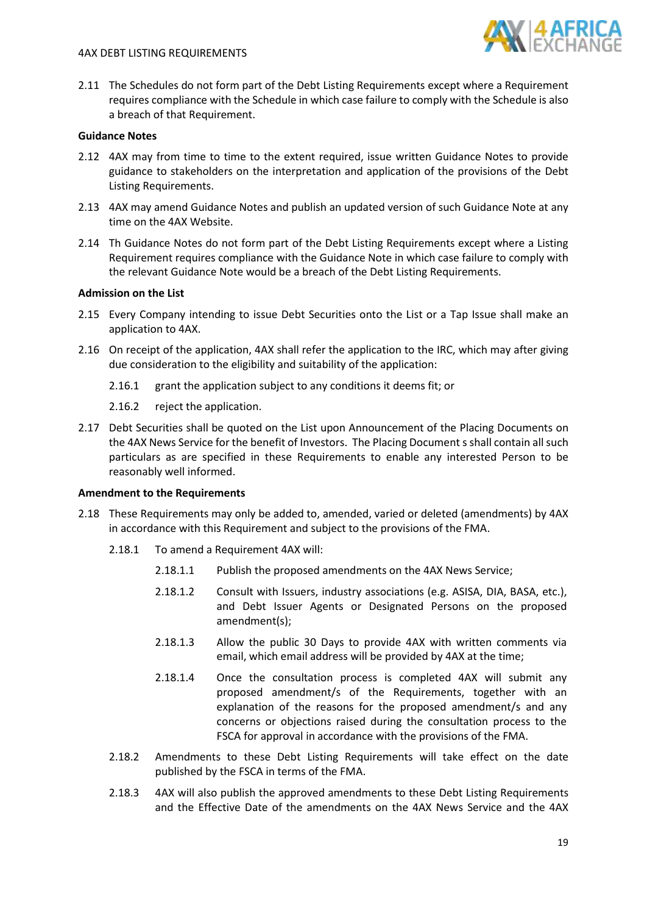2.11 The Schedules do not form part of the Debt Listing Requirements except where a Requirement requires compliance with the Schedule in which case failure to comply with the Schedule is also a breach of that Requirement.

**Guidance Notes**

2.12 4AX may from time to time to the extent required, issue written Guidance Notes to provide guidance to stakeholders on the interpretation and application of the provisions of the Debt Listing Requirements.

2.13 4AX may amend Guidance Notes and publish an updated version of such Guidance Note at any time on the 4AX Website.

2.14 Th Guidance Notes do not form part of the Debt Listing Requirements except where a Listing Requirement requires compliance with the Guidance Note in which case failure to comply with the relevant Guidance Note would be a breach of the Debt Listing Requirements.

**Admission on the List**

2.15 Every Company intending to issue Debt Securities onto the List or a Tap Issue shall make an application to 4AX.

2.16 On receipt of the application, 4AX shall refer the application to the IRC, which may after giving due consideration to the eligibility and suitability of the application:

2.16.1 grant the application subject to any conditions it deems fit; or

2.16.2 reject the application.

2.17 Debt Securities shall be quoted on the List upon Announcement of the Placing Documents on the 4AX News Service for the benefit of Investors. The Placing Document s shall contain all such particulars as are specified in these Requirements to enable any interested Person to be reasonably well informed.

**Amendment to the Requirements**

2.18 These Requirements may only be added to, amended, varied or deleted (amendments) by 4AX in accordance with this Requirement and subject to the provisions of the FMA.

2.18.1 To amend a Requirement 4AX will:

2.18.1.1 Publish the proposed amendments on the 4AX News Service;

2.18.1.2 Consult with Issuers, industry associations (e.g. ASISA, DIA, BASA, etc.), and Debt Issuer Agents or Designated Persons on the proposed amendment(s);

2.18.1.3 Allow the public 30 Days to provide 4AX with written comments via email, which email address will be provided by 4AX at the time;

2.18.1.4 Once the consultation process is completed 4AX will submit any proposed amendment/s of the Requirements, together with an explanation of the reasons for the proposed amendment/s and any concerns or objections raised during the consultation process to the FSCA for approval in accordance with the provisions of the FMA.

2.18.2 Amendments to these Debt Listing Requirements will take effect on the date published by the FSCA in terms of the FMA.

2.18.3 4AX will also publish the approved amendments to these Debt Listing Requirements and the Effective Date of the amendments on the 4AX News Service and the 4AX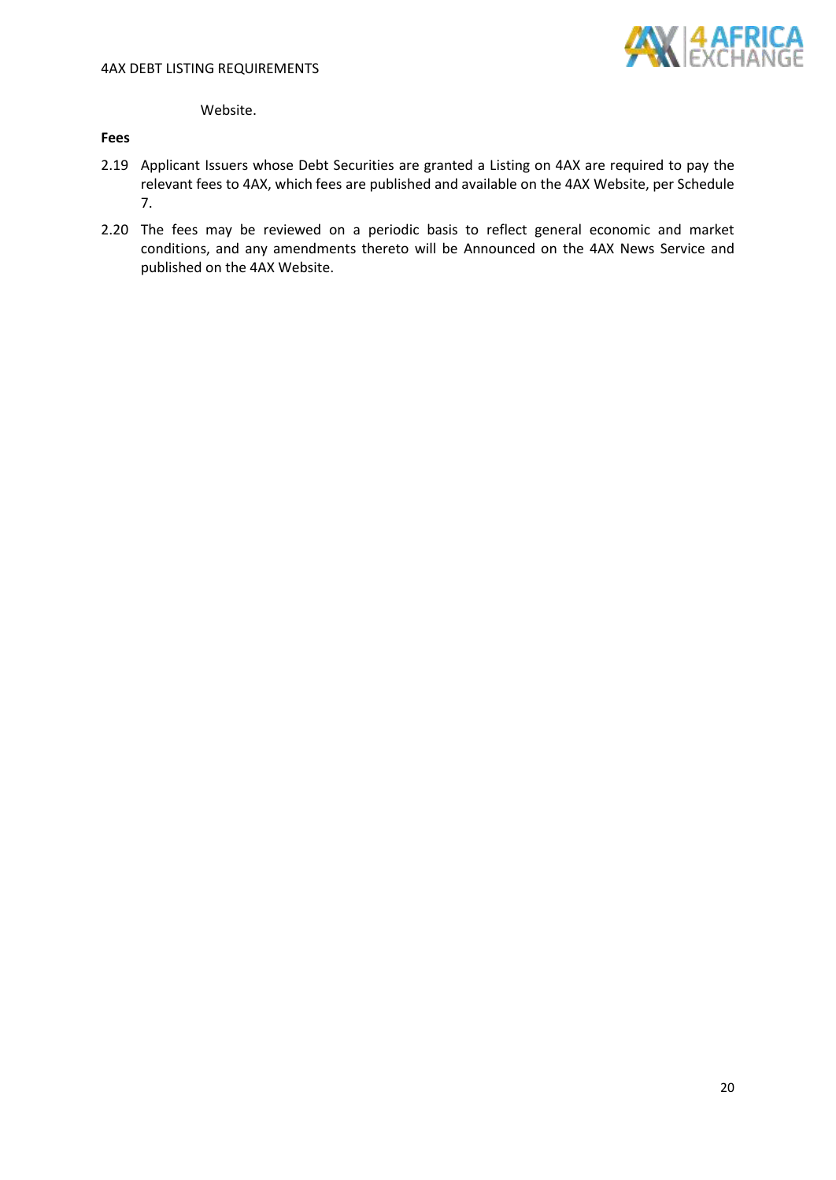Website.

**Fees**

2.19 Applicant Issuers whose Debt Securities are granted a Listing on 4AX are required to pay the relevant fees to 4AX, which fees are published and available on the 4AX Website, per Schedule 7.

2.20 The fees may be reviewed on a periodic basis to reflect general economic and market conditions, and any amendments thereto will be Announced on the 4AX News Service and published on the 4AX Website.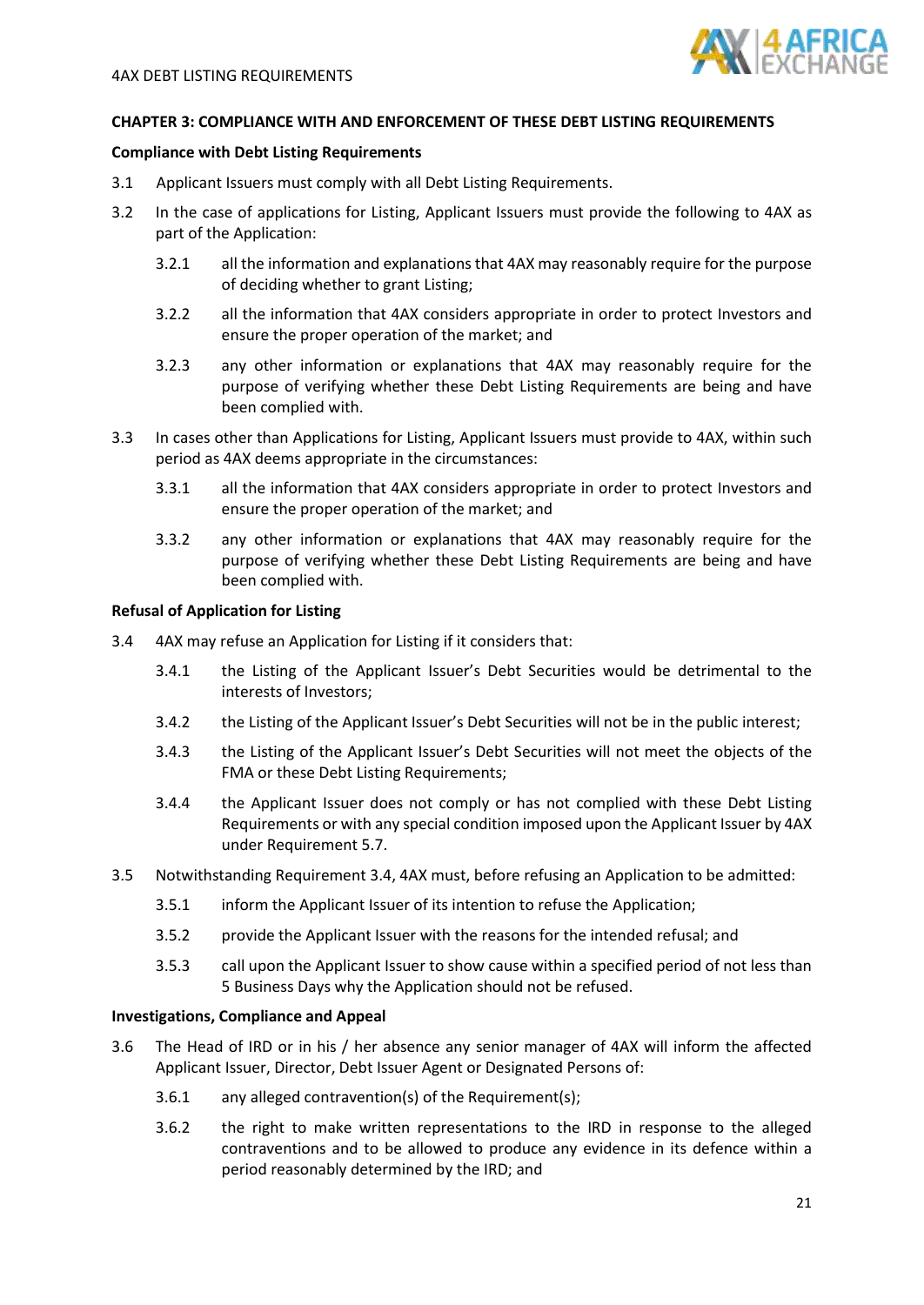## CHAPTER 3: COMPLIANCE WITH AND ENFORCEMENT OF THESE DEBT LISTING REQUIREMENTS

### Compliance with Debt Listing Requirements

3.1 Applicant Issuers must comply with all Debt Listing Requirements.

3.2 In the case of applications for Listing, Applicant Issuers must provide the following to 4AX as part of the Application:

3.2.1 all the information and explanations that 4AX may reasonably require for the purpose of deciding whether to grant Listing;

3.2.2 all the information that 4AX considers appropriate in order to protect Investors and ensure the proper operation of the market; and

3.2.3 any other information or explanations that 4AX may reasonably require for the purpose of verifying whether these Debt Listing Requirements are being and have been complied with.

3.3 In cases other than Applications for Listing, Applicant Issuers must provide to 4AX, within such period as 4AX deems appropriate in the circumstances:

3.3.1 all the information that 4AX considers appropriate in order to protect Investors and ensure the proper operation of the market; and

3.3.2 any other information or explanations that 4AX may reasonably require for the purpose of verifying whether these Debt Listing Requirements are being and have been complied with.

### Refusal of Application for Listing

3.4 4AX may refuse an Application for Listing if it considers that:

3.4.1 the Listing of the Applicant Issuer's Debt Securities would be detrimental to the interests of Investors;

3.4.2 the Listing of the Applicant Issuer's Debt Securities will not be in the public interest;

3.4.3 the Listing of the Applicant Issuer's Debt Securities will not meet the objects of the FMA or these Debt Listing Requirements;

3.4.4 the Applicant Issuer does not comply or has not complied with these Debt Listing Requirements or with any special condition imposed upon the Applicant Issuer by 4AX under Requirement 5.7.

3.5 Notwithstanding Requirement 3.4, 4AX must, before refusing an Application to be admitted:

3.5.1 inform the Applicant Issuer of its intention to refuse the Application;

3.5.2 provide the Applicant Issuer with the reasons for the intended refusal; and

3.5.3 call upon the Applicant Issuer to show cause within a specified period of not less than 5 Business Days why the Application should not be refused.

### Investigations, Compliance and Appeal

3.6 The Head of IRD or in his / her absence any senior manager of 4AX will inform the affected Applicant Issuer, Director, Debt Issuer Agent or Designated Persons of:

3.6.1 any alleged contravention(s) of the Requirement(s);

3.6.2 the right to make written representations to the IRD in response to the alleged contraventions and to be allowed to produce any evidence in its defence within a period reasonably determined by the IRD; and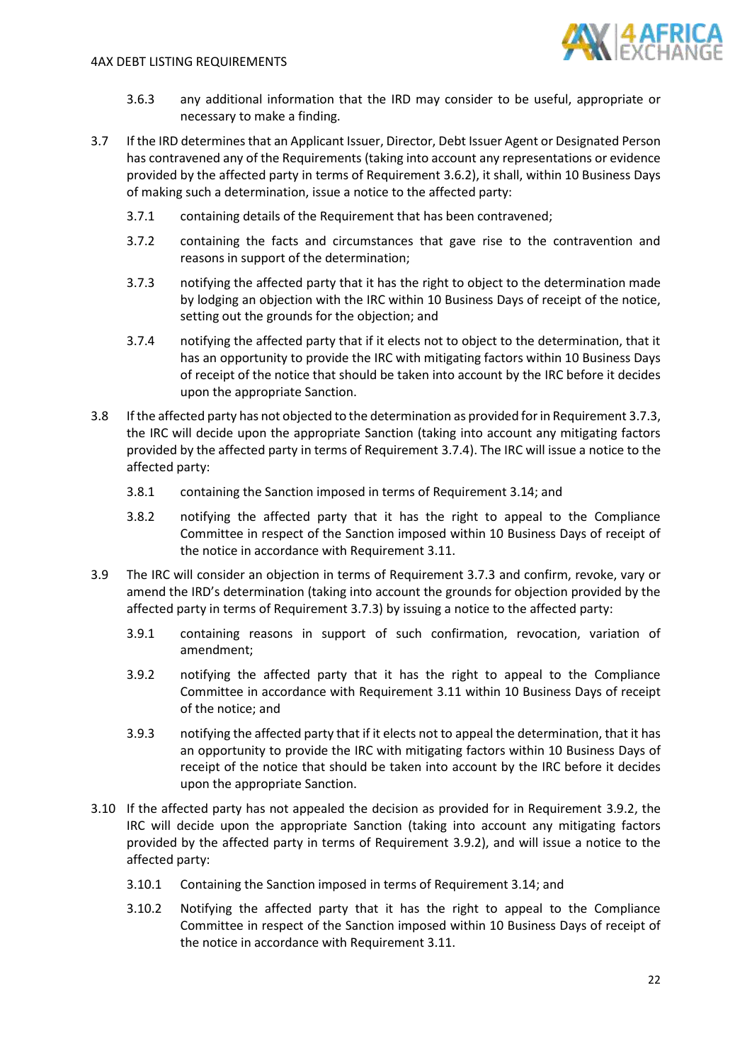3.6.3 any additional information that the IRD may consider to be useful, appropriate or necessary to make a finding.

3.7 If the IRD determines that an Applicant Issuer, Director, Debt Issuer Agent or Designated Person has contravened any of the Requirements (taking into account any representations or evidence provided by the affected party in terms of Requirement 3.6.2), it shall, within 10 Business Days of making such a determination, issue a notice to the affected party:

3.7.1 containing details of the Requirement that has been contravened;

3.7.2 containing the facts and circumstances that gave rise to the contravention and reasons in support of the determination;

3.7.3 notifying the affected party that it has the right to object to the determination made by lodging an objection with the IRC within 10 Business Days of receipt of the notice, setting out the grounds for the objection; and

3.7.4 notifying the affected party that if it elects not to object to the determination, that it has an opportunity to provide the IRC with mitigating factors within 10 Business Days of receipt of the notice that should be taken into account by the IRC before it decides upon the appropriate Sanction.

3.8 If the affected party has not objected to the determination as provided for in Requirement 3.7.3, the IRC will decide upon the appropriate Sanction (taking into account any mitigating factors provided by the affected party in terms of Requirement 3.7.4). The IRC will issue a notice to the affected party:

3.8.1 containing the Sanction imposed in terms of Requirement 3.14; and

3.8.2 notifying the affected party that has the right to appeal to the Compliance Committee in respect of the Sanction imposed within 10 Business Days of receipt of the notice in accordance with Requirement 3.11.

3.9 The IRC will consider an objection in terms of Requirement 3.7.3 and confirm, revoke, vary or amend the IRD's determination (taking into account the grounds for objection provided by the affected party in terms of Requirement 3.7.3) by issuing a notice to the affected party:

3.9.1 containing reasons in support of such confirmation, revocation, variation of amendment;

3.9.2 notifying the affected party that it has the right to appeal to the Compliance Committee in accordance with Requirement 3.11 within 10 Business Days of receipt of the notice; and

3.9.3 notifying the affected party that if it elects not to appeal the determination, that it has an opportunity to provide the IRC with mitigating factors within 10 Business Days of receipt of the notice that should be taken into account by the IRC before it decides upon the appropriate Sanction.

3.10 If the affected party has not appealed the decision as provided for in Requirement 3.9.2, the IRC will decide upon the appropriate Sanction (taking into account any mitigating factors provided by the affected party in terms of Requirement 3.9.2), and will issue a notice to the affected party:

3.10.1 Containing the Sanction imposed in terms of Requirement 3.14; and

3.10.2 Notifying the affected party that it has the right to appeal to the Compliance Committee in respect of the Sanction imposed within 10 Business Days of receipt of the notice in accordance with Requirement 3.11.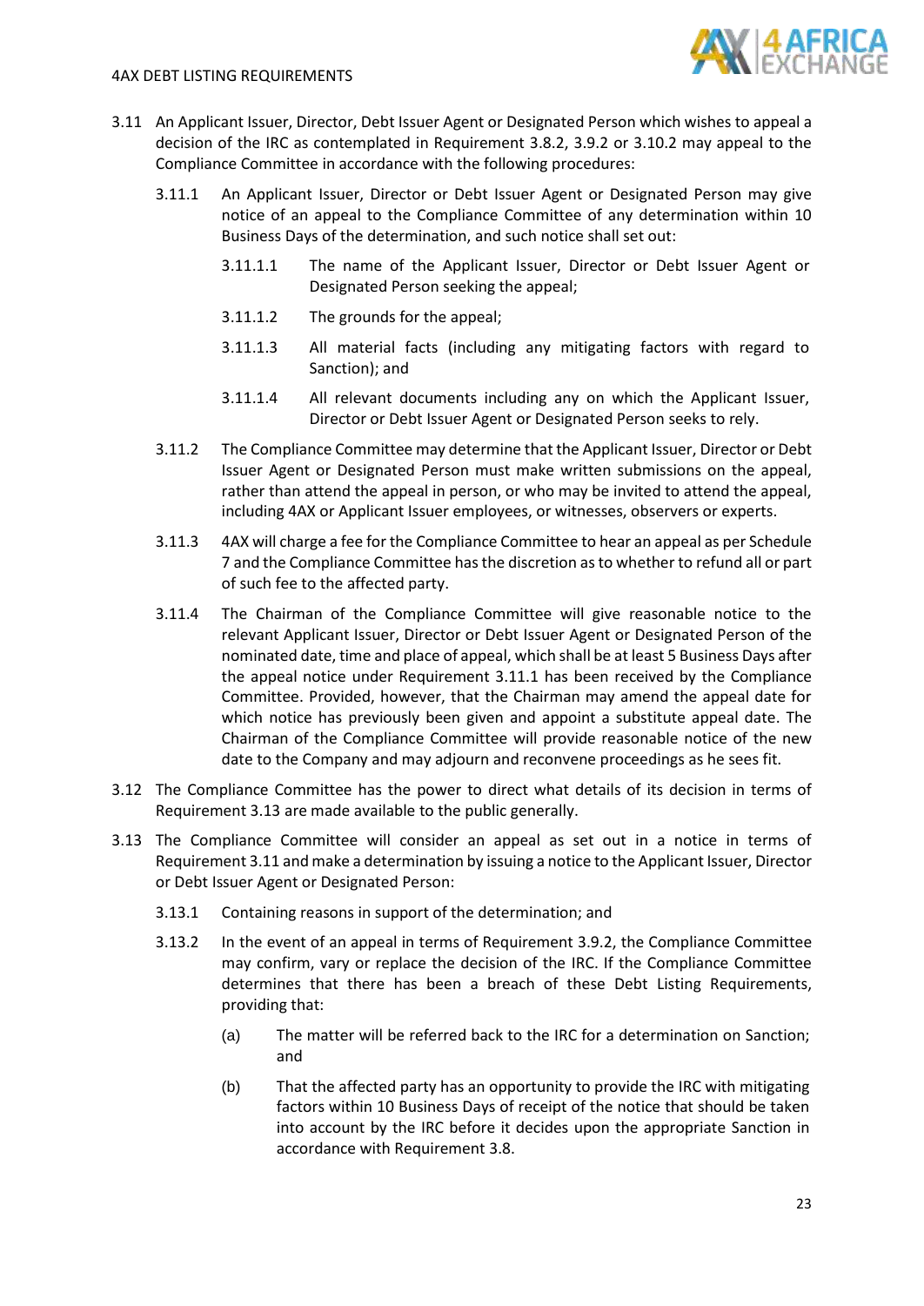3.11 An Applicant Issuer, Director, Debt Issuer Agent or Designated Person which wishes to appeal a decision of the IRC as contemplated in Requirement 3.8.2, 3.9.2 or 3.10.2 may appeal to the Compliance Committee in accordance with the following procedures:

3.11.1 An Applicant Issuer, Director or Debt Issuer Agent or Designated Person may give notice of an appeal to the Compliance Committee of any determination within 10 Business Days of the determination, and such notice shall set out:

3.11.1.1 The name of the Applicant Issuer, Director or Debt Issuer Agent or Designated Person seeking the appeal;

3.11.1.2 The grounds for the appeal;

3.11.1.3 All material facts (including any mitigating factors with regard to Sanction); and

3.11.1.4 All relevant documents including any on which the Applicant Issuer, Director or Debt Issuer Agent or Designated Person seeks to rely.

3.11.2 The Compliance Committee may determine that the Applicant Issuer, Director or Debt Issuer Agent or Designated Person must make written submissions on the appeal, rather than attend the appeal in person, or who may be invited to attend the appeal, including 4AX or Applicant Issuer employees, or witnesses, observers or experts.

3.11.3 4AX will charge a fee for the Compliance Committee to hear an appeal as per Schedule 7 and the Compliance Committee has the discretion as to whether to refund all or part of such fee to the affected party.

3.11.4 The Chairman of the Compliance Committee will give reasonable notice to the relevant Applicant Issuer, Director or Debt Issuer Agent or Designated Person of the nominated date, time and place of appeal, which shall be at least 5 Business Days after the appeal notice under Requirement 3.11.1 has been received by the Compliance Committee. Provided, however, that the Chairman may amend the appeal date for which notice has previously been given and appoint a substitute appeal date. The Chairman of the Compliance Committee will provide reasonable notice of the new date to the Company and may adjourn and reconvene proceedings as he sees fit.

3.12 The Compliance Committee has the power to direct what details of its decision in terms of Requirement 3.13 are made available to the public generally.

3.13 The Compliance Committee will consider an appeal as set out in a notice in terms of Requirement 3.11 and make a determination by issuing a notice to the Applicant Issuer, Director or Debt Issuer Agent or Designated Person:

3.13.1 Containing reasons in support of the determination; and

3.13.2 In the event of an appeal in terms of Requirement 3.9.2, the Compliance Committee may confirm, vary or replace the decision of the IRC. If the Compliance Committee determines that there has been a breach of these Debt Listing Requirements, providing that:

(a) The matter will be referred back to the IRC for a determination on Sanction; and

(b) That the affected party has an opportunity to provide the IRC with mitigating factors within 10 Business Days of receipt of the notice that should be taken into account by the IRC before it decides upon the appropriate Sanction in accordance with Requirement 3.8.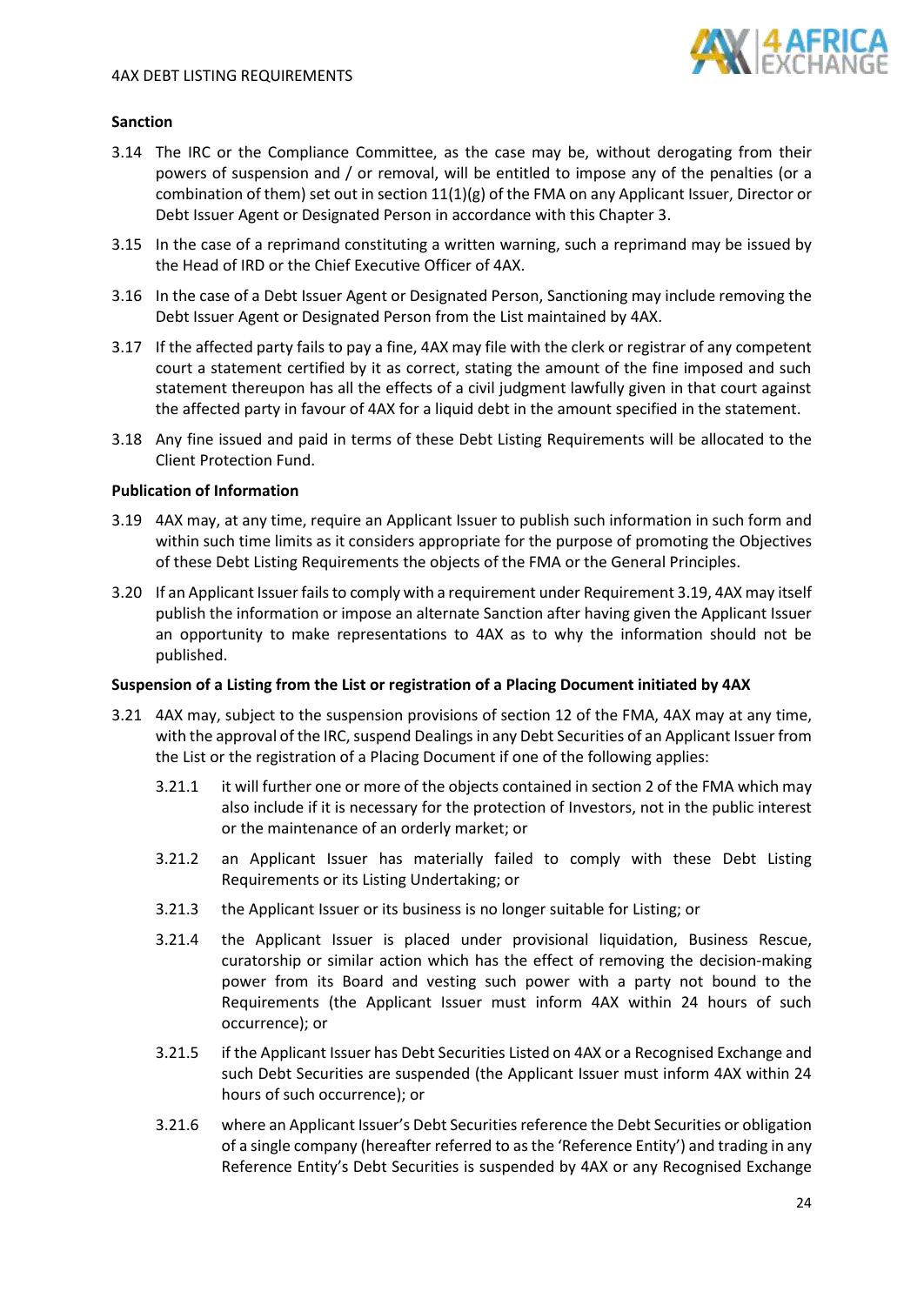**Sanction**

3.14 The IRC or the Compliance Committee, as the case may be, without derogating from their powers of suspension and / or removal, will be entitled to impose any of the penalties (or a combination of them) set out in section 11(1)(g) of the FMA on any Applicant Issuer, Director or Debt Issuer Agent or Designated Person in accordance with this Chapter 3.

3.15 In the case of a reprimand constituting a written warning, such a reprimand may be issued by the Head of IRD or the Chief Executive Officer of 4AX.

3.16 In the case of a Debt Issuer Agent or Designated Person, Sanctioning may include removing the Debt Issuer Agent or Designated Person from the List maintained by 4AX.

3.17 If the affected party fails to pay a fine, 4AX may file with the clerk or registrar of any competent court a statement certified by it as correct, stating the amount of the fine imposed and such statement thereupon has all the effects of a civil judgment lawfully given in that court against the affected party in favour of 4AX for a liquid debt in the amount specified in the statement.

3.18 Any fine issued and paid in terms of these Debt Listing Requirements will be allocated to the Client Protection Fund.

**Publication of Information**

3.19 4AX may, at any time, require an Applicant Issuer to publish such information in such form and within such time limits as it considers appropriate for the purpose of promoting the Objectives of these Debt Listing Requirements the objects of the FMA or the General Principles.

3.20 If an Applicant Issuer fails to comply with a requirement under Requirement 3.19, 4AX may itself publish the information or impose an alternate Sanction after having given the Applicant Issuer an opportunity to make representations to 4AX as to why the information should not be published.

**Suspension of a Listing from the List or registration of a Placing Document initiated by 4AX**

3.21 4AX may, subject to the suspension provisions of section 12 of the FMA, 4AX may at any time, with the approval of the IRC, suspend Dealings in any Debt Securities of an Applicant Issuer from the List or the registration of a Placing Document if one of the following applies:

3.21.1 it will further one or more of the objects contained in section 2 of the FMA which may also include if it is necessary for the protection of Investors, not in the public interest or the maintenance of an orderly market; or

3.21.2 an Applicant Issuer has materially failed to comply with these Debt Listing Requirements or its Listing Undertaking; or

3.21.3 the Applicant Issuer or its business is no longer suitable for Listing; or

3.21.4 the Applicant Issuer is placed under provisional liquidation, Business Rescue, curatorship or similar action which has the effect of removing the decision-making power from its Board and vesting such power with a party not bound to the Requirements (the Applicant Issuer must inform 4AX within 24 hours of such occurrence); or

3.21.5 if the Applicant Issuer has Debt Securities Listed on 4AX or a Recognised Exchange and such Debt Securities are suspended (the Applicant Issuer must inform 4AX within 24 hours of such occurrence); or

3.21.6 where an Applicant Issuer's Debt Securities reference the Debt Securities or obligation of a single company (hereafter referred to as the 'Reference Entity') and trading in any Reference Entity's Debt Securities is suspended by 4AX or any Recognised Exchange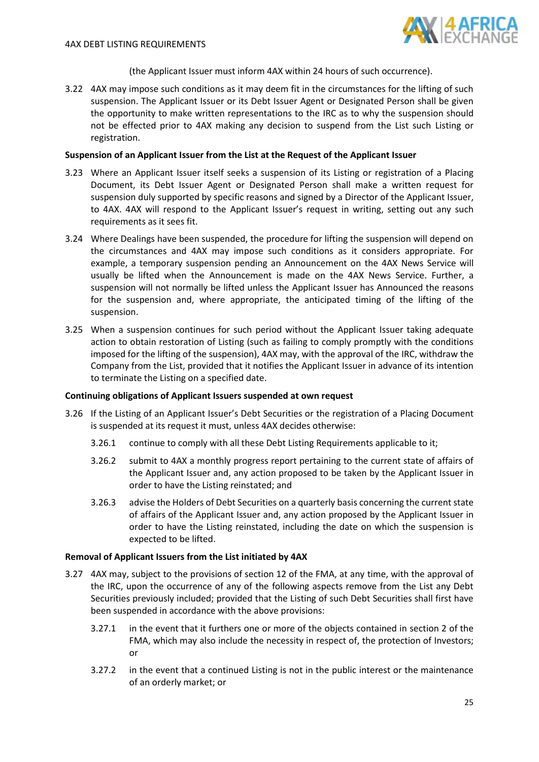(the Applicant Issuer must inform 4AX within 24 hours of such occurrence).

3.22 4AX may impose such conditions as it may deem fit in the circumstances for the lifting of such suspension. The Applicant Issuer or its Debt Issuer Agent or Designated Person shall be given the opportunity to make written representations to the IRC as to why the suspension should not be effected prior to 4AX making any decision to suspend from the List such Listing or registration.

**Suspension of an Applicant Issuer from the List at the Request of the Applicant Issuer**

3.23 Where an Applicant Issuer itself seeks a suspension of its Listing or registration of a Placing Document, its Debt Issuer Agent or Designated Person shall make a written request for suspension duly supported by specific reasons and signed by a Director of the Applicant Issuer, to 4AX. 4AX will respond to the Applicant Issuer's request in writing, setting out any such requirements as it sees fit.

3.24 Where Dealings have been suspended, the procedure for lifting the suspension will depend on the circumstances and 4AX may impose such conditions as it considers appropriate. For example, a temporary suspension pending an Announcement on the 4AX News Service will usually be lifted when the Announcement is made on the 4AX News Service. Further, a suspension will not normally be lifted unless the Applicant Issuer has Announced the reasons for the suspension and, where appropriate, the anticipated timing of the lifting of the suspension.

3.25 When a suspension continues for such period without the Applicant Issuer taking adequate action to obtain restoration of Listing (such as failing to comply promptly with the conditions imposed for the lifting of the suspension), 4AX may, with the approval of the IRC, withdraw the Company from the List, provided that it notifies the Applicant Issuer in advance of its intention to terminate the Listing on a specified date.

**Continuing obligations of Applicant Issuers suspended at own request**

3.26 If the Listing of an Applicant Issuer's Debt Securities or the registration of a Placing Document is suspended at its request it must, unless 4AX decides otherwise:

3.26.1 continue to comply with all these Debt Listing Requirements applicable to it;

3.26.2 submit to 4AX a monthly progress report pertaining to the current state of affairs of the Applicant Issuer and, any action proposed to be taken by the Applicant Issuer in order to have the Listing reinstated; and

3.26.3 advise the Holders of Debt Securities on a quarterly basis concerning the current state of affairs of the Applicant Issuer and, any action proposed by the Applicant Issuer in order to have the Listing reinstated, including the date on which the suspension is expected to be lifted.

**Removal of Applicant Issuers from the List initiated by 4AX**

3.27 4AX may, subject to the provisions of section 12 of the FMA, at any time, with the approval of the IRC, upon the occurrence of any of the following aspects remove from the List any Debt Securities previously included; provided that the Listing of such Debt Securities shall first have been suspended in accordance with the above provisions:

3.27.1 in the event that it furthers one or more of the objects contained in section 2 of the FMA, which may also include the necessity in respect of, the protection of Investors; or

3.27.2 in the event that a continued Listing is not in the public interest or the maintenance of an orderly market; or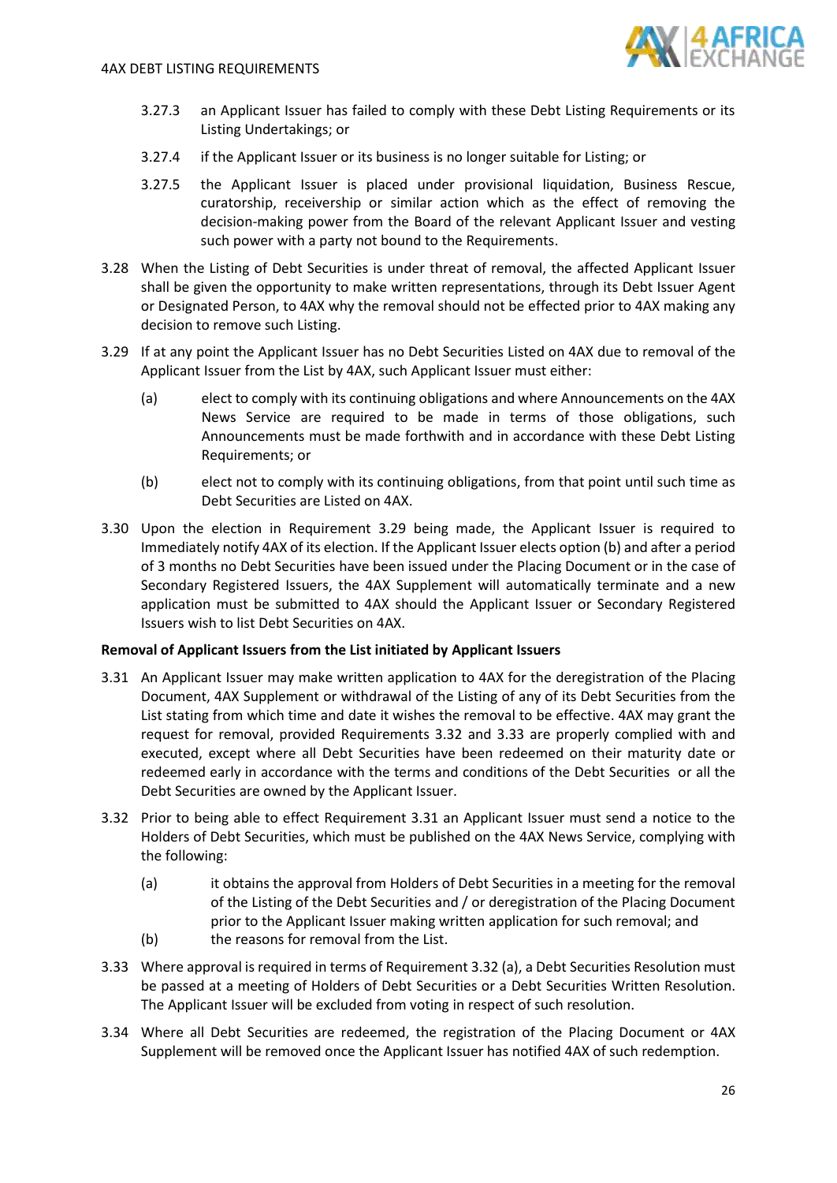3.27.3 an Applicant Issuer has failed to comply with these Debt Listing Requirements or its Listing Undertakings; or

3.27.4 if the Applicant Issuer or its business is no longer suitable for Listing; or

3.27.5 the Applicant Issuer is placed under provisional liquidation, Business Rescue, curatorship, receivership or similar action which as the effect of removing the decision-making power from the Board of the relevant Applicant Issuer and vesting such power with a party not bound to the Requirements.

3.28 When the Listing of Debt Securities is under threat of removal, the affected Applicant Issuer shall be given the opportunity to make written representations, through its Debt Issuer Agent or Designated Person, to 4AX why the removal should not be effected prior to 4AX making any decision to remove such Listing.

3.29 If at any point the Applicant Issuer has no Debt Securities Listed on 4AX due to removal of the Applicant Issuer from the List by 4AX, such Applicant Issuer must either:

(a) elect to comply with its continuing obligations and where Announcements on the 4AX News Service are required to be made in terms of those obligations, such Announcements must be made forthwith and in accordance with these Debt Listing Requirements; or

(b) elect not to comply with its continuing obligations, from that point until such time as Debt Securities are Listed on 4AX.

3.30 Upon the election in Requirement 3.29 being made, the Applicant Issuer is required to Immediately notify 4AX of its election. If the Applicant Issuer elects option (b) and after a period of 3 months no Debt Securities have been issued under the Placing Document or in the case of Secondary Registered Issuers, the 4AX Supplement will automatically terminate and a new application must be submitted to 4AX should the Applicant Issuer or Secondary Registered Issuers wish to list Debt Securities on 4AX.

**Removal of Applicant Issuers from the List initiated by Applicant Issuers**

3.31 An Applicant Issuer may make written application to 4AX for the deregistration of the Placing Document, 4AX Supplement or withdrawal of the Listing of any of its Debt Securities from the List stating from which time and date it wishes the removal to be effective. 4AX may grant the request for removal, provided Requirements 3.32 and 3.33 are properly complied with and executed, except where all Debt Securities have been redeemed on their maturity date or redeemed early in accordance with the terms and conditions of the Debt Securities or all the Debt Securities are owned by the Applicant Issuer.

3.32 Prior to being able to effect Requirement 3.31 an Applicant Issuer must send a notice to the Holders of Debt Securities, which must be published on the 4AX News Service, complying with the following:

(a) it obtains the approval from Holders of Debt Securities in a meeting for the removal of the Listing of the Debt Securities and / or deregistration of the Placing Document prior to the Applicant Issuer making written application for such removal; and

(b) the reasons for removal from the List.

3.33 Where approval is required in terms of Requirement 3.32 (a), a Debt Securities Resolution must be passed at a meeting of Holders of Debt Securities or a Debt Securities Written Resolution. The Applicant Issuer will be excluded from voting in respect of such resolution.

3.34 Where all Debt Securities are redeemed, the registration of the Placing Document or 4AX Supplement will be removed once the Applicant Issuer has notified 4AX of such redemption.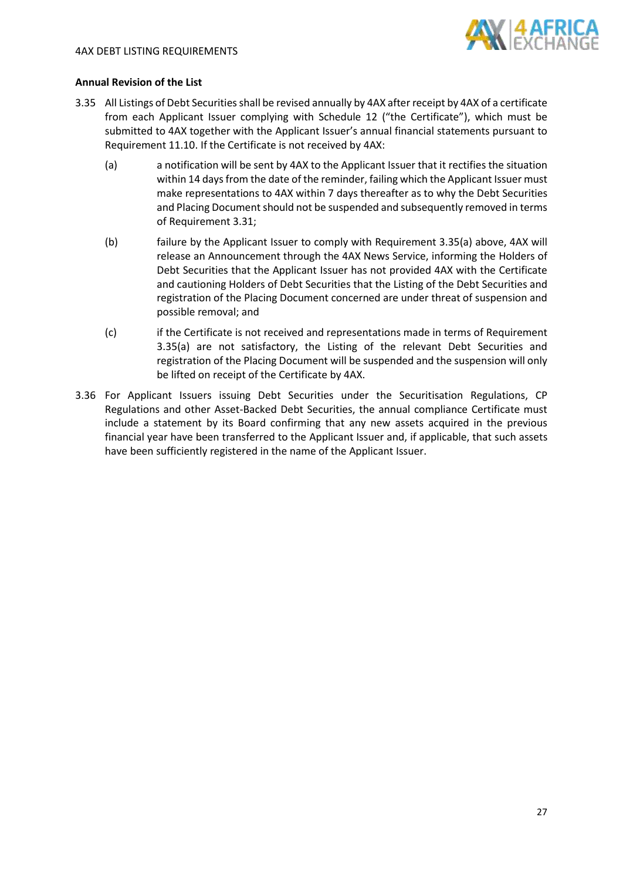**Annual Revision of the List**

3.35 All Listings of Debt Securities shall be revised annually by 4AX after receipt by 4AX of a certificate from each Applicant Issuer complying with Schedule 12 ("the Certificate"), which must be submitted to 4AX together with the Applicant Issuer's annual financial statements pursuant to Requirement 11.10. If the Certificate is not received by 4AX:

(a) a notification will be sent by 4AX to the Applicant Issuer that it rectifies the situation within 14 days from the date of the reminder, failing which the Applicant Issuer must make representations to 4AX within 7 days thereafter as to why the Debt Securities and Placing Document should not be suspended and subsequently removed in terms of Requirement 3.31;

(b) failure by the Applicant Issuer to comply with Requirement 3.35(a) above, 4AX will release an Announcement through the 4AX News Service, informing the Holders of Debt Securities that the Applicant Issuer has not provided 4AX with the Certificate and cautioning Holders of Debt Securities that the Listing of the Debt Securities and registration of the Placing Document concerned are under threat of suspension and possible removal; and

(c) if the Certificate is not received and representations made in terms of Requirement 3.35(a) are not satisfactory, the Listing of the relevant Debt Securities and registration of the Placing Document will be suspended and the suspension will only be lifted on receipt of the Certificate by 4AX.

3.36 For Applicant Issuers issuing Debt Securities under the Securitisation Regulations, CP Regulations and other Asset-Backed Debt Securities, the annual compliance Certificate must include a statement by its Board confirming that any new assets acquired in the previous financial year have been transferred to the Applicant Issuer and, if applicable, that such assets have been sufficiently registered in the name of the Applicant Issuer.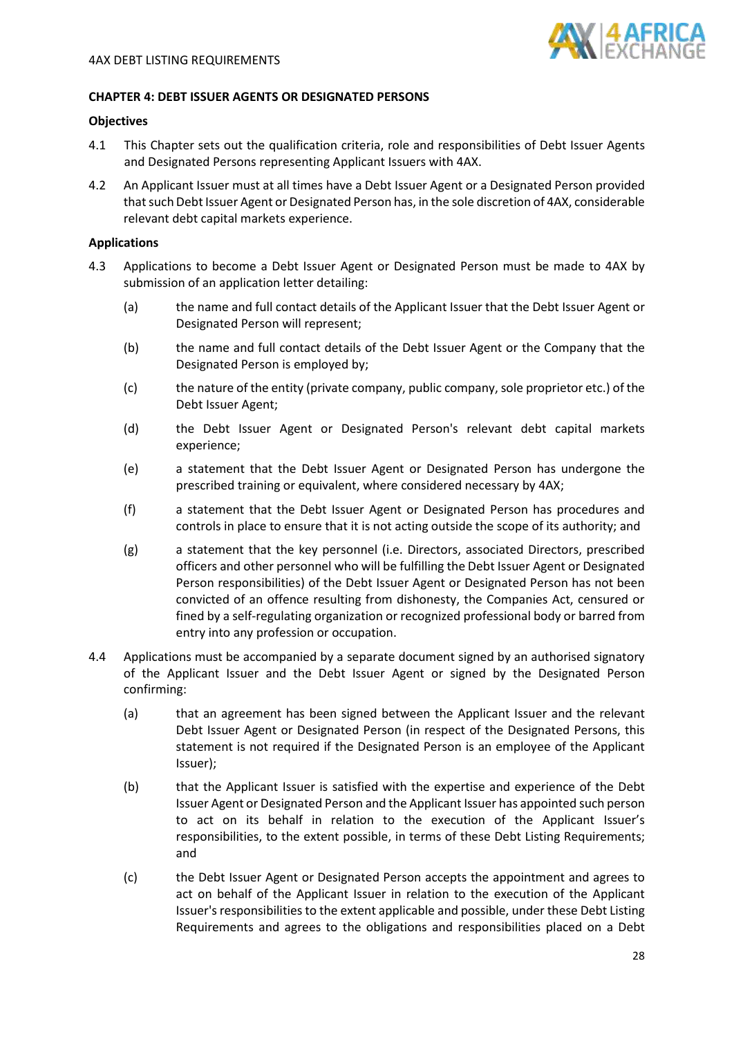## CHAPTER 4: DEBT ISSUER AGENTS OR DESIGNATED PERSONS

### Objectives

4.1 This Chapter sets out the qualification criteria, role and responsibilities of Debt Issuer Agents and Designated Persons representing Applicant Issuers with 4AX.

4.2 An Applicant Issuer must at all times have a Debt Issuer Agent or a Designated Person provided that such Debt Issuer Agent or Designated Person has, in the sole discretion of 4AX, considerable relevant debt capital markets experience.

### Applications

4.3 Applications to become a Debt Issuer Agent or Designated Person must be made to 4AX by submission of an application letter detailing:

(a) the name and full contact details of the Applicant Issuer that the Debt Issuer Agent or Designated Person will represent;

(b) the name and full contact details of the Debt Issuer Agent or the Company that the Designated Person is employed by;

(c) the nature of the entity (private company, public company, sole proprietor etc.) of the Debt Issuer Agent;

(d) the Debt Issuer Agent or Designated Person's relevant debt capital markets experience;

(e) a statement that the Debt Issuer Agent or Designated Person has undergone the prescribed training or equivalent, where considered necessary by 4AX;

(f) a statement that the Debt Issuer Agent or Designated Person has procedures and controls in place to ensure that it is not acting outside the scope of its authority; and

(g) a statement that the key personnel (i.e. Directors, associated Directors, prescribed officers and other personnel who will be fulfilling the Debt Issuer Agent or Designated Person responsibilities) of the Debt Issuer Agent or Designated Person has not been convicted of an offence resulting from dishonesty, the Companies Act, censured or fined by a self-regulating organization or recognized professional body or barred from entry into any profession or occupation.

4.4 Applications must be accompanied by a separate document signed by an authorised signatory of the Applicant Issuer and the Debt Issuer Agent or signed by the Designated Person confirming:

(a) that an agreement has been signed between the Applicant Issuer and the relevant Debt Issuer Agent or Designated Person (in respect of the Designated Persons, this statement is not required if the Designated Person is an employee of the Applicant Issuer);

(b) that the Applicant Issuer is satisfied with the expertise and experience of the Debt Issuer Agent or Designated Person and the Applicant Issuer has appointed such person to act on its behalf in relation to the execution of the Applicant Issuer's responsibilities, to the extent possible, in terms of these Debt Listing Requirements; and

(c) the Debt Issuer Agent or Designated Person accepts the appointment and agrees to act on behalf of the Applicant Issuer in relation to the execution of the Applicant Issuer's responsibilities to the extent applicable and possible, under these Debt Listing Requirements and agrees to the obligations and responsibilities placed on a Debt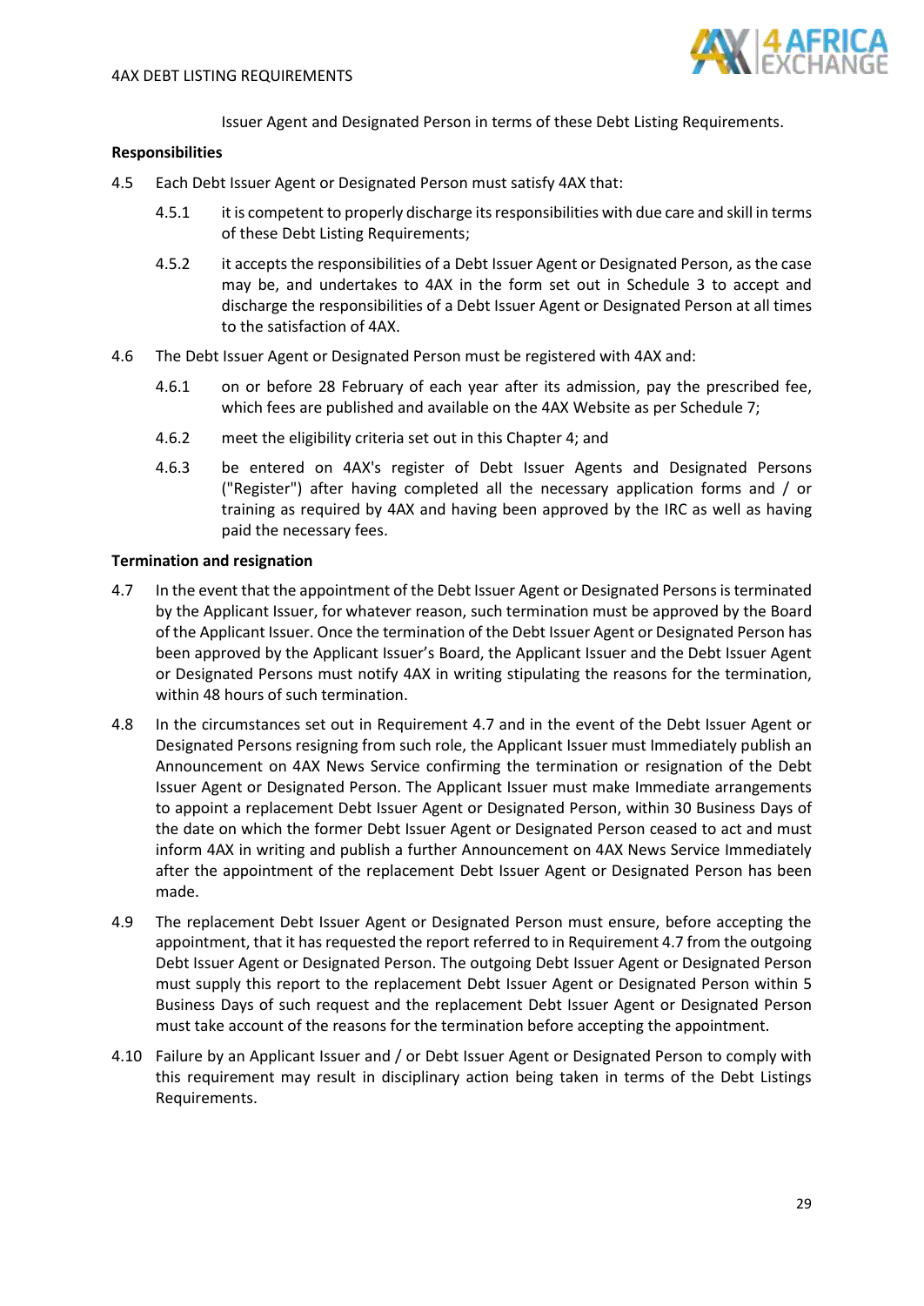Issuer Agent and Designated Person in terms of these Debt Listing Requirements.

**Responsibilities**

4.5 Each Debt Issuer Agent or Designated Person must satisfy 4AX that:

4.5.1 it is competent to properly discharge its responsibilities with due care and skill in terms of these Debt Listing Requirements;

4.5.2 it accepts the responsibilities of a Debt Issuer Agent or Designated Person, as the case may be, and undertakes to 4AX in the form set out in Schedule 3 to accept and discharge the responsibilities of a Debt Issuer Agent or Designated Person at all times to the satisfaction of 4AX.

4.6 The Debt Issuer Agent or Designated Person must be registered with 4AX and:

4.6.1 on or before 28 February of each year after its admission, pay the prescribed fee, which fees are published and available on the 4AX Website as per Schedule 7;

4.6.2 meet the eligibility criteria set out in this Chapter 4; and

4.6.3 be entered on 4AX's register of Debt Issuer Agents and Designated Persons ("Register") after having completed all the necessary application forms and / or training as required by 4AX and having been approved by the IRC as well as having paid the necessary fees.

**Termination and resignation**

4.7 In the event that the appointment of the Debt Issuer Agent or Designated Persons is terminated by the Applicant Issuer, for whatever reason, such termination must be approved by the Board of the Applicant Issuer. Once the termination of the Debt Issuer Agent or Designated Person has been approved by the Applicant Issuer's Board, the Applicant Issuer and the Debt Issuer Agent or Designated Persons must notify 4AX in writing stipulating the reasons for the termination, within 48 hours of such termination.

4.8 In the circumstances set out in Requirement 4.7 and in the event of the Debt Issuer Agent or Designated Persons resigning from such role, the Applicant Issuer must Immediately publish an Announcement on 4AX News Service confirming the termination or resignation of the Debt Issuer Agent or Designated Person. The Applicant Issuer must make Immediate arrangements to appoint a replacement Debt Issuer Agent or Designated Person, within 30 Business Days of the date on which the former Debt Issuer Agent or Designated Person ceased to act and must inform 4AX in writing and publish a further Announcement on 4AX News Service Immediately after the appointment of the replacement Debt Issuer Agent or Designated Person has been made.

4.9 The replacement Debt Issuer Agent or Designated Person must ensure, before accepting the appointment, that it has requested the report referred to in Requirement 4.7 from the outgoing Debt Issuer Agent or Designated Person. The outgoing Debt Issuer Agent or Designated Person must supply this report to the replacement Debt Issuer Agent or Designated Person within 5 Business Days of such request and the replacement Debt Issuer Agent or Designated Person must take account of the reasons for the termination before accepting the appointment.

4.10 Failure by an Applicant Issuer and / or Debt Issuer Agent or Designated Person to comply with this requirement may result in disciplinary action being taken in terms of the Debt Listings Requirements.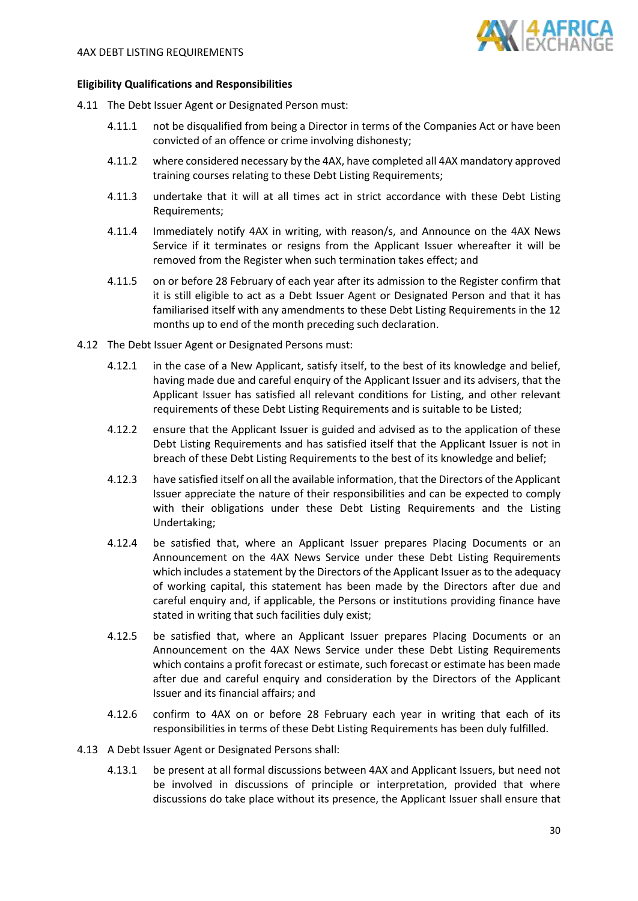**Eligibility Qualifications and Responsibilities**

4.11 The Debt Issuer Agent or Designated Person must:

4.11.1 not be disqualified from being a Director in terms of the Companies Act or have been convicted of an offence or crime involving dishonesty;

4.11.2 where considered necessary by the 4AX, have completed all 4AX mandatory approved training courses relating to these Debt Listing Requirements;

4.11.3 undertake that it will at all times act in strict accordance with these Debt Listing Requirements;

4.11.4 Immediately notify 4AX in writing, with reason/s, and Announce on the 4AX News Service if it terminates or resigns from the Applicant Issuer whereafter it will be removed from the Register when such termination takes effect; and

4.11.5 on or before 28 February of each year after its admission to the Register confirm that it is still eligible to act as a Debt Issuer Agent or Designated Person and that it has familiarised itself with any amendments to these Debt Listing Requirements in the 12 months up to end of the month preceding such declaration.

4.12 The Debt Issuer Agent or Designated Persons must:

4.12.1 in the case of a New Applicant, satisfy itself, to the best of its knowledge and belief, having made due and careful enquiry of the Applicant Issuer and its advisers, that the Applicant Issuer has satisfied all relevant conditions for Listing, and other relevant requirements of these Debt Listing Requirements and is suitable to be Listed;

4.12.2 ensure that the Applicant Issuer is guided and advised as to the application of these Debt Listing Requirements and has satisfied itself that the Applicant Issuer is not in breach of these Debt Listing Requirements to the best of its knowledge and belief;

4.12.3 have satisfied itself on all the available information, that the Directors of the Applicant Issuer appreciate the nature of their responsibilities and can be expected to comply with their obligations under these Debt Listing Requirements and the Listing Undertaking;

4.12.4 be satisfied that, where an Applicant Issuer prepares Placing Documents or an Announcement on the 4AX News Service under these Debt Listing Requirements which includes a statement by the Directors of the Applicant Issuer as to the adequacy of working capital, this statement has been made by the Directors after due and careful enquiry and, if applicable, the Persons or institutions providing finance have stated in writing that such facilities duly exist;

4.12.5 be satisfied that, where an Applicant Issuer prepares Placing Documents or an Announcement on the 4AX News Service under these Debt Listing Requirements which contains a profit forecast or estimate, such forecast or estimate has been made after due and careful enquiry and consideration by the Directors of the Applicant Issuer and its financial affairs; and

4.12.6 confirm to 4AX on or before 28 February each year in writing that each of its responsibilities in terms of these Debt Listing Requirements has been duly fulfilled.

4.13 A Debt Issuer Agent or Designated Persons shall:

4.13.1 be present at all formal discussions between 4AX and Applicant Issuers, but need not be involved in discussions of principle or interpretation, provided that where discussions do take place without its presence, the Applicant Issuer shall ensure that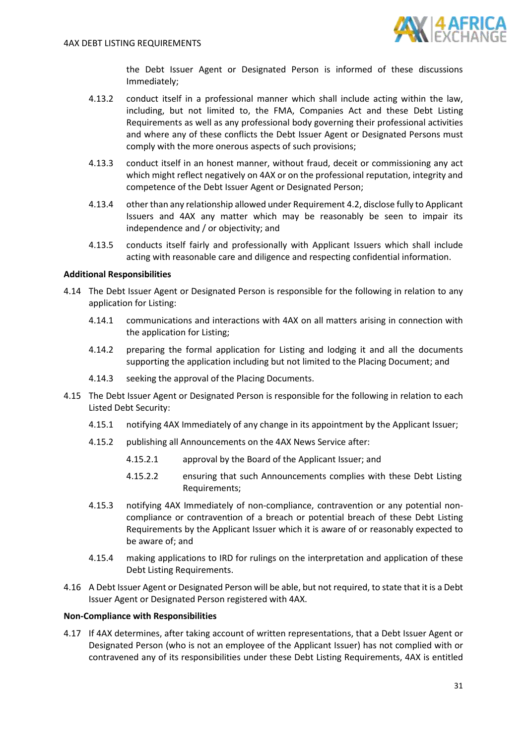the Debt Issuer Agent or Designated Person is informed of these discussions Immediately;

4.13.2 conduct itself in a professional manner which shall include acting within the law, including, but not limited to, the FMA, Companies Act and these Debt Listing Requirements as well as any professional body governing their professional activities and where any of these conflicts the Debt Issuer Agent or Designated Persons must comply with the more onerous aspects of such provisions;

4.13.3 conduct itself in an honest manner, without fraud, deceit or commissioning any act which might reflect negatively on 4AX or on the professional reputation, integrity and competence of the Debt Issuer Agent or Designated Person;

4.13.4 other than any relationship allowed under Requirement 4.2, disclose fully to Applicant Issuers and 4AX any matter which may be reasonably be seen to impair its independence and / or objectivity; and

4.13.5 conducts itself fairly and professionally with Applicant Issuers which shall include acting with reasonable care and diligence and respecting confidential information.

**Additional Responsibilities**

4.14 The Debt Issuer Agent or Designated Person is responsible for the following in relation to any application for Listing:

4.14.1 communications and interactions with 4AX on all matters arising in connection with the application for Listing;

4.14.2 preparing the formal application for Listing and lodging it and all the documents supporting the application including but not limited to the Placing Document; and

4.14.3 seeking the approval of the Placing Documents.

4.15 The Debt Issuer Agent or Designated Person is responsible for the following in relation to each Listed Debt Security:

4.15.1 notifying 4AX Immediately of any change in its appointment by the Applicant Issuer;

4.15.2 publishing all Announcements on the 4AX News Service after:

4.15.2.1 approval by the Board of the Applicant Issuer; and

4.15.2.2 ensuring that such Announcements complies with these Debt Listing Requirements;

4.15.3 notifying 4AX Immediately of non-compliance, contravention or any potential non-compliance or contravention of a breach or potential breach of these Debt Listing Requirements by the Applicant Issuer which it is aware of or reasonably expected to be aware of; and

4.15.4 making applications to IRD for rulings on the interpretation and application of these Debt Listing Requirements.

4.16 A Debt Issuer Agent or Designated Person will be able, but not required, to state that it is a Debt Issuer Agent or Designated Person registered with 4AX.

**Non-Compliance with Responsibilities**

4.17 If 4AX determines, after taking account of written representations, that a Debt Issuer Agent or Designated Person (who is not an employee of the Applicant Issuer) has not complied with or contravened any of its responsibilities under these Debt Listing Requirements, 4AX is entitled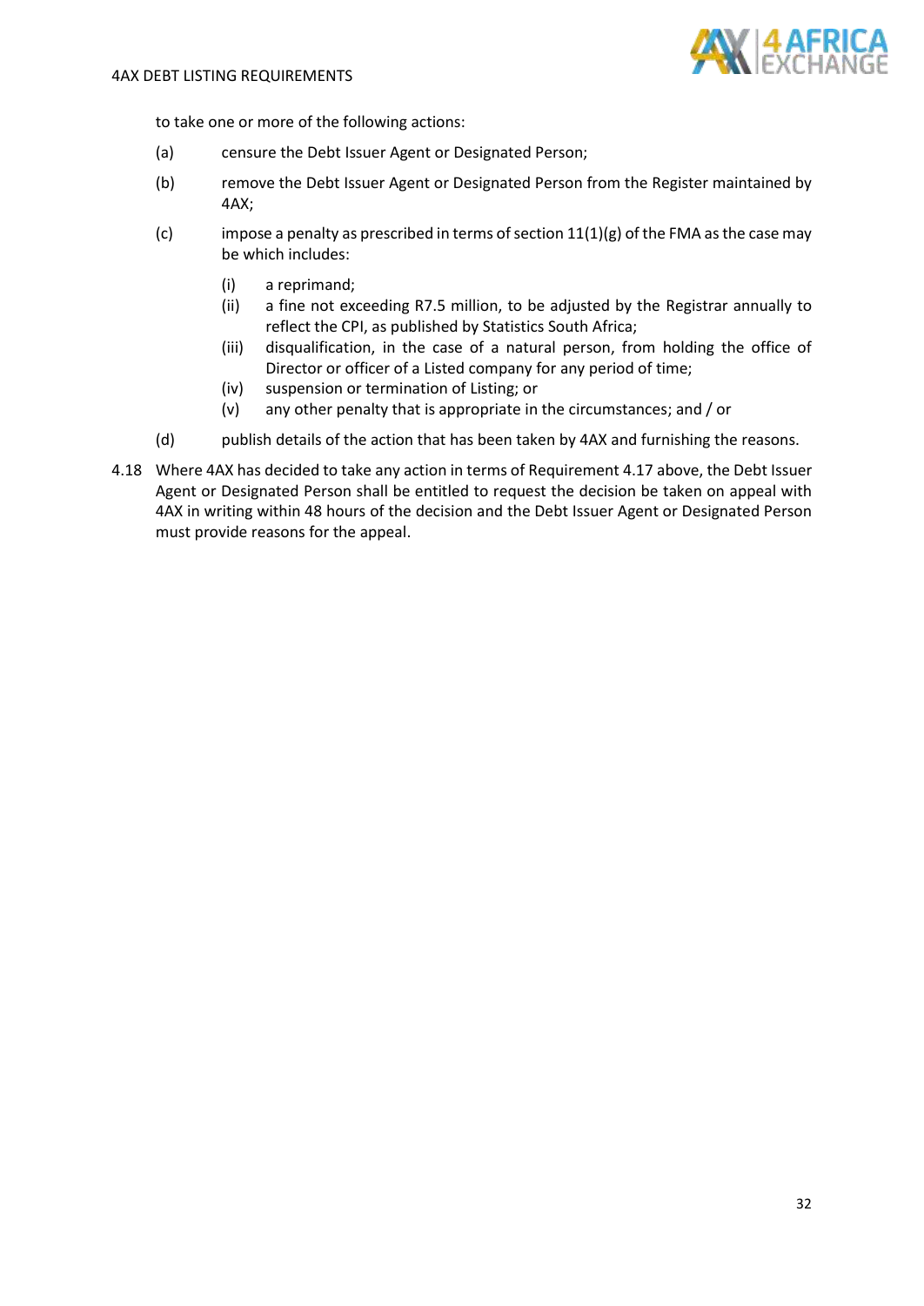to take one or more of the following actions:

(a) censure the Debt Issuer Agent or Designated Person;

(b) remove the Debt Issuer Agent or Designated Person from the Register maintained by 4AX;

(c) impose a penalty as prescribed in terms of section 11(1)(g) of the FMA as the case may be which includes:

  (i) a reprimand;
  (ii) a fine not exceeding R7.5 million, to be adjusted by the Registrar annually to reflect the CPI, as published by Statistics South Africa;
  (iii) disqualification, in the case of a natural person, from holding the office of Director or officer of a Listed company for any period of time;
  (iv) suspension or termination of Listing; or
  (v) any other penalty that is appropriate in the circumstances; and / or

(d) publish details of the action that has been taken by 4AX and furnishing the reasons.

4.18 Where 4AX has decided to take any action in terms of Requirement 4.17 above, the Debt Issuer Agent or Designated Person shall be entitled to request the decision be taken on appeal with 4AX in writing within 48 hours of the decision and the Debt Issuer Agent or Designated Person must provide reasons for the appeal.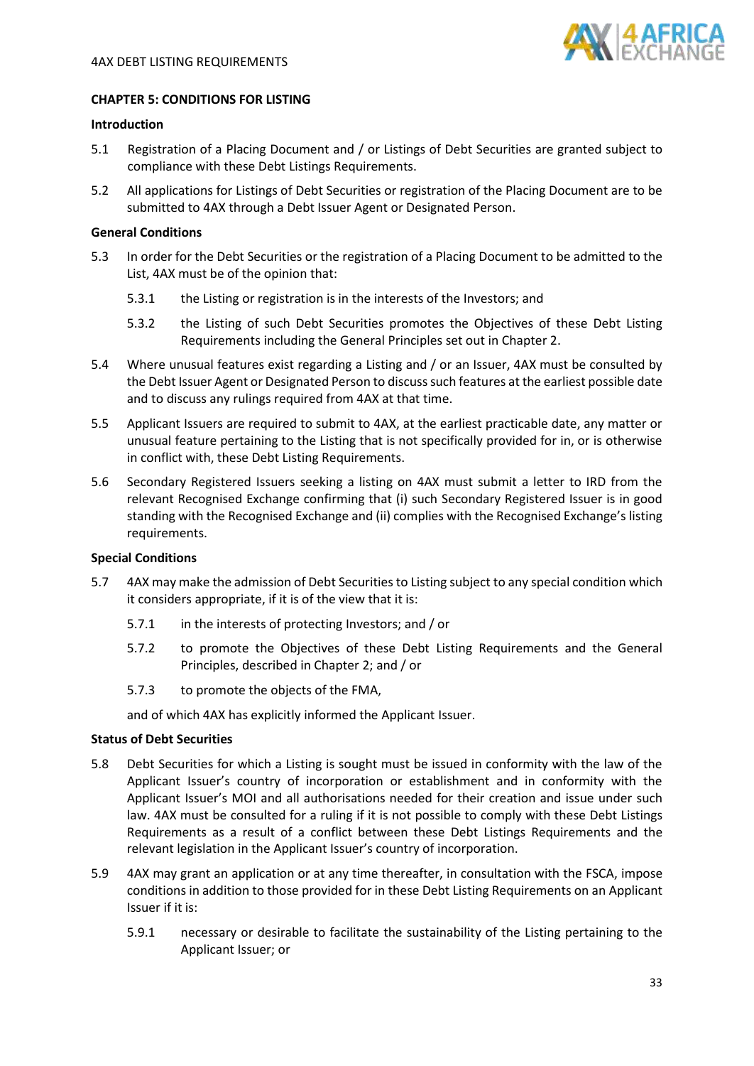## CHAPTER 5: CONDITIONS FOR LISTING

### Introduction

5.1 Registration of a Placing Document and / or Listings of Debt Securities are granted subject to compliance with these Debt Listings Requirements.

5.2 All applications for Listings of Debt Securities or registration of the Placing Document are to be submitted to 4AX through a Debt Issuer Agent or Designated Person.

### General Conditions

5.3 In order for the Debt Securities or the registration of a Placing Document to be admitted to the List, 4AX must be of the opinion that:

5.3.1 the Listing or registration is in the interests of the Investors; and

5.3.2 the Listing of such Debt Securities promotes the Objectives of these Debt Listing Requirements including the General Principles set out in Chapter 2.

5.4 Where unusual features exist regarding a Listing and / or an Issuer, 4AX must be consulted by the Debt Issuer Agent or Designated Person to discuss such features at the earliest possible date and to discuss any rulings required from 4AX at that time.

5.5 Applicant Issuers are required to submit to 4AX, at the earliest practicable date, any matter or unusual feature pertaining to the Listing that is not specifically provided for in, or is otherwise in conflict with, these Debt Listing Requirements.

5.6 Secondary Registered Issuers seeking a listing on 4AX must submit a letter to IRD from the relevant Recognised Exchange confirming that (i) such Secondary Registered Issuer is in good standing with the Recognised Exchange and (ii) complies with the Recognised Exchange's listing requirements.

### Special Conditions

5.7 4AX may make the admission of Debt Securities to Listing subject to any special condition which it considers appropriate, if it is of the view that it is:

5.7.1 in the interests of protecting Investors; and / or

5.7.2 to promote the Objectives of these Debt Listing Requirements and the General Principles, described in Chapter 2; and / or

5.7.3 to promote the objects of the FMA,

and of which 4AX has explicitly informed the Applicant Issuer.

### Status of Debt Securities

5.8 Debt Securities for which a Listing is sought must be issued in conformity with the law of the Applicant Issuer's country of incorporation or establishment and in conformity with the Applicant Issuer's MOI and all authorisations needed for their creation and issue under such law. 4AX must be consulted for a ruling if it is not possible to comply with these Debt Listings Requirements as a result of a conflict between these Debt Listings Requirements and the relevant legislation in the Applicant Issuer's country of incorporation.

5.9 4AX may grant an application or at any time thereafter, in consultation with the FSCA, impose conditions in addition to those provided for in these Debt Listing Requirements on an Applicant Issuer if it is:

5.9.1 necessary or desirable to facilitate the sustainability of the Listing pertaining to the Applicant Issuer; or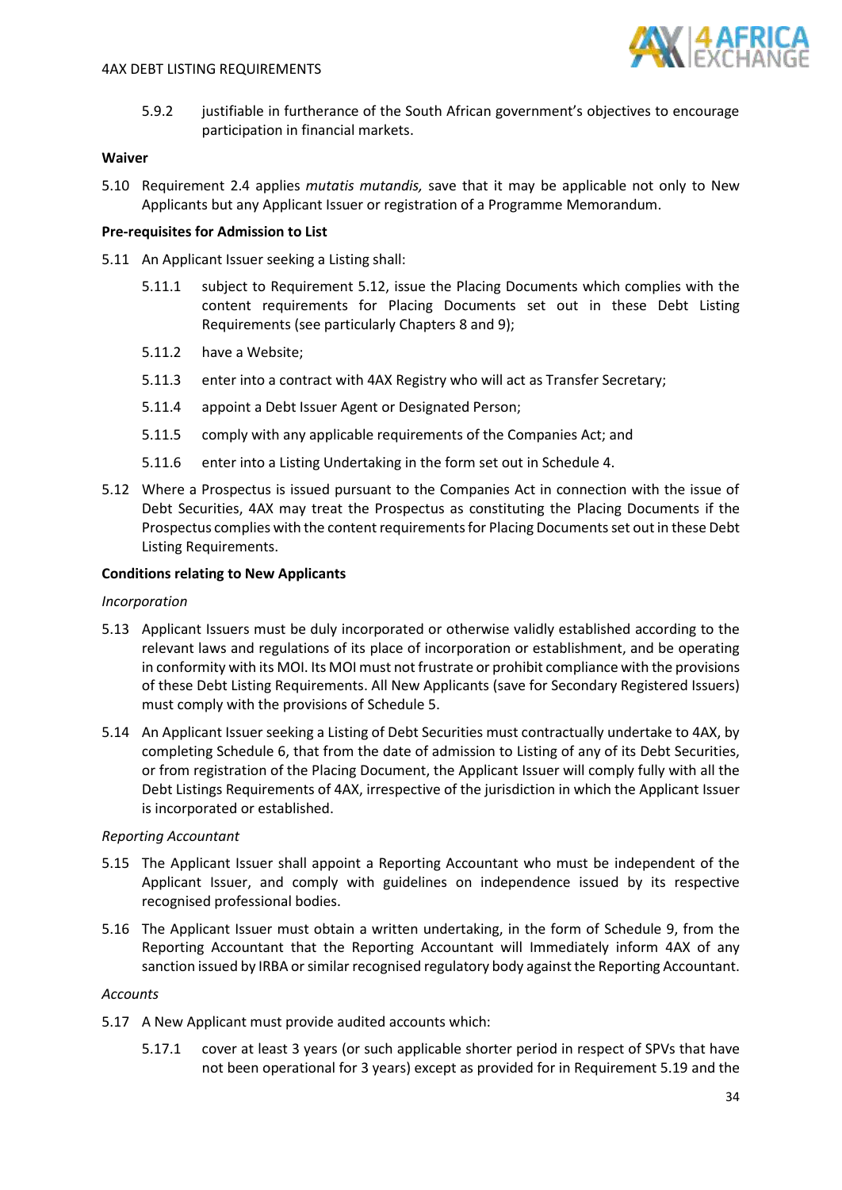5.9.2 justifiable in furtherance of the South African government's objectives to encourage participation in financial markets.

**Waiver**

5.10 Requirement 2.4 applies *mutatis mutandis,* save that it may be applicable not only to New Applicants but any Applicant Issuer or registration of a Programme Memorandum.

**Pre-requisites for Admission to List**

5.11 An Applicant Issuer seeking a Listing shall:

5.11.1 subject to Requirement 5.12, issue the Placing Documents which complies with the content requirements for Placing Documents set out in these Debt Listing Requirements (see particularly Chapters 8 and 9);

5.11.2 have a Website;

5.11.3 enter into a contract with 4AX Registry who will act as Transfer Secretary;

5.11.4 appoint a Debt Issuer Agent or Designated Person;

5.11.5 comply with any applicable requirements of the Companies Act; and

5.11.6 enter into a Listing Undertaking in the form set out in Schedule 4.

5.12 Where a Prospectus is issued pursuant to the Companies Act in connection with the issue of Debt Securities, 4AX may treat the Prospectus as constituting the Placing Documents if the Prospectus complies with the content requirements for Placing Documents set out in these Debt Listing Requirements.

**Conditions relating to New Applicants**

*Incorporation*

5.13 Applicant Issuers must be duly incorporated or otherwise validly established according to the relevant laws and regulations of its place of incorporation or establishment, and be operating in conformity with its MOI. Its MOI must not frustrate or prohibit compliance with the provisions of these Debt Listing Requirements. All New Applicants (save for Secondary Registered Issuers) must comply with the provisions of Schedule 5.

5.14 An Applicant Issuer seeking a Listing of Debt Securities must contractually undertake to 4AX, by completing Schedule 6, that from the date of admission to Listing of any of its Debt Securities, or from registration of the Placing Document, the Applicant Issuer will comply fully with all the Debt Listings Requirements of 4AX, irrespective of the jurisdiction in which the Applicant Issuer is incorporated or established.

*Reporting Accountant*

5.15 The Applicant Issuer shall appoint a Reporting Accountant who must be independent of the Applicant Issuer, and comply with guidelines on independence issued by its respective recognised professional bodies.

5.16 The Applicant Issuer must obtain a written undertaking, in the form of Schedule 9, from the Reporting Accountant that the Reporting Accountant will Immediately inform 4AX of any sanction issued by IRBA or similar recognised regulatory body against the Reporting Accountant.

*Accounts*

5.17 A New Applicant must provide audited accounts which:

5.17.1 cover at least 3 years (or such applicable shorter period in respect of SPVs that have not been operational for 3 years) except as provided for in Requirement 5.19 and the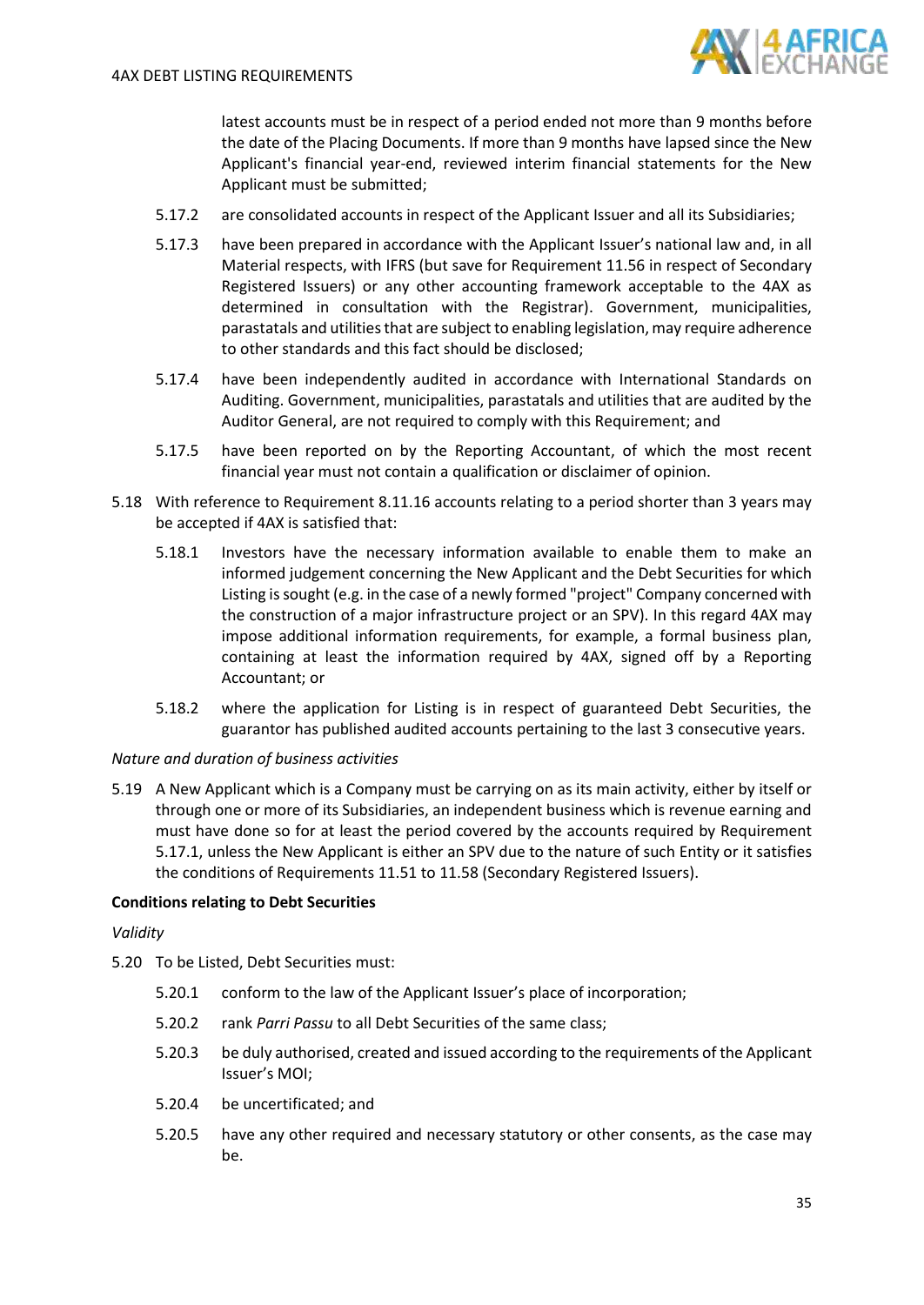latest accounts must be in respect of a period ended not more than 9 months before the date of the Placing Documents. If more than 9 months have lapsed since the New Applicant's financial year-end, reviewed interim financial statements for the New Applicant must be submitted;

5.17.2 are consolidated accounts in respect of the Applicant Issuer and all its Subsidiaries;

5.17.3 have been prepared in accordance with the Applicant Issuer's national law and, in all Material respects, with IFRS (but save for Requirement 11.56 in respect of Secondary Registered Issuers) or any other accounting framework acceptable to the 4AX as determined in consultation with the Registrar). Government, municipalities, parastatals and utilities that are subject to enabling legislation, may require adherence to other standards and this fact should be disclosed;

5.17.4 have been independently audited in accordance with International Standards on Auditing. Government, municipalities, parastatals and utilities that are audited by the Auditor General, are not required to comply with this Requirement; and

5.17.5 have been reported on by the Reporting Accountant, of which the most recent financial year must not contain a qualification or disclaimer of opinion.

5.18 With reference to Requirement 8.11.16 accounts relating to a period shorter than 3 years may be accepted if 4AX is satisfied that:

5.18.1 Investors have the necessary information available to enable them to make an informed judgement concerning the New Applicant and the Debt Securities for which Listing is sought (e.g. in the case of a newly formed "project" Company concerned with the construction of a major infrastructure project or an SPV). In this regard 4AX may impose additional information requirements, for example, a formal business plan, containing at least the information required by 4AX, signed off by a Reporting Accountant; or

5.18.2 where the application for Listing is in respect of guaranteed Debt Securities, the guarantor has published audited accounts pertaining to the last 3 consecutive years.

*Nature and duration of business activities*

5.19 A New Applicant which is a Company must be carrying on as its main activity, either by itself or through one or more of its Subsidiaries, an independent business which is revenue earning and must have done so for at least the period covered by the accounts required by Requirement 5.17.1, unless the New Applicant is either an SPV due to the nature of such Entity or it satisfies the conditions of Requirements 11.51 to 11.58 (Secondary Registered Issuers).

**Conditions relating to Debt Securities**

*Validity*

5.20 To be Listed, Debt Securities must:

5.20.1 conform to the law of the Applicant Issuer's place of incorporation;

5.20.2 rank *Parri Passu* to all Debt Securities of the same class;

5.20.3 be duly authorised, created and issued according to the requirements of the Applicant Issuer's MOI;

5.20.4 be uncertificated; and

5.20.5 have any other required and necessary statutory or other consents, as the case may be.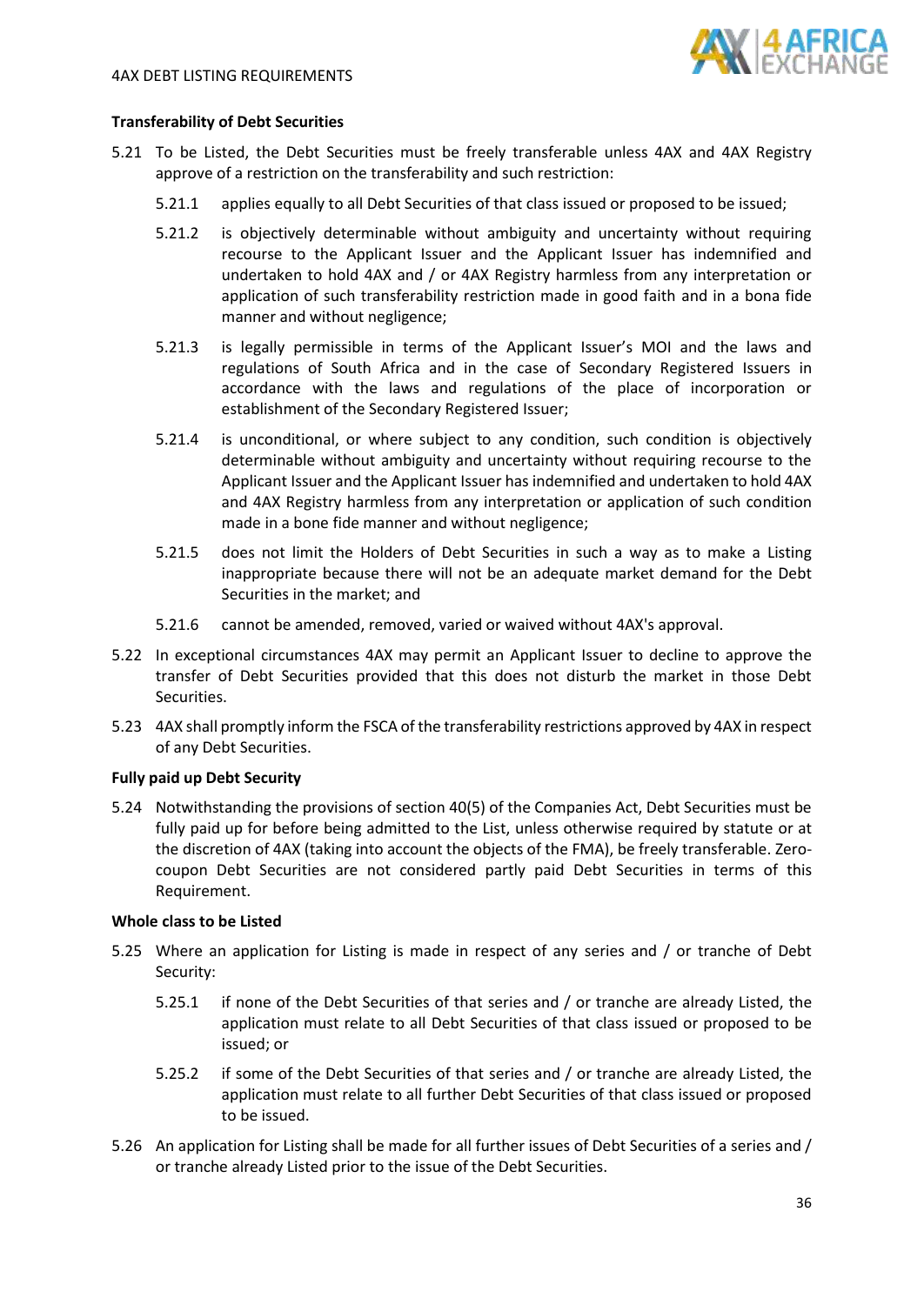**Transferability of Debt Securities**

5.21 To be Listed, the Debt Securities must be freely transferable unless 4AX and 4AX Registry approve of a restriction on the transferability and such restriction:

5.21.1 applies equally to all Debt Securities of that class issued or proposed to be issued;

5.21.2 is objectively determinable without ambiguity and uncertainty without requiring recourse to the Applicant Issuer and the Applicant Issuer has indemnified and undertaken to hold 4AX and / or 4AX Registry harmless from any interpretation or application of such transferability restriction made in good faith and in a bona fide manner and without negligence;

5.21.3 is legally permissible in terms of the Applicant Issuer's MOI and the laws and regulations of South Africa and in the case of Secondary Registered Issuers in accordance with the laws and regulations of the place of incorporation or establishment of the Secondary Registered Issuer;

5.21.4 is unconditional, or where subject to any condition, such condition is objectively determinable without ambiguity and uncertainty without requiring recourse to the Applicant Issuer and the Applicant Issuer has indemnified and undertaken to hold 4AX and 4AX Registry harmless from any interpretation or application of such condition made in a bone fide manner and without negligence;

5.21.5 does not limit the Holders of Debt Securities in such a way as to make a Listing inappropriate because there will not be an adequate market demand for the Debt Securities in the market; and

5.21.6 cannot be amended, removed, varied or waived without 4AX's approval.

5.22 In exceptional circumstances 4AX may permit an Applicant Issuer to decline to approve the transfer of Debt Securities provided that this does not disturb the market in those Debt Securities.

5.23 4AX shall promptly inform the FSCA of the transferability restrictions approved by 4AX in respect of any Debt Securities.

**Fully paid up Debt Security**

5.24 Notwithstanding the provisions of section 40(5) of the Companies Act, Debt Securities must be fully paid up for before being admitted to the List, unless otherwise required by statute or at the discretion of 4AX (taking into account the objects of the FMA), be freely transferable. Zero-coupon Debt Securities are not considered partly paid Debt Securities in terms of this Requirement.

**Whole class to be Listed**

5.25 Where an application for Listing is made in respect of any series and / or tranche of Debt Security:

5.25.1 if none of the Debt Securities of that series and / or tranche are already Listed, the application must relate to all Debt Securities of that class issued or proposed to be issued; or

5.25.2 if some of the Debt Securities of that series and / or tranche are already Listed, the application must relate to all further Debt Securities of that class issued or proposed to be issued.

5.26 An application for Listing shall be made for all further issues of Debt Securities of a series and / or tranche already Listed prior to the issue of the Debt Securities.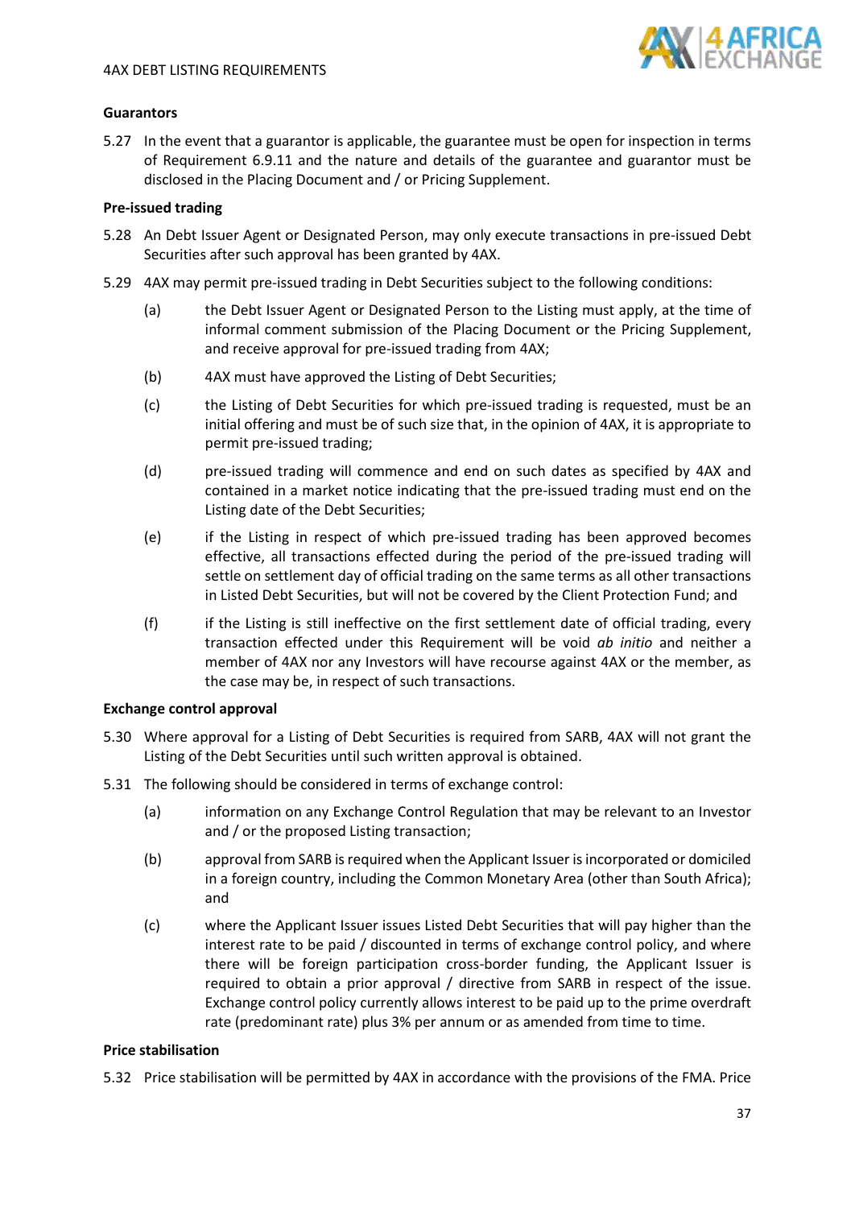**Guarantors**

5.27 In the event that a guarantor is applicable, the guarantee must be open for inspection in terms of Requirement 6.9.11 and the nature and details of the guarantee and guarantor must be disclosed in the Placing Document and / or Pricing Supplement.

**Pre-issued trading**

5.28 An Debt Issuer Agent or Designated Person, may only execute transactions in pre-issued Debt Securities after such approval has been granted by 4AX.

5.29 4AX may permit pre-issued trading in Debt Securities subject to the following conditions:

(a) the Debt Issuer Agent or Designated Person to the Listing must apply, at the time of informal comment submission of the Placing Document or the Pricing Supplement, and receive approval for pre-issued trading from 4AX;

(b) 4AX must have approved the Listing of Debt Securities;

(c) the Listing of Debt Securities for which pre-issued trading is requested, must be an initial offering and must be of such size that, in the opinion of 4AX, it is appropriate to permit pre-issued trading;

(d) pre-issued trading will commence and end on such dates as specified by 4AX and contained in a market notice indicating that the pre-issued trading must end on the Listing date of the Debt Securities;

(e) if the Listing in respect of which pre-issued trading has been approved becomes effective, all transactions effected during the period of the pre-issued trading will settle on settlement day of official trading on the same terms as all other transactions in Listed Debt Securities, but will not be covered by the Client Protection Fund; and

(f) if the Listing is still ineffective on the first settlement date of official trading, every transaction effected under this Requirement will be void *ab initio* and neither a member of 4AX nor any Investors will have recourse against 4AX or the member, as the case may be, in respect of such transactions.

**Exchange control approval**

5.30 Where approval for a Listing of Debt Securities is required from SARB, 4AX will not grant the Listing of the Debt Securities until such written approval is obtained.

5.31 The following should be considered in terms of exchange control:

(a) information on any Exchange Control Regulation that may be relevant to an Investor and / or the proposed Listing transaction;

(b) approval from SARB is required when the Applicant Issuer is incorporated or domiciled in a foreign country, including the Common Monetary Area (other than South Africa); and

(c) where the Applicant Issuer issues Listed Debt Securities that will pay higher than the interest rate to be paid / discounted in terms of exchange control policy, and where there will be foreign participation cross-border funding, the Applicant Issuer is required to obtain a prior approval / directive from SARB in respect of the issue. Exchange control policy currently allows interest to be paid up to the prime overdraft rate (predominant rate) plus 3% per annum or as amended from time to time.

**Price stabilisation**

5.32 Price stabilisation will be permitted by 4AX in accordance with the provisions of the FMA. Price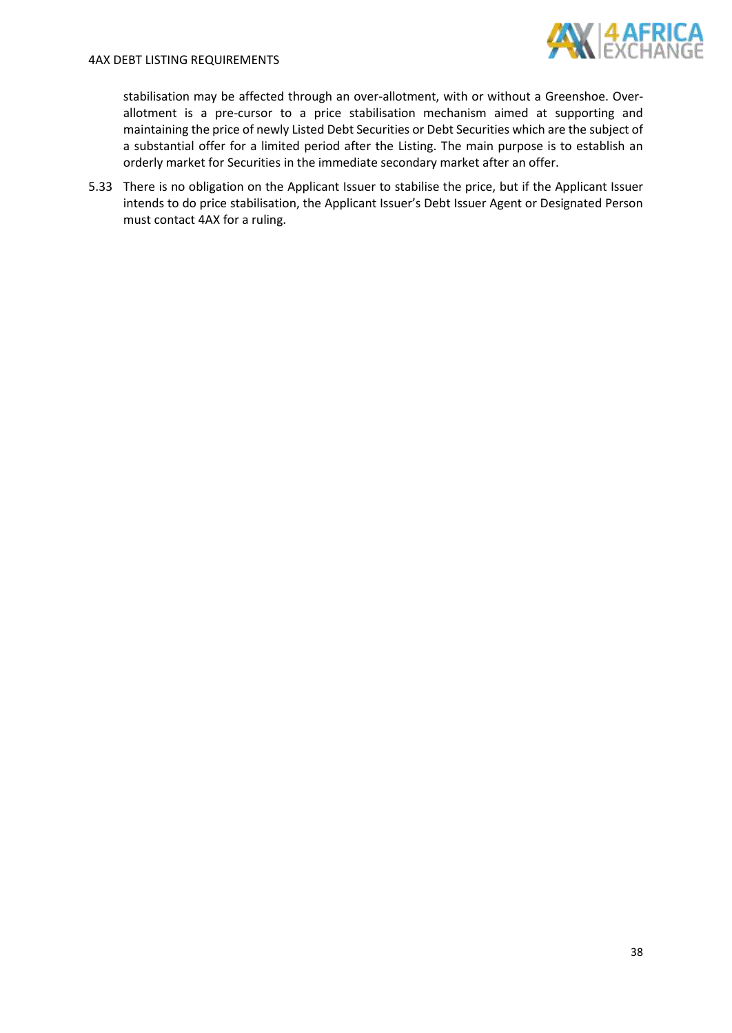stabilisation may be affected through an over-allotment, with or without a Greenshoe. Over-allotment is a pre-cursor to a price stabilisation mechanism aimed at supporting and maintaining the price of newly Listed Debt Securities or Debt Securities which are the subject of a substantial offer for a limited period after the Listing. The main purpose is to establish an orderly market for Securities in the immediate secondary market after an offer.

5.33 There is no obligation on the Applicant Issuer to stabilise the price, but if the Applicant Issuer intends to do price stabilisation, the Applicant Issuer's Debt Issuer Agent or Designated Person must contact 4AX for a ruling.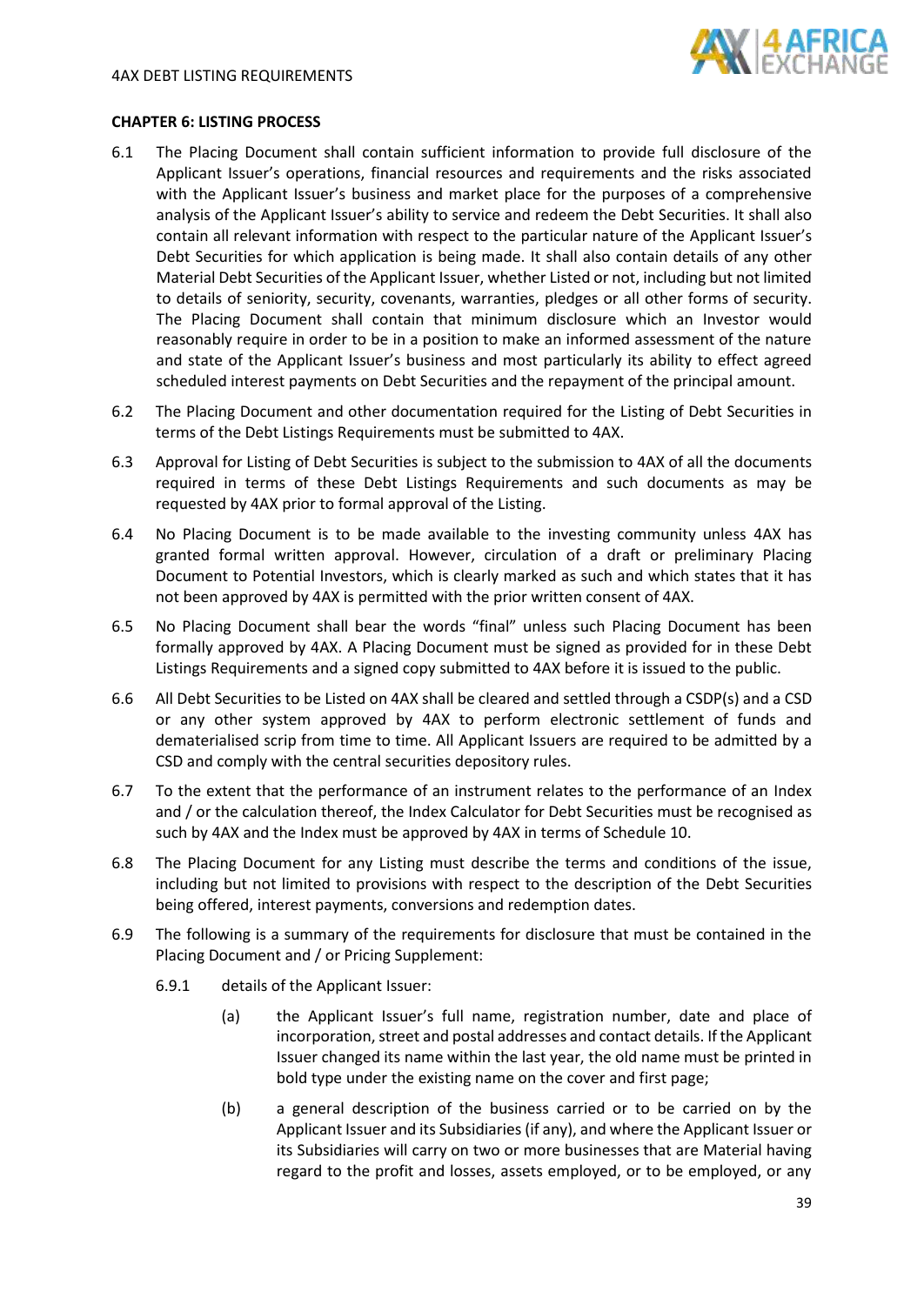**CHAPTER 6: LISTING PROCESS**

6.1 The Placing Document shall contain sufficient information to provide full disclosure of the Applicant Issuer's operations, financial resources and requirements and the risks associated with the Applicant Issuer's business and market place for the purposes of a comprehensive analysis of the Applicant Issuer's ability to service and redeem the Debt Securities. It shall also contain all relevant information with respect to the particular nature of the Applicant Issuer's Debt Securities for which application is being made. It shall also contain details of any other Material Debt Securities of the Applicant Issuer, whether Listed or not, including but not limited to details of seniority, security, covenants, warranties, pledges or all other forms of security. The Placing Document shall contain that minimum disclosure which an Investor would reasonably require in order to be in a position to make an informed assessment of the nature and state of the Applicant Issuer's business and most particularly its ability to effect agreed scheduled interest payments on Debt Securities and the repayment of the principal amount.

6.2 The Placing Document and other documentation required for the Listing of Debt Securities in terms of the Debt Listings Requirements must be submitted to 4AX.

6.3 Approval for Listing of Debt Securities is subject to the submission to 4AX of all the documents required in terms of these Debt Listings Requirements and such documents as may be requested by 4AX prior to formal approval of the Listing.

6.4 No Placing Document is to be made available to the investing community unless 4AX has granted formal written approval. However, circulation of a draft or preliminary Placing Document to Potential Investors, which is clearly marked as such and which states that it has not been approved by 4AX is permitted with the prior written consent of 4AX.

6.5 No Placing Document shall bear the words "final" unless such Placing Document has been formally approved by 4AX. A Placing Document must be signed as provided for in these Debt Listings Requirements and a signed copy submitted to 4AX before it is issued to the public.

6.6 All Debt Securities to be Listed on 4AX shall be cleared and settled through a CSDP(s) and a CSD or any other system approved by 4AX to perform electronic settlement of funds and dematerialised scrip from time to time. All Applicant Issuers are required to be admitted by a CSD and comply with the central securities depository rules.

6.7 To the extent that the performance of an instrument relates to the performance of an Index and / or the calculation thereof, the Index Calculator for Debt Securities must be recognised as such by 4AX and the Index must be approved by 4AX in terms of Schedule 10.

6.8 The Placing Document for any Listing must describe the terms and conditions of the issue, including but not limited to provisions with respect to the description of the Debt Securities being offered, interest payments, conversions and redemption dates.

6.9 The following is a summary of the requirements for disclosure that must be contained in the Placing Document and / or Pricing Supplement:

6.9.1 details of the Applicant Issuer:

(a) the Applicant Issuer's full name, registration number, date and place of incorporation, street and postal addresses and contact details. If the Applicant Issuer changed its name within the last year, the old name must be printed in bold type under the existing name on the cover and first page;

(b) a general description of the business carried or to be carried on by the Applicant Issuer and its Subsidiaries (if any), and where the Applicant Issuer or its Subsidiaries will carry on two or more businesses that are Material having regard to the profit and losses, assets employed, or to be employed, or any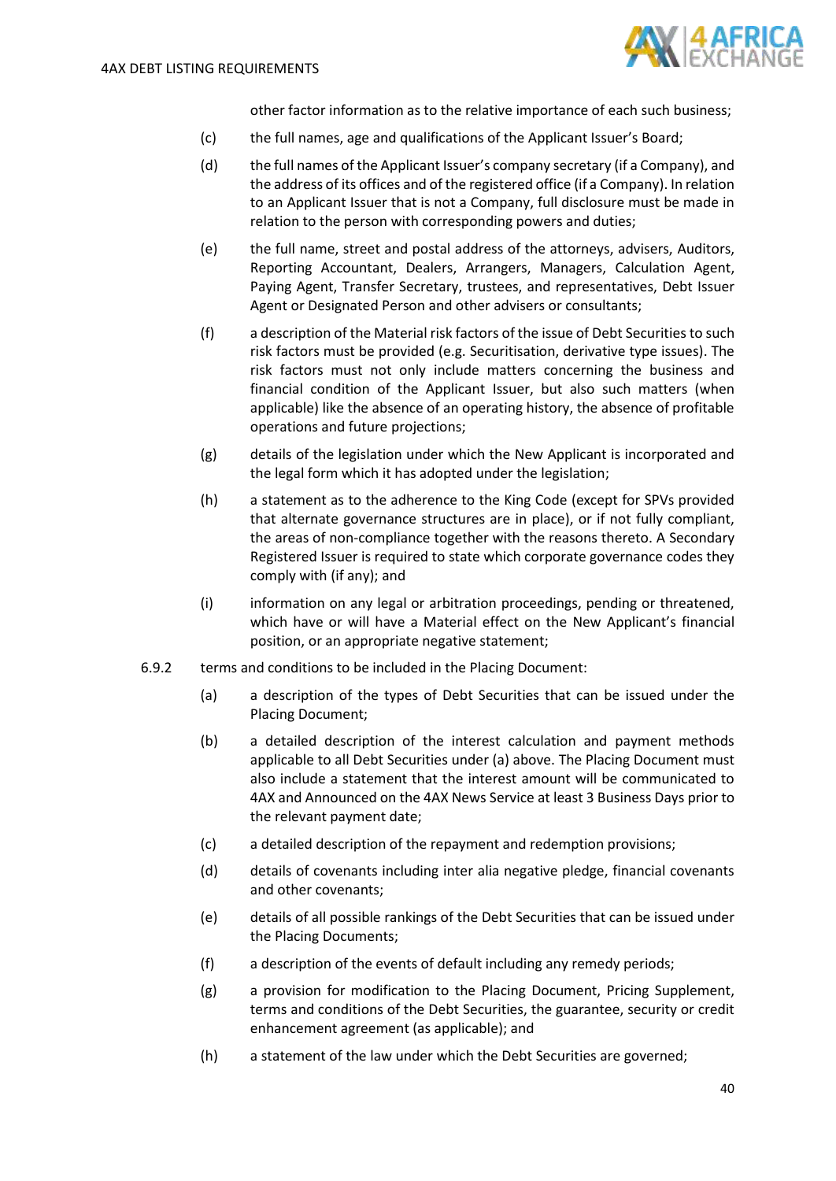other factor information as to the relative importance of each such business;

(c) the full names, age and qualifications of the Applicant Issuer's Board;

(d) the full names of the Applicant Issuer's company secretary (if a Company), and the address of its offices and of the registered office (if a Company). In relation to an Applicant Issuer that is not a Company, full disclosure must be made in relation to the person with corresponding powers and duties;

(e) the full name, street and postal address of the attorneys, advisers, Auditors, Reporting Accountant, Dealers, Arrangers, Managers, Calculation Agent, Paying Agent, Transfer Secretary, trustees, and representatives, Debt Issuer Agent or Designated Person and other advisers or consultants;

(f) a description of the Material risk factors of the issue of Debt Securities to such risk factors must be provided (e.g. Securitisation, derivative type issues). The risk factors must not only include matters concerning the business and financial condition of the Applicant Issuer, but also such matters (when applicable) like the absence of an operating history, the absence of profitable operations and future projections;

(g) details of the legislation under which the New Applicant is incorporated and the legal form which it has adopted under the legislation;

(h) a statement as to the adherence to the King Code (except for SPVs provided that alternate governance structures are in place), or if not fully compliant, the areas of non-compliance together with the reasons thereto. A Secondary Registered Issuer is required to state which corporate governance codes they comply with (if any); and

(i) information on any legal or arbitration proceedings, pending or threatened, which have or will have a Material effect on the New Applicant's financial position, or an appropriate negative statement;

6.9.2 terms and conditions to be included in the Placing Document:

(a) a description of the types of Debt Securities that can be issued under the Placing Document;

(b) a detailed description of the interest calculation and payment methods applicable to all Debt Securities under (a) above. The Placing Document must also include a statement that the interest amount will be communicated to 4AX and Announced on the 4AX News Service at least 3 Business Days prior to the relevant payment date;

(c) a detailed description of the repayment and redemption provisions;

(d) details of covenants including inter alia negative pledge, financial covenants and other covenants;

(e) details of all possible rankings of the Debt Securities that can be issued under the Placing Documents;

(f) a description of the events of default including any remedy periods;

(g) a provision for modification to the Placing Document, Pricing Supplement, terms and conditions of the Debt Securities, the guarantee, security or credit enhancement agreement (as applicable); and

(h) a statement of the law under which the Debt Securities are governed;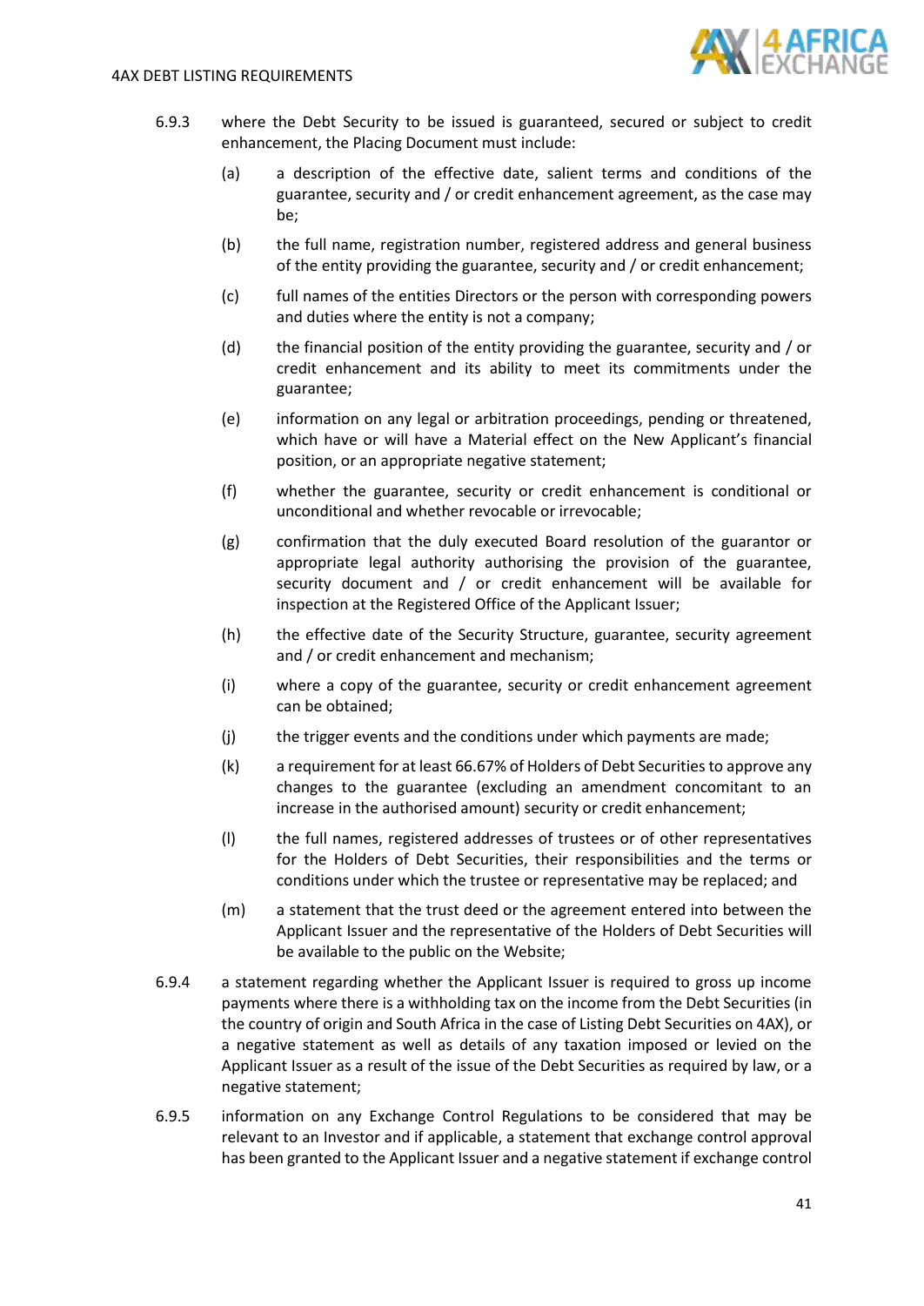6.9.3 where the Debt Security to be issued is guaranteed, secured or subject to credit enhancement, the Placing Document must include:

(a) a description of the effective date, salient terms and conditions of the guarantee, security and / or credit enhancement agreement, as the case may be;

(b) the full name, registration number, registered address and general business of the entity providing the guarantee, security and / or credit enhancement;

(c) full names of the entities Directors or the person with corresponding powers and duties where the entity is not a company;

(d) the financial position of the entity providing the guarantee, security and / or credit enhancement and its ability to meet its commitments under the guarantee;

(e) information on any legal or arbitration proceedings, pending or threatened, which have or will have a Material effect on the New Applicant's financial position, or an appropriate negative statement;

(f) whether the guarantee, security or credit enhancement is conditional or unconditional and whether revocable or irrevocable;

(g) confirmation that the duly executed Board resolution of the guarantor or appropriate legal authority authorising the provision of the guarantee, security document and / or credit enhancement will be available for inspection at the Registered Office of the Applicant Issuer;

(h) the effective date of the Security Structure, guarantee, security agreement and / or credit enhancement and mechanism;

(i) where a copy of the guarantee, security or credit enhancement agreement can be obtained;

(j) the trigger events and the conditions under which payments are made;

(k) a requirement for at least 66.67% of Holders of Debt Securities to approve any changes to the guarantee (excluding an amendment concomitant to an increase in the authorised amount) security or credit enhancement;

(l) the full names, registered addresses of trustees or of other representatives for the Holders of Debt Securities, their responsibilities and the terms or conditions under which the trustee or representative may be replaced; and

(m) a statement that the trust deed or the agreement entered into between the Applicant Issuer and the representative of the Holders of Debt Securities will be available to the public on the Website;

6.9.4 a statement regarding whether the Applicant Issuer is required to gross up income payments where there is a withholding tax on the income from the Debt Securities (in the country of origin and South Africa in the case of Listing Debt Securities on 4AX), or a negative statement as well as details of any taxation imposed or levied on the Applicant Issuer as a result of the issue of the Debt Securities as required by law, or a negative statement;

6.9.5 information on any Exchange Control Regulations to be considered that may be relevant to an Investor and if applicable, a statement that exchange control approval has been granted to the Applicant Issuer and a negative statement if exchange control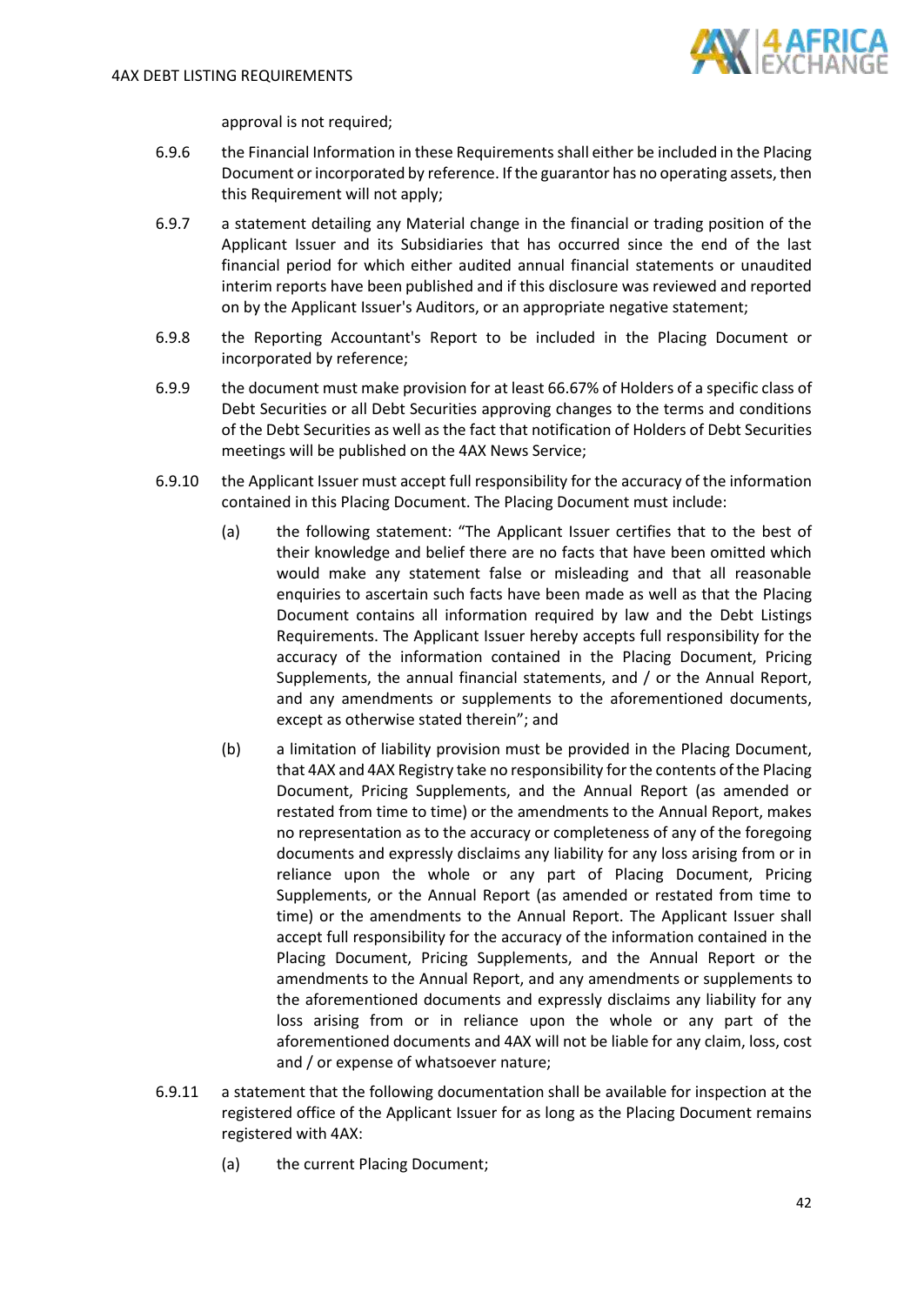approval is not required;

6.9.6 the Financial Information in these Requirements shall either be included in the Placing Document or incorporated by reference. If the guarantor has no operating assets, then this Requirement will not apply;

6.9.7 a statement detailing any Material change in the financial or trading position of the Applicant Issuer and its Subsidiaries that has occurred since the end of the last financial period for which either audited annual financial statements or unaudited interim reports have been published and if this disclosure was reviewed and reported on by the Applicant Issuer's Auditors, or an appropriate negative statement;

6.9.8 the Reporting Accountant's Report to be included in the Placing Document or incorporated by reference;

6.9.9 the document must make provision for at least 66.67% of Holders of a specific class of Debt Securities or all Debt Securities approving changes to the terms and conditions of the Debt Securities as well as the fact that notification of Holders of Debt Securities meetings will be published on the 4AX News Service;

6.9.10 the Applicant Issuer must accept full responsibility for the accuracy of the information contained in this Placing Document. The Placing Document must include:

(a) the following statement: "The Applicant Issuer certifies that to the best of their knowledge and belief there are no facts that have been omitted which would make any statement false or misleading and that all reasonable enquiries to ascertain such facts have been made as well as that the Placing Document contains all information required by law and the Debt Listings Requirements. The Applicant Issuer hereby accepts full responsibility for the accuracy of the information contained in the Placing Document, Pricing Supplements, the annual financial statements, and / or the Annual Report, and any amendments or supplements to the aforementioned documents, except as otherwise stated therein"; and

(b) a limitation of liability provision must be provided in the Placing Document, that 4AX and 4AX Registry take no responsibility for the contents of the Placing Document, Pricing Supplements, and the Annual Report (as amended or restated from time to time) or the amendments to the Annual Report, makes no representation as to the accuracy or completeness of any of the foregoing documents and expressly disclaims any liability for any loss arising from or in reliance upon the whole or any part of Placing Document, Pricing Supplements, or the Annual Report (as amended or restated from time to time) or the amendments to the Annual Report. The Applicant Issuer shall accept full responsibility for the accuracy of the information contained in the Placing Document, Pricing Supplements, and the Annual Report or the amendments to the Annual Report, and any amendments or supplements to the aforementioned documents and expressly disclaims any liability for any loss arising from or in reliance upon the whole or any part of the aforementioned documents and 4AX will not be liable for any claim, loss, cost and / or expense of whatsoever nature;

6.9.11 a statement that the following documentation shall be available for inspection at the registered office of the Applicant Issuer for as long as the Placing Document remains registered with 4AX:

(a) the current Placing Document;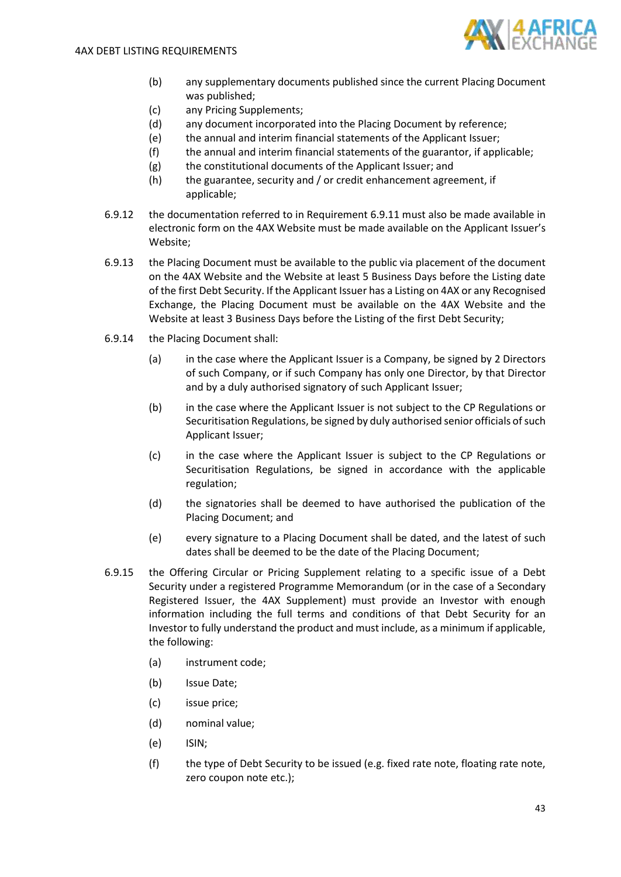(b) any supplementary documents published since the current Placing Document was published;

(c) any Pricing Supplements;

(d) any document incorporated into the Placing Document by reference;

(e) the annual and interim financial statements of the Applicant Issuer;

(f) the annual and interim financial statements of the guarantor, if applicable;

(g) the constitutional documents of the Applicant Issuer; and

(h) the guarantee, security and / or credit enhancement agreement, if applicable;

6.9.12 the documentation referred to in Requirement 6.9.11 must also be made available in electronic form on the 4AX Website must be made available on the Applicant Issuer's Website;

6.9.13 the Placing Document must be available to the public via placement of the document on the 4AX Website and the Website at least 5 Business Days before the Listing date of the first Debt Security. If the Applicant Issuer has a Listing on 4AX or any Recognised Exchange, the Placing Document must be available on the 4AX Website and the Website at least 3 Business Days before the Listing of the first Debt Security;

6.9.14 the Placing Document shall:

(a) in the case where the Applicant Issuer is a Company, be signed by 2 Directors of such Company, or if such Company has only one Director, by that Director and by a duly authorised signatory of such Applicant Issuer;

(b) in the case where the Applicant Issuer is not subject to the CP Regulations or Securitisation Regulations, be signed by duly authorised senior officials of such Applicant Issuer;

(c) in the case where the Applicant Issuer is subject to the CP Regulations or Securitisation Regulations, be signed in accordance with the applicable regulation;

(d) the signatories shall be deemed to have authorised the publication of the Placing Document; and

(e) every signature to a Placing Document shall be dated, and the latest of such dates shall be deemed to be the date of the Placing Document;

6.9.15 the Offering Circular or Pricing Supplement relating to a specific issue of a Debt Security under a registered Programme Memorandum (or in the case of a Secondary Registered Issuer, the 4AX Supplement) must provide an Investor with enough information including the full terms and conditions of that Debt Security for an Investor to fully understand the product and must include, as a minimum if applicable, the following:

(a) instrument code;

(b) Issue Date;

(c) issue price;

(d) nominal value;

(e) ISIN;

(f) the type of Debt Security to be issued (e.g. fixed rate note, floating rate note, zero coupon note etc.);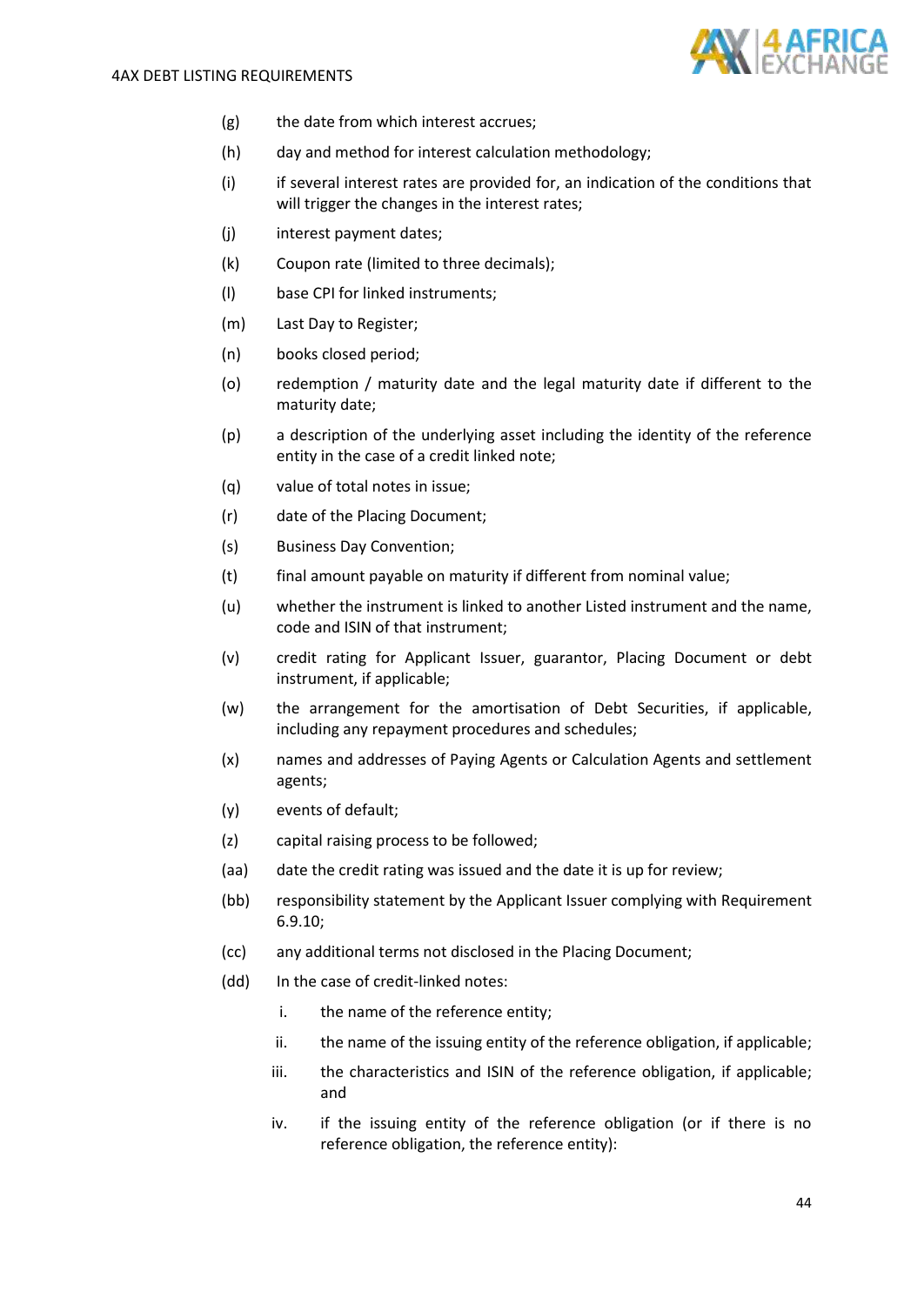(g) the date from which interest accrues;

(h) day and method for interest calculation methodology;

(i) if several interest rates are provided for, an indication of the conditions that will trigger the changes in the interest rates;

(j) interest payment dates;

(k) Coupon rate (limited to three decimals);

(l) base CPI for linked instruments;

(m) Last Day to Register;

(n) books closed period;

(o) redemption / maturity date and the legal maturity date if different to the maturity date;

(p) a description of the underlying asset including the identity of the reference entity in the case of a credit linked note;

(q) value of total notes in issue;

(r) date of the Placing Document;

(s) Business Day Convention;

(t) final amount payable on maturity if different from nominal value;

(u) whether the instrument is linked to another Listed instrument and the name, code and ISIN of that instrument;

(v) credit rating for Applicant Issuer, guarantor, Placing Document or debt instrument, if applicable;

(w) the arrangement for the amortisation of Debt Securities, if applicable, including any repayment procedures and schedules;

(x) names and addresses of Paying Agents or Calculation Agents and settlement agents;

(y) events of default;

(z) capital raising process to be followed;

(aa) date the credit rating was issued and the date it is up for review;

(bb) responsibility statement by the Applicant Issuer complying with Requirement 6.9.10;

(cc) any additional terms not disclosed in the Placing Document;

(dd) In the case of credit-linked notes:

   i. the name of the reference entity;

   ii. the name of the issuing entity of the reference obligation, if applicable;

   iii. the characteristics and ISIN of the reference obligation, if applicable; and

   iv. if the issuing entity of the reference obligation (or if there is no reference obligation, the reference entity):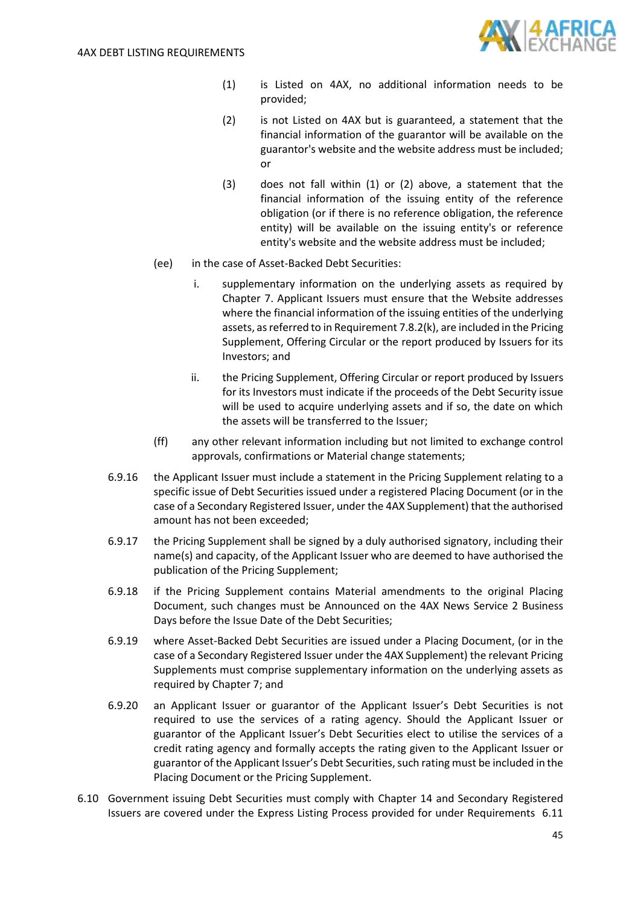(1) is Listed on 4AX, no additional information needs to be provided;

(2) is not Listed on 4AX but is guaranteed, a statement that the financial information of the guarantor will be available on the guarantor's website and the website address must be included; or

(3) does not fall within (1) or (2) above, a statement that the financial information of the issuing entity of the reference obligation (or if there is no reference obligation, the reference entity) will be available on the issuing entity's or reference entity's website and the website address must be included;

(ee) in the case of Asset-Backed Debt Securities:

i. supplementary information on the underlying assets as required by Chapter 7. Applicant Issuers must ensure that the Website addresses where the financial information of the issuing entities of the underlying assets, as referred to in Requirement 7.8.2(k), are included in the Pricing Supplement, Offering Circular or the report produced by Issuers for its Investors; and

ii. the Pricing Supplement, Offering Circular or report produced by Issuers for its Investors must indicate if the proceeds of the Debt Security issue will be used to acquire underlying assets and if so, the date on which the assets will be transferred to the Issuer;

(ff) any other relevant information including but not limited to exchange control approvals, confirmations or Material change statements;

6.9.16 the Applicant Issuer must include a statement in the Pricing Supplement relating to a specific issue of Debt Securities issued under a registered Placing Document (or in the case of a Secondary Registered Issuer, under the 4AX Supplement) that the authorised amount has not been exceeded;

6.9.17 the Pricing Supplement shall be signed by a duly authorised signatory, including their name(s) and capacity, of the Applicant Issuer who are deemed to have authorised the publication of the Pricing Supplement;

6.9.18 if the Pricing Supplement contains Material amendments to the original Placing Document, such changes must be Announced on the 4AX News Service 2 Business Days before the Issue Date of the Debt Securities;

6.9.19 where Asset-Backed Debt Securities are issued under a Placing Document, (or in the case of a Secondary Registered Issuer under the 4AX Supplement) the relevant Pricing Supplements must comprise supplementary information on the underlying assets as required by Chapter 7; and

6.9.20 an Applicant Issuer or guarantor of the Applicant Issuer's Debt Securities is not required to use the services of a rating agency. Should the Applicant Issuer or guarantor of the Applicant Issuer's Debt Securities elect to utilise the services of a credit rating agency and formally accepts the rating given to the Applicant Issuer or guarantor of the Applicant Issuer's Debt Securities, such rating must be included in the Placing Document or the Pricing Supplement.

6.10 Government issuing Debt Securities must comply with Chapter 14 and Secondary Registered Issuers are covered under the Express Listing Process provided for under Requirements 6.11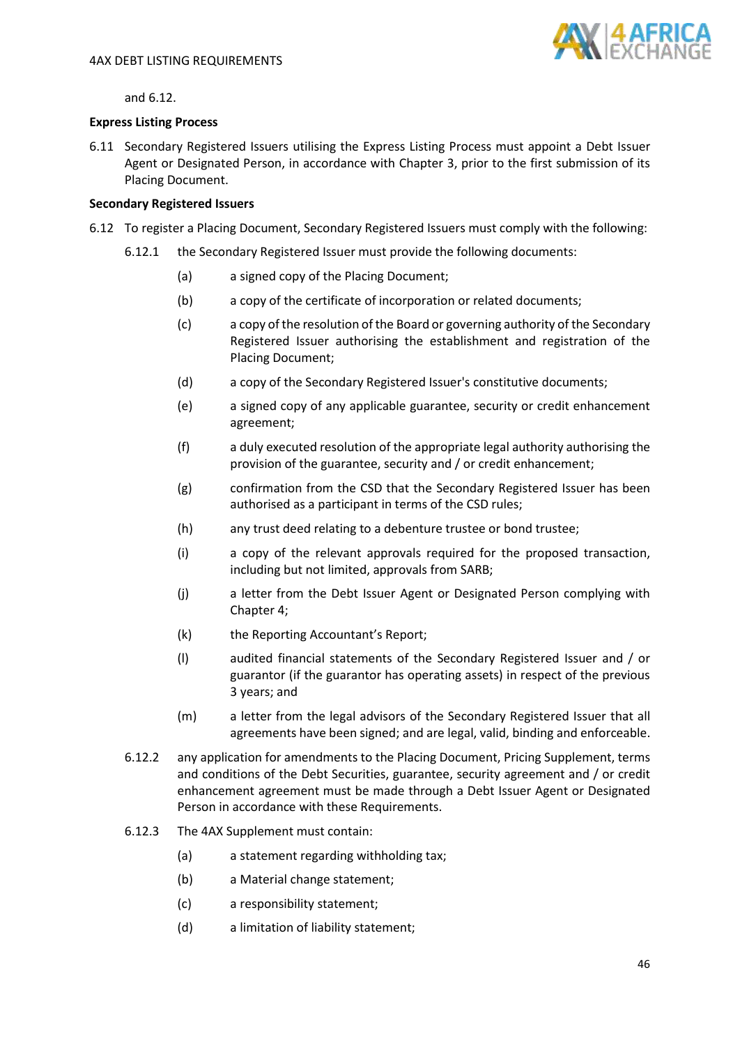and 6.12.

**Express Listing Process**

6.11 Secondary Registered Issuers utilising the Express Listing Process must appoint a Debt Issuer Agent or Designated Person, in accordance with Chapter 3, prior to the first submission of its Placing Document.

**Secondary Registered Issuers**

6.12 To register a Placing Document, Secondary Registered Issuers must comply with the following:

6.12.1 the Secondary Registered Issuer must provide the following documents:

(a) a signed copy of the Placing Document;

(b) a copy of the certificate of incorporation or related documents;

(c) a copy of the resolution of the Board or governing authority of the Secondary Registered Issuer authorising the establishment and registration of the Placing Document;

(d) a copy of the Secondary Registered Issuer's constitutive documents;

(e) a signed copy of any applicable guarantee, security or credit enhancement agreement;

(f) a duly executed resolution of the appropriate legal authority authorising the provision of the guarantee, security and / or credit enhancement;

(g) confirmation from the CSD that the Secondary Registered Issuer has been authorised as a participant in terms of the CSD rules;

(h) any trust deed relating to a debenture trustee or bond trustee;

(i) a copy of the relevant approvals required for the proposed transaction, including but not limited, approvals from SARB;

(j) a letter from the Debt Issuer Agent or Designated Person complying with Chapter 4;

(k) the Reporting Accountant's Report;

(l) audited financial statements of the Secondary Registered Issuer and / or guarantor (if the guarantor has operating assets) in respect of the previous 3 years; and

(m) a letter from the legal advisors of the Secondary Registered Issuer that all agreements have been signed; and are legal, valid, binding and enforceable.

6.12.2 any application for amendments to the Placing Document, Pricing Supplement, terms and conditions of the Debt Securities, guarantee, security agreement and / or credit enhancement agreement must be made through a Debt Issuer Agent or Designated Person in accordance with these Requirements.

6.12.3 The 4AX Supplement must contain:

(a) a statement regarding withholding tax;

(b) a Material change statement;

(c) a responsibility statement;

(d) a limitation of liability statement;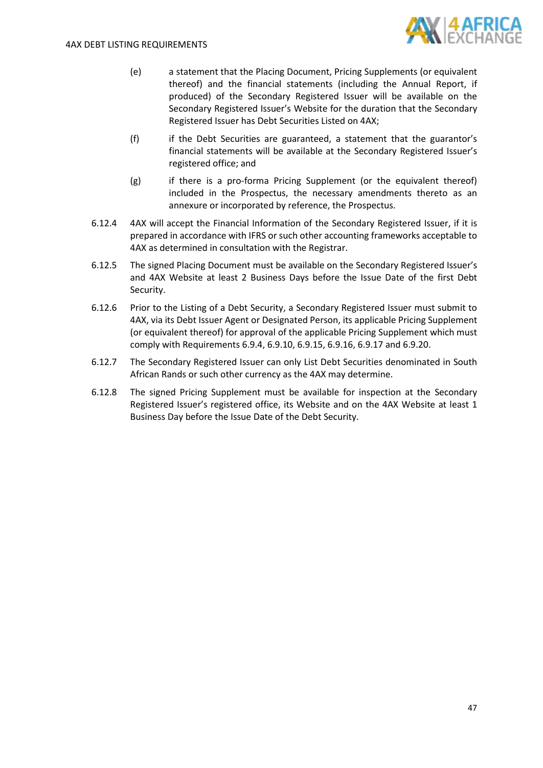(e) a statement that the Placing Document, Pricing Supplements (or equivalent thereof) and the financial statements (including the Annual Report, if produced) of the Secondary Registered Issuer will be available on the Secondary Registered Issuer's Website for the duration that the Secondary Registered Issuer has Debt Securities Listed on 4AX;

(f) if the Debt Securities are guaranteed, a statement that the guarantor's financial statements will be available at the Secondary Registered Issuer's registered office; and

(g) if there is a pro-forma Pricing Supplement (or the equivalent thereof) included in the Prospectus, the necessary amendments thereto as an annexure or incorporated by reference, the Prospectus.

6.12.4 4AX will accept the Financial Information of the Secondary Registered Issuer, if it is prepared in accordance with IFRS or such other accounting frameworks acceptable to 4AX as determined in consultation with the Registrar.

6.12.5 The signed Placing Document must be available on the Secondary Registered Issuer's and 4AX Website at least 2 Business Days before the Issue Date of the first Debt Security.

6.12.6 Prior to the Listing of a Debt Security, a Secondary Registered Issuer must submit to 4AX, via its Debt Issuer Agent or Designated Person, its applicable Pricing Supplement (or equivalent thereof) for approval of the applicable Pricing Supplement which must comply with Requirements 6.9.4, 6.9.10, 6.9.15, 6.9.16, 6.9.17 and 6.9.20.

6.12.7 The Secondary Registered Issuer can only List Debt Securities denominated in South African Rands or such other currency as the 4AX may determine.

6.12.8 The signed Pricing Supplement must be available for inspection at the Secondary Registered Issuer's registered office, its Website and on the 4AX Website at least 1 Business Day before the Issue Date of the Debt Security.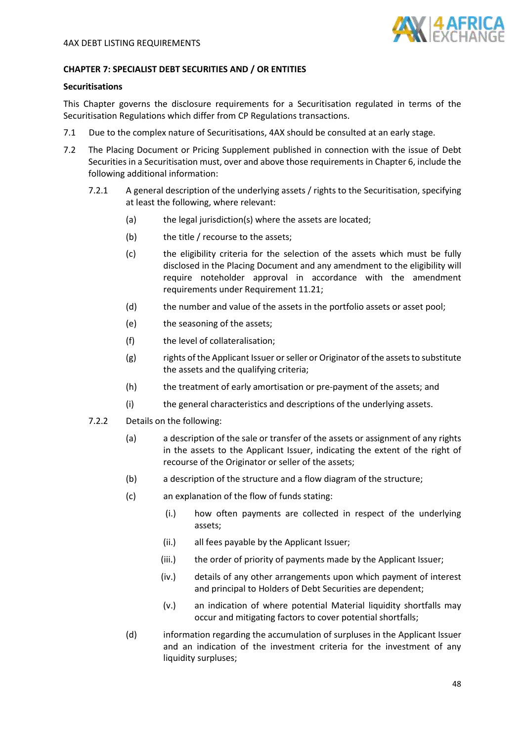## CHAPTER 7: SPECIALIST DEBT SECURITIES AND / OR ENTITIES

### Securitisations

This Chapter governs the disclosure requirements for a Securitisation regulated in terms of the Securitisation Regulations which differ from CP Regulations transactions.

7.1 Due to the complex nature of Securitisations, 4AX should be consulted at an early stage.

7.2 The Placing Document or Pricing Supplement published in connection with the issue of Debt Securities in a Securitisation must, over and above those requirements in Chapter 6, include the following additional information:

7.2.1 A general description of the underlying assets / rights to the Securitisation, specifying at least the following, where relevant:

(a) the legal jurisdiction(s) where the assets are located;

(b) the title / recourse to the assets;

(c) the eligibility criteria for the selection of the assets which must be fully disclosed in the Placing Document and any amendment to the eligibility will require noteholder approval in accordance with the amendment requirements under Requirement 11.21;

(d) the number and value of the assets in the portfolio assets or asset pool;

(e) the seasoning of the assets;

(f) the level of collateralisation;

(g) rights of the Applicant Issuer or seller or Originator of the assets to substitute the assets and the qualifying criteria;

(h) the treatment of early amortisation or pre-payment of the assets; and

(i) the general characteristics and descriptions of the underlying assets.

7.2.2 Details on the following:

(a) a description of the sale or transfer of the assets or assignment of any rights in the assets to the Applicant Issuer, indicating the extent of the right of recourse of the Originator or seller of the assets;

(b) a description of the structure and a flow diagram of the structure;

(c) an explanation of the flow of funds stating:

(i.) how often payments are collected in respect of the underlying assets;

(ii.) all fees payable by the Applicant Issuer;

(iii.) the order of priority of payments made by the Applicant Issuer;

(iv.) details of any other arrangements upon which payment of interest and principal to Holders of Debt Securities are dependent;

(v.) an indication of where potential Material liquidity shortfalls may occur and mitigating factors to cover potential shortfalls;

(d) information regarding the accumulation of surpluses in the Applicant Issuer and an indication of the investment criteria for the investment of any liquidity surpluses;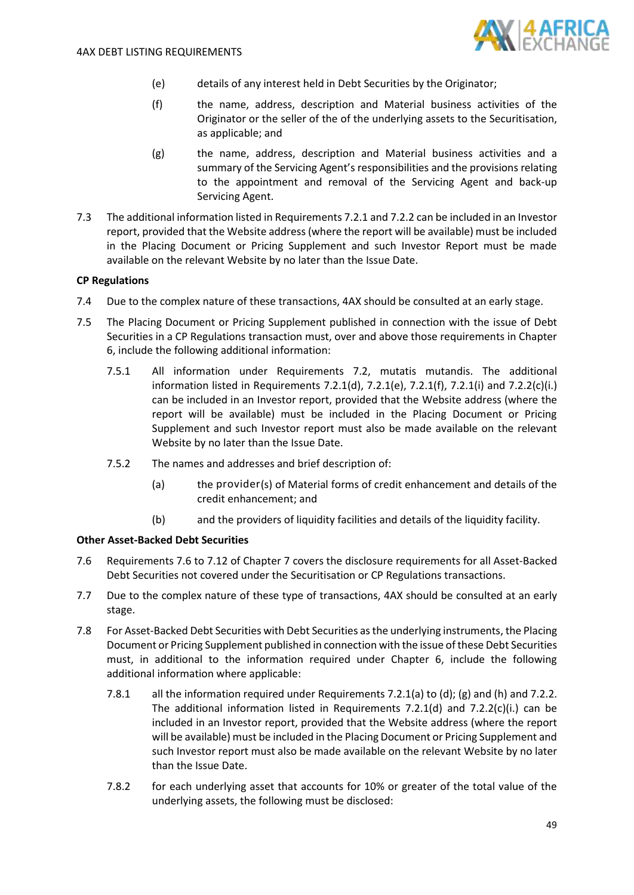(e) details of any interest held in Debt Securities by the Originator;

(f) the name, address, description and Material business activities of the Originator or the seller of the of the underlying assets to the Securitisation, as applicable; and

(g) the name, address, description and Material business activities and a summary of the Servicing Agent's responsibilities and the provisions relating to the appointment and removal of the Servicing Agent and back-up Servicing Agent.

7.3 The additional information listed in Requirements 7.2.1 and 7.2.2 can be included in an Investor report, provided that the Website address (where the report will be available) must be included in the Placing Document or Pricing Supplement and such Investor Report must be made available on the relevant Website by no later than the Issue Date.

**CP Regulations**

7.4 Due to the complex nature of these transactions, 4AX should be consulted at an early stage.

7.5 The Placing Document or Pricing Supplement published in connection with the issue of Debt Securities in a CP Regulations transaction must, over and above those requirements in Chapter 6, include the following additional information:

7.5.1 All information under Requirements 7.2, mutatis mutandis. The additional information listed in Requirements 7.2.1(d), 7.2.1(e), 7.2.1(f), 7.2.1(i) and 7.2.2(c)(i.) can be included in an Investor report, provided that the Website address (where the report will be available) must be included in the Placing Document or Pricing Supplement and such Investor report must also be made available on the relevant Website by no later than the Issue Date.

7.5.2 The names and addresses and brief description of:

(a) the provider(s) of Material forms of credit enhancement and details of the credit enhancement; and

(b) and the providers of liquidity facilities and details of the liquidity facility.

**Other Asset-Backed Debt Securities**

7.6 Requirements 7.6 to 7.12 of Chapter 7 covers the disclosure requirements for all Asset-Backed Debt Securities not covered under the Securitisation or CP Regulations transactions.

7.7 Due to the complex nature of these type of transactions, 4AX should be consulted at an early stage.

7.8 For Asset-Backed Debt Securities with Debt Securities as the underlying instruments, the Placing Document or Pricing Supplement published in connection with the issue of these Debt Securities must, in additional to the information required under Chapter 6, include the following additional information where applicable:

7.8.1 all the information required under Requirements 7.2.1(a) to (d); (g) and (h) and 7.2.2. The additional information listed in Requirements 7.2.1(d) and 7.2.2(c)(i.) can be included in an Investor report, provided that the Website address (where the report will be available) must be included in the Placing Document or Pricing Supplement and such Investor report must also be made available on the relevant Website by no later than the Issue Date.

7.8.2 for each underlying asset that accounts for 10% or greater of the total value of the underlying assets, the following must be disclosed: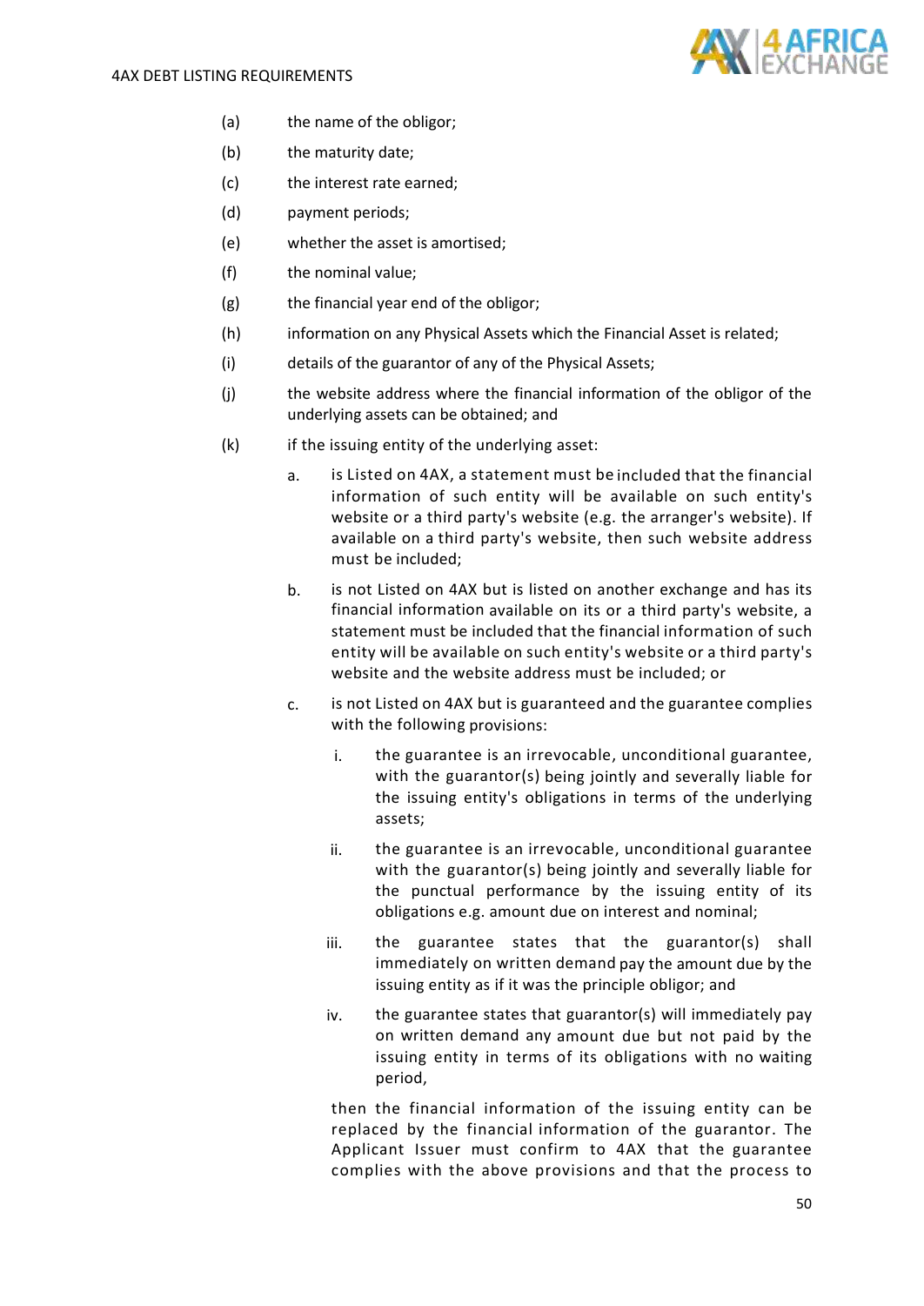(a) the name of the obligor;

(b) the maturity date;

(c) the interest rate earned;

(d) payment periods;

(e) whether the asset is amortised;

(f) the nominal value;

(g) the financial year end of the obligor;

(h) information on any Physical Assets which the Financial Asset is related;

(i) details of the guarantor of any of the Physical Assets;

(j) the website address where the financial information of the obligor of the underlying assets can be obtained; and

(k) if the issuing entity of the underlying asset:

  a. is Listed on 4AX, a statement must be included that the financial information of such entity will be available on such entity's website or a third party's website (e.g. the arranger's website). If available on a third party's website, then such website address must be included;

  b. is not Listed on 4AX but is listed on another exchange and has its financial information available on its or a third party's website, a statement must be included that the financial information of such entity will be available on such entity's website or a third party's website and the website address must be included; or

  c. is not Listed on 4AX but is guaranteed and the guarantee complies with the following provisions:

    i. the guarantee is an irrevocable, unconditional guarantee, with the guarantor(s) being jointly and severally liable for the issuing entity's obligations in terms of the underlying assets;

    ii. the guarantee is an irrevocable, unconditional guarantee with the guarantor(s) being jointly and severally liable for the punctual performance by the issuing entity of its obligations e.g. amount due on interest and nominal;

    iii. the guarantee states that the guarantor(s) shall immediately on written demand pay the amount due by the issuing entity as if it was the principle obligor; and

    iv. the guarantee states that guarantor(s) will immediately pay on written demand any amount due but not paid by the issuing entity in terms of its obligations with no waiting period,

  then the financial information of the issuing entity can be replaced by the financial information of the guarantor. The Applicant Issuer must confirm to 4AX that the guarantee complies with the above provisions and that the process to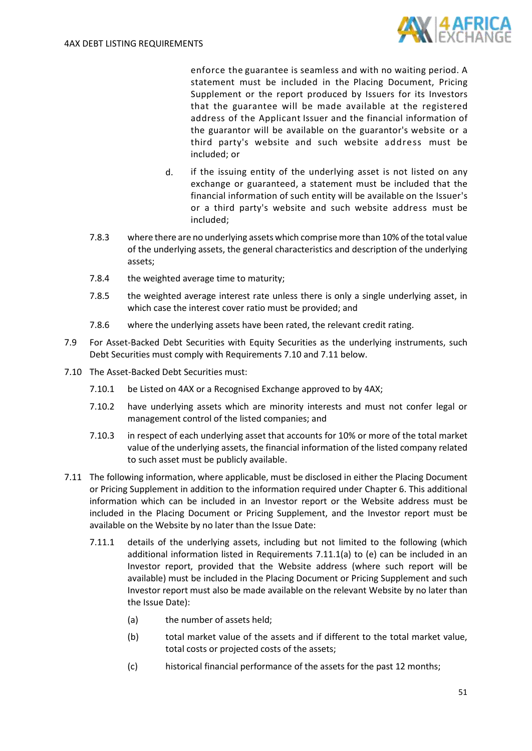enforce the guarantee is seamless and with no waiting period. A statement must be included in the Placing Document, Pricing Supplement or the report produced by Issuers for its Investors that the guarantee will be made available at the registered address of the Applicant Issuer and the financial information of the guarantor will be available on the guarantor's website or a third party's website and such website address must be included; or

d. if the issuing entity of the underlying asset is not listed on any exchange or guaranteed, a statement must be included that the financial information of such entity will be available on the Issuer's or a third party's website and such website address must be included;

7.8.3 where there are no underlying assets which comprise more than 10% of the total value of the underlying assets, the general characteristics and description of the underlying assets;

7.8.4 the weighted average time to maturity;

7.8.5 the weighted average interest rate unless there is only a single underlying asset, in which case the interest cover ratio must be provided; and

7.8.6 where the underlying assets have been rated, the relevant credit rating.

7.9 For Asset-Backed Debt Securities with Equity Securities as the underlying instruments, such Debt Securities must comply with Requirements 7.10 and 7.11 below.

7.10 The Asset-Backed Debt Securities must:

7.10.1 be Listed on 4AX or a Recognised Exchange approved to by 4AX;

7.10.2 have underlying assets which are minority interests and must not confer legal or management control of the listed companies; and

7.10.3 in respect of each underlying asset that accounts for 10% or more of the total market value of the underlying assets, the financial information of the listed company related to such asset must be publicly available.

7.11 The following information, where applicable, must be disclosed in either the Placing Document or Pricing Supplement in addition to the information required under Chapter 6. This additional information which can be included in an Investor report or the Website address must be included in the Placing Document or Pricing Supplement, and the Investor report must be available on the Website by no later than the Issue Date:

7.11.1 details of the underlying assets, including but not limited to the following (which additional information listed in Requirements 7.11.1(a) to (e) can be included in an Investor report, provided that the Website address (where such report will be available) must be included in the Placing Document or Pricing Supplement and such Investor report must also be made available on the relevant Website by no later than the Issue Date):

(a) the number of assets held;

(b) total market value of the assets and if different to the total market value, total costs or projected costs of the assets;

(c) historical financial performance of the assets for the past 12 months;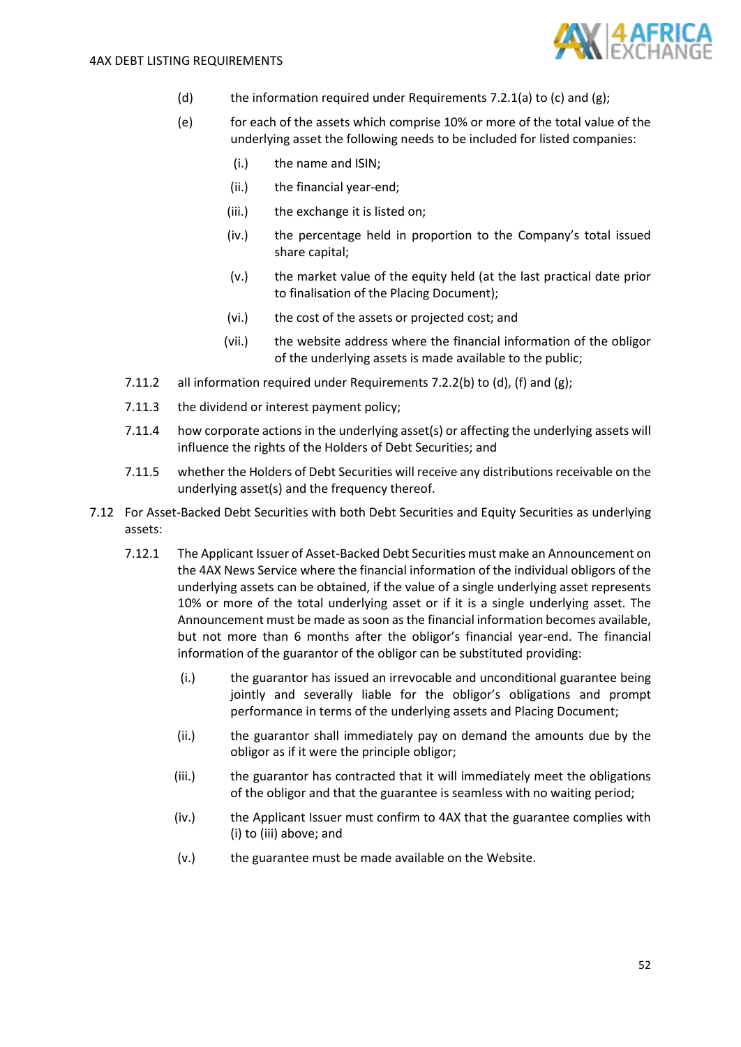(d) the information required under Requirements 7.2.1(a) to (c) and (g);

(e) for each of the assets which comprise 10% or more of the total value of the underlying asset the following needs to be included for listed companies:

(i.) the name and ISIN;

(ii.) the financial year-end;

(iii.) the exchange it is listed on;

(iv.) the percentage held in proportion to the Company's total issued share capital;

(v.) the market value of the equity held (at the last practical date prior to finalisation of the Placing Document);

(vi.) the cost of the assets or projected cost; and

(vii.) the website address where the financial information of the obligor of the underlying assets is made available to the public;

7.11.2 all information required under Requirements 7.2.2(b) to (d), (f) and (g);

7.11.3 the dividend or interest payment policy;

7.11.4 how corporate actions in the underlying asset(s) or affecting the underlying assets will influence the rights of the Holders of Debt Securities; and

7.11.5 whether the Holders of Debt Securities will receive any distributions receivable on the underlying asset(s) and the frequency thereof.

7.12 For Asset-Backed Debt Securities with both Debt Securities and Equity Securities as underlying assets:

7.12.1 The Applicant Issuer of Asset-Backed Debt Securities must make an Announcement on the 4AX News Service where the financial information of the individual obligors of the underlying assets can be obtained, if the value of a single underlying asset represents 10% or more of the total underlying asset or if it is a single underlying asset. The Announcement must be made as soon as the financial information becomes available, but not more than 6 months after the obligor's financial year-end. The financial information of the guarantor of the obligor can be substituted providing:

(i.) the guarantor has issued an irrevocable and unconditional guarantee being jointly and severally liable for the obligor's obligations and prompt performance in terms of the underlying assets and Placing Document;

(ii.) the guarantor shall immediately pay on demand the amounts due by the obligor as if it were the principle obligor;

(iii.) the guarantor has contracted that it will immediately meet the obligations of the obligor and that the guarantee is seamless with no waiting period;

(iv.) the Applicant Issuer must confirm to 4AX that the guarantee complies with (i) to (iii) above; and

(v.) the guarantee must be made available on the Website.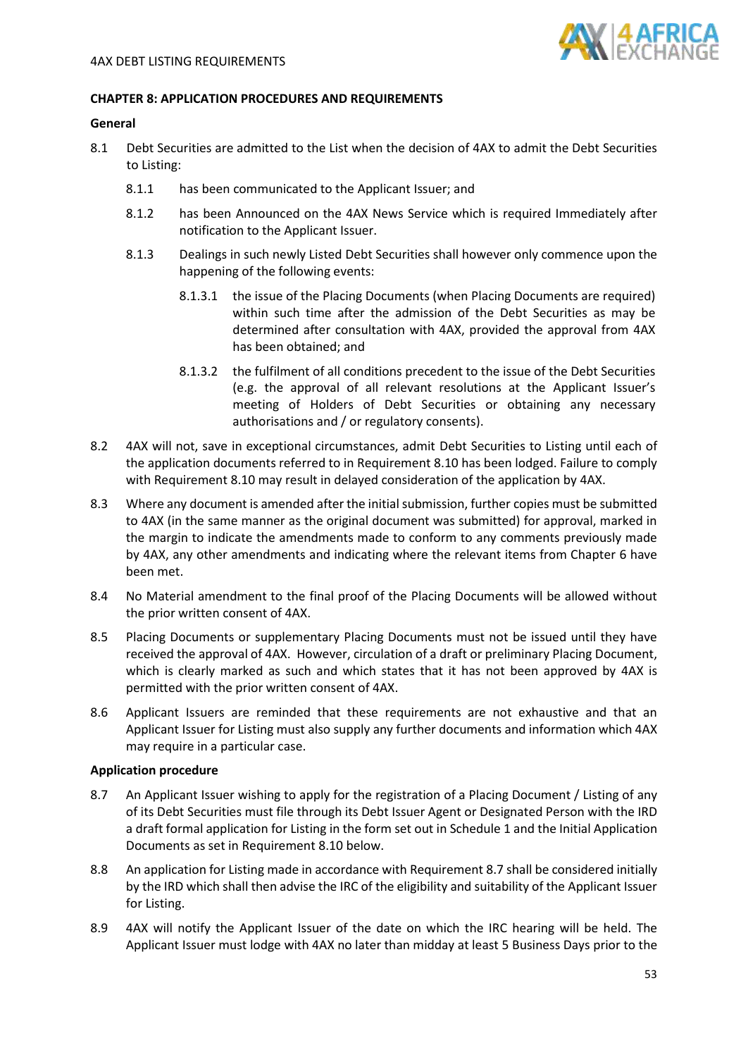## CHAPTER 8: APPLICATION PROCEDURES AND REQUIREMENTS

### General

8.1 Debt Securities are admitted to the List when the decision of 4AX to admit the Debt Securities to Listing:

8.1.1 has been communicated to the Applicant Issuer; and

8.1.2 has been Announced on the 4AX News Service which is required Immediately after notification to the Applicant Issuer.

8.1.3 Dealings in such newly Listed Debt Securities shall however only commence upon the happening of the following events:

8.1.3.1 the issue of the Placing Documents (when Placing Documents are required) within such time after the admission of the Debt Securities as may be determined after consultation with 4AX, provided the approval from 4AX has been obtained; and

8.1.3.2 the fulfilment of all conditions precedent to the issue of the Debt Securities (e.g. the approval of all relevant resolutions at the Applicant Issuer's meeting of Holders of Debt Securities or obtaining any necessary authorisations and / or regulatory consents).

8.2 4AX will not, save in exceptional circumstances, admit Debt Securities to Listing until each of the application documents referred to in Requirement 8.10 has been lodged. Failure to comply with Requirement 8.10 may result in delayed consideration of the application by 4AX.

8.3 Where any document is amended after the initial submission, further copies must be submitted to 4AX (in the same manner as the original document was submitted) for approval, marked in the margin to indicate the amendments made to conform to any comments previously made by 4AX, any other amendments and indicating where the relevant items from Chapter 6 have been met.

8.4 No Material amendment to the final proof of the Placing Documents will be allowed without the prior written consent of 4AX.

8.5 Placing Documents or supplementary Placing Documents must not be issued until they have received the approval of 4AX. However, circulation of a draft or preliminary Placing Document, which is clearly marked as such and which states that it has not been approved by 4AX is permitted with the prior written consent of 4AX.

8.6 Applicant Issuers are reminded that these requirements are not exhaustive and that an Applicant Issuer for Listing must also supply any further documents and information which 4AX may require in a particular case.

### Application procedure

8.7 An Applicant Issuer wishing to apply for the registration of a Placing Document / Listing of any of its Debt Securities must file through its Debt Issuer Agent or Designated Person with the IRD a draft formal application for Listing in the form set out in Schedule 1 and the Initial Application Documents as set in Requirement 8.10 below.

8.8 An application for Listing made in accordance with Requirement 8.7 shall be considered initially by the IRD which shall then advise the IRC of the eligibility and suitability of the Applicant Issuer for Listing.

8.9 4AX will notify the Applicant Issuer of the date on which the IRC hearing will be held. The Applicant Issuer must lodge with 4AX no later than midday at least 5 Business Days prior to the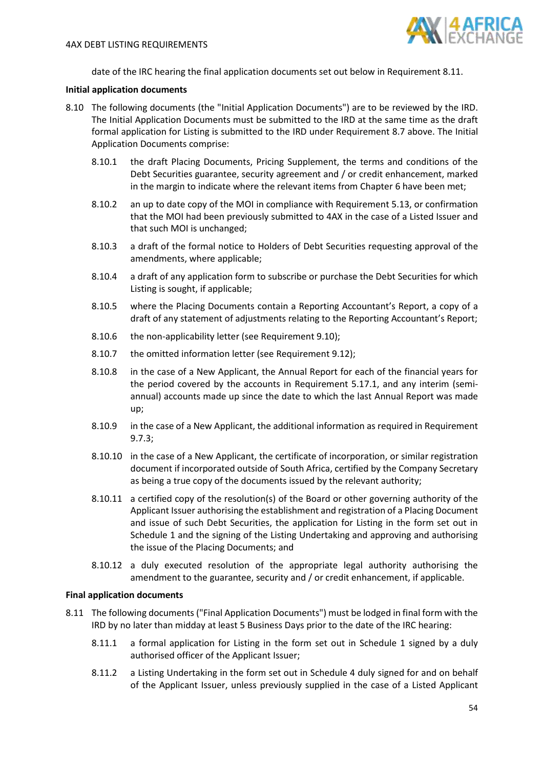date of the IRC hearing the final application documents set out below in Requirement 8.11.

**Initial application documents**

8.10 The following documents (the "Initial Application Documents") are to be reviewed by the IRD. The Initial Application Documents must be submitted to the IRD at the same time as the draft formal application for Listing is submitted to the IRD under Requirement 8.7 above. The Initial Application Documents comprise:

8.10.1 the draft Placing Documents, Pricing Supplement, the terms and conditions of the Debt Securities guarantee, security agreement and / or credit enhancement, marked in the margin to indicate where the relevant items from Chapter 6 have been met;

8.10.2 an up to date copy of the MOI in compliance with Requirement 5.13, or confirmation that the MOI had been previously submitted to 4AX in the case of a Listed Issuer and that such MOI is unchanged;

8.10.3 a draft of the formal notice to Holders of Debt Securities requesting approval of the amendments, where applicable;

8.10.4 a draft of any application form to subscribe or purchase the Debt Securities for which Listing is sought, if applicable;

8.10.5 where the Placing Documents contain a Reporting Accountant's Report, a copy of a draft of any statement of adjustments relating to the Reporting Accountant's Report;

8.10.6 the non-applicability letter (see Requirement 9.10);

8.10.7 the omitted information letter (see Requirement 9.12);

8.10.8 in the case of a New Applicant, the Annual Report for each of the financial years for the period covered by the accounts in Requirement 5.17.1, and any interim (semi-annual) accounts made up since the date to which the last Annual Report was made up;

8.10.9 in the case of a New Applicant, the additional information as required in Requirement 9.7.3;

8.10.10 in the case of a New Applicant, the certificate of incorporation, or similar registration document if incorporated outside of South Africa, certified by the Company Secretary as being a true copy of the documents issued by the relevant authority;

8.10.11 a certified copy of the resolution(s) of the Board or other governing authority of the Applicant Issuer authorising the establishment and registration of a Placing Document and issue of such Debt Securities, the application for Listing in the form set out in Schedule 1 and the signing of the Listing Undertaking and approving and authorising the issue of the Placing Documents; and

8.10.12 a duly executed resolution of the appropriate legal authority authorising the amendment to the guarantee, security and / or credit enhancement, if applicable.

**Final application documents**

8.11 The following documents ("Final Application Documents") must be lodged in final form with the IRD by no later than midday at least 5 Business Days prior to the date of the IRC hearing:

8.11.1 a formal application for Listing in the form set out in Schedule 1 signed by a duly authorised officer of the Applicant Issuer;

8.11.2 a Listing Undertaking in the form set out in Schedule 4 duly signed for and on behalf of the Applicant Issuer, unless previously supplied in the case of a Listed Applicant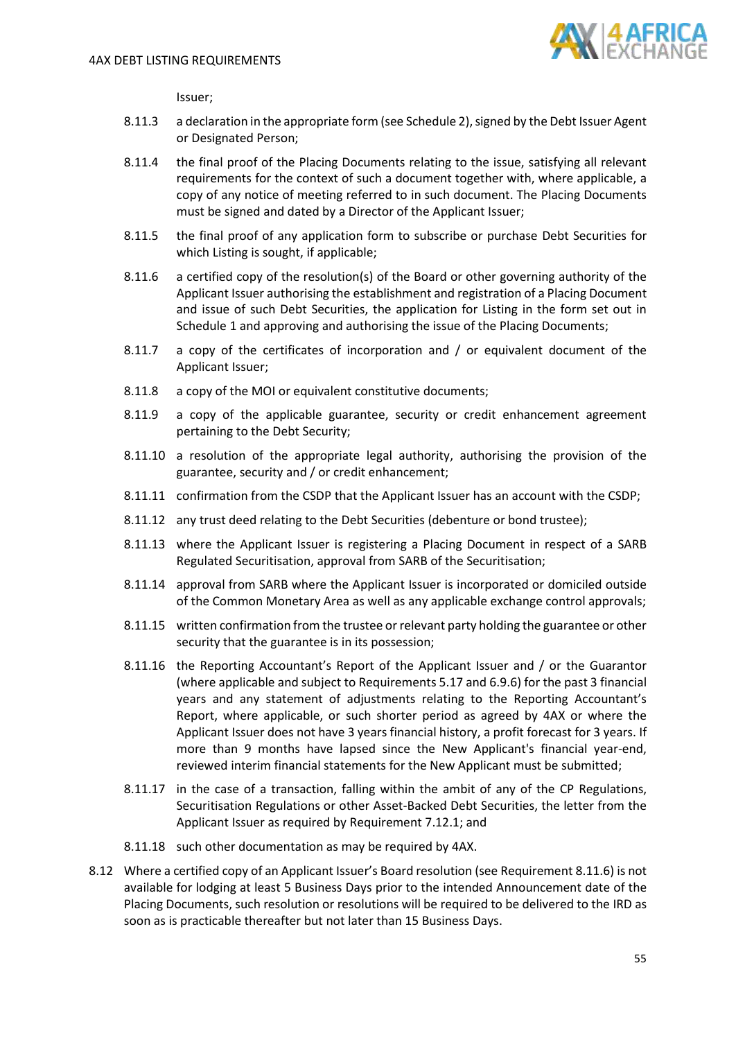Issuer;

8.11.3 a declaration in the appropriate form (see Schedule 2), signed by the Debt Issuer Agent or Designated Person;

8.11.4 the final proof of the Placing Documents relating to the issue, satisfying all relevant requirements for the context of such a document together with, where applicable, a copy of any notice of meeting referred to in such document. The Placing Documents must be signed and dated by a Director of the Applicant Issuer;

8.11.5 the final proof of any application form to subscribe or purchase Debt Securities for which Listing is sought, if applicable;

8.11.6 a certified copy of the resolution(s) of the Board or other governing authority of the Applicant Issuer authorising the establishment and registration of a Placing Document and issue of such Debt Securities, the application for Listing in the form set out in Schedule 1 and approving and authorising the issue of the Placing Documents;

8.11.7 a copy of the certificates of incorporation and / or equivalent document of the Applicant Issuer;

8.11.8 a copy of the MOI or equivalent constitutive documents;

8.11.9 a copy of the applicable guarantee, security or credit enhancement agreement pertaining to the Debt Security;

8.11.10 a resolution of the appropriate legal authority, authorising the provision of the guarantee, security and / or credit enhancement;

8.11.11 confirmation from the CSDP that the Applicant Issuer has an account with the CSDP;

8.11.12 any trust deed relating to the Debt Securities (debenture or bond trustee);

8.11.13 where the Applicant Issuer is registering a Placing Document in respect of a SARB Regulated Securitisation, approval from SARB of the Securitisation;

8.11.14 approval from SARB where the Applicant Issuer is incorporated or domiciled outside of the Common Monetary Area as well as any applicable exchange control approvals;

8.11.15 written confirmation from the trustee or relevant party holding the guarantee or other security that the guarantee is in its possession;

8.11.16 the Reporting Accountant's Report of the Applicant Issuer and / or the Guarantor (where applicable and subject to Requirements 5.17 and 6.9.6) for the past 3 financial years and any statement of adjustments relating to the Reporting Accountant's Report, where applicable, or such shorter period as agreed by 4AX or where the Applicant Issuer does not have 3 years financial history, a profit forecast for 3 years. If more than 9 months have lapsed since the New Applicant's financial year-end, reviewed interim financial statements for the New Applicant must be submitted;

8.11.17 in the case of a transaction, falling within the ambit of any of the CP Regulations, Securitisation Regulations or other Asset-Backed Debt Securities, the letter from the Applicant Issuer as required by Requirement 7.12.1; and

8.11.18 such other documentation as may be required by 4AX.

8.12 Where a certified copy of an Applicant Issuer's Board resolution (see Requirement 8.11.6) is not available for lodging at least 5 Business Days prior to the intended Announcement date of the Placing Documents, such resolution or resolutions will be required to be delivered to the IRD as soon as is practicable thereafter but not later than 15 Business Days.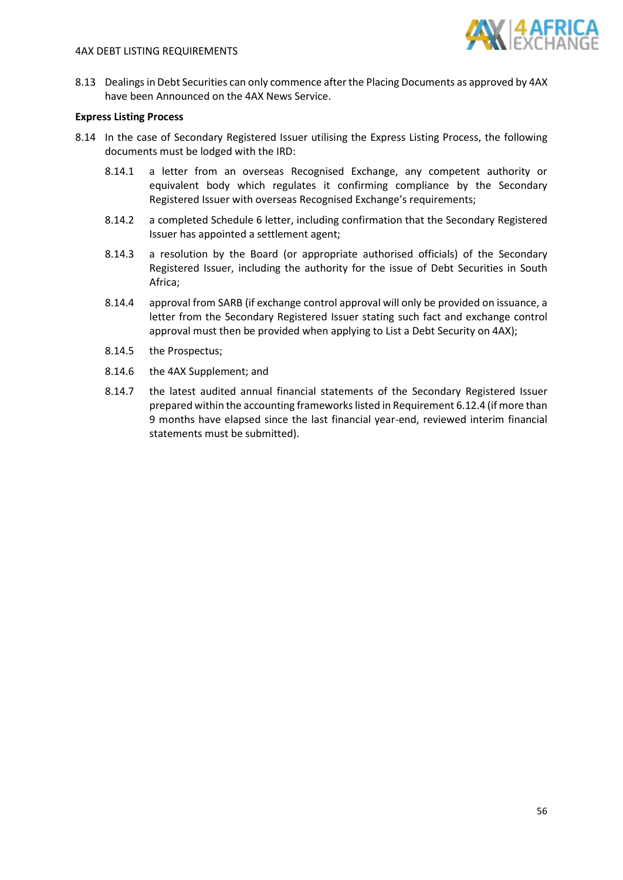8.13 Dealings in Debt Securities can only commence after the Placing Documents as approved by 4AX have been Announced on the 4AX News Service.

**Express Listing Process**

8.14 In the case of Secondary Registered Issuer utilising the Express Listing Process, the following documents must be lodged with the IRD:

8.14.1 a letter from an overseas Recognised Exchange, any competent authority or equivalent body which regulates it confirming compliance by the Secondary Registered Issuer with overseas Recognised Exchange's requirements;

8.14.2 a completed Schedule 6 letter, including confirmation that the Secondary Registered Issuer has appointed a settlement agent;

8.14.3 a resolution by the Board (or appropriate authorised officials) of the Secondary Registered Issuer, including the authority for the issue of Debt Securities in South Africa;

8.14.4 approval from SARB (if exchange control approval will only be provided on issuance, a letter from the Secondary Registered Issuer stating such fact and exchange control approval must then be provided when applying to List a Debt Security on 4AX);

8.14.5 the Prospectus;

8.14.6 the 4AX Supplement; and

8.14.7 the latest audited annual financial statements of the Secondary Registered Issuer prepared within the accounting frameworks listed in Requirement 6.12.4 (if more than 9 months have elapsed since the last financial year-end, reviewed interim financial statements must be submitted).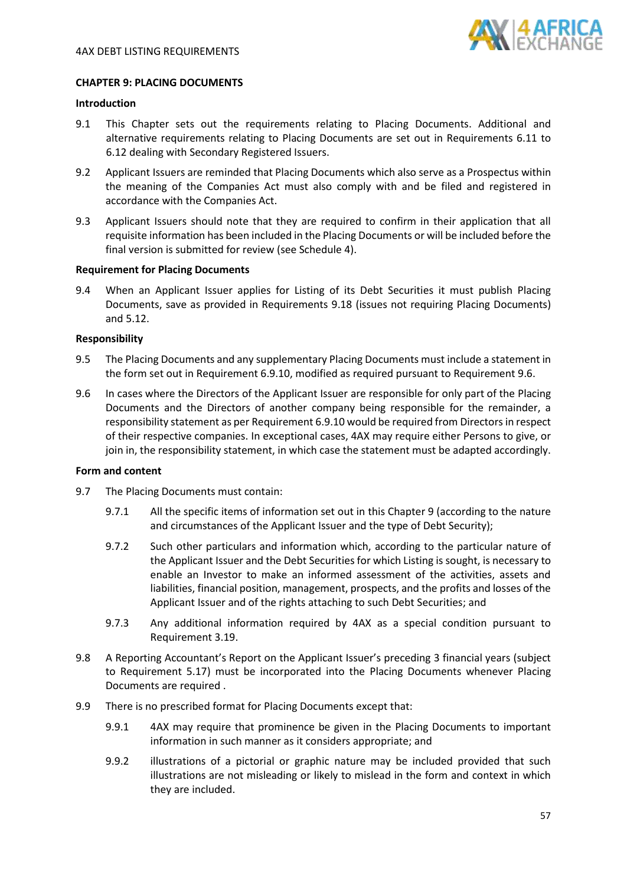## CHAPTER 9: PLACING DOCUMENTS

### Introduction

9.1 This Chapter sets out the requirements relating to Placing Documents. Additional and alternative requirements relating to Placing Documents are set out in Requirements 6.11 to 6.12 dealing with Secondary Registered Issuers.

9.2 Applicant Issuers are reminded that Placing Documents which also serve as a Prospectus within the meaning of the Companies Act must also comply with and be filed and registered in accordance with the Companies Act.

9.3 Applicant Issuers should note that they are required to confirm in their application that all requisite information has been included in the Placing Documents or will be included before the final version is submitted for review (see Schedule 4).

### Requirement for Placing Documents

9.4 When an Applicant Issuer applies for Listing of its Debt Securities it must publish Placing Documents, save as provided in Requirements 9.18 (issues not requiring Placing Documents) and 5.12.

### Responsibility

9.5 The Placing Documents and any supplementary Placing Documents must include a statement in the form set out in Requirement 6.9.10, modified as required pursuant to Requirement 9.6.

9.6 In cases where the Directors of the Applicant Issuer are responsible for only part of the Placing Documents and the Directors of another company being responsible for the remainder, a responsibility statement as per Requirement 6.9.10 would be required from Directors in respect of their respective companies. In exceptional cases, 4AX may require either Persons to give, or join in, the responsibility statement, in which case the statement must be adapted accordingly.

### Form and content

9.7 The Placing Documents must contain:

9.7.1 All the specific items of information set out in this Chapter 9 (according to the nature and circumstances of the Applicant Issuer and the type of Debt Security);

9.7.2 Such other particulars and information which, according to the particular nature of the Applicant Issuer and the Debt Securities for which Listing is sought, is necessary to enable an Investor to make an informed assessment of the activities, assets and liabilities, financial position, management, prospects, and the profits and losses of the Applicant Issuer and of the rights attaching to such Debt Securities; and

9.7.3 Any additional information required by 4AX as a special condition pursuant to Requirement 3.19.

9.8 A Reporting Accountant's Report on the Applicant Issuer's preceding 3 financial years (subject to Requirement 5.17) must be incorporated into the Placing Documents whenever Placing Documents are required .

9.9 There is no prescribed format for Placing Documents except that:

9.9.1 4AX may require that prominence be given in the Placing Documents to important information in such manner as it considers appropriate; and

9.9.2 illustrations of a pictorial or graphic nature may be included provided that such illustrations are not misleading or likely to mislead in the form and context in which they are included.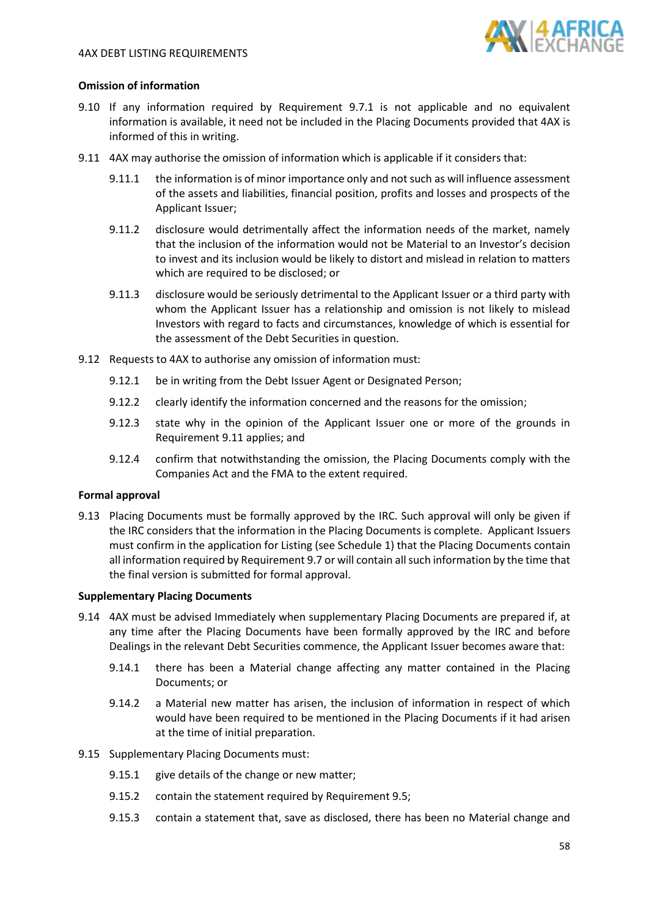### Omission of information

9.10 If any information required by Requirement 9.7.1 is not applicable and no equivalent information is available, it need not be included in the Placing Documents provided that 4AX is informed of this in writing.

9.11 4AX may authorise the omission of information which is applicable if it considers that:

9.11.1 the information is of minor importance only and not such as will influence assessment of the assets and liabilities, financial position, profits and losses and prospects of the Applicant Issuer;

9.11.2 disclosure would detrimentally affect the information needs of the market, namely that the inclusion of the information would not be Material to an Investor's decision to invest and its inclusion would be likely to distort and mislead in relation to matters which are required to be disclosed; or

9.11.3 disclosure would be seriously detrimental to the Applicant Issuer or a third party with whom the Applicant Issuer has a relationship and omission is not likely to mislead Investors with regard to facts and circumstances, knowledge of which is essential for the assessment of the Debt Securities in question.

9.12 Requests to 4AX to authorise any omission of information must:

9.12.1 be in writing from the Debt Issuer Agent or Designated Person;

9.12.2 clearly identify the information concerned and the reasons for the omission;

9.12.3 state why in the opinion of the Applicant Issuer one or more of the grounds in Requirement 9.11 applies; and

9.12.4 confirm that notwithstanding the omission, the Placing Documents comply with the Companies Act and the FMA to the extent required.

### Formal approval

9.13 Placing Documents must be formally approved by the IRC. Such approval will only be given if the IRC considers that the information in the Placing Documents is complete. Applicant Issuers must confirm in the application for Listing (see Schedule 1) that the Placing Documents contain all information required by Requirement 9.7 or will contain all such information by the time that the final version is submitted for formal approval.

### Supplementary Placing Documents

9.14 4AX must be advised Immediately when supplementary Placing Documents are prepared if, at any time after the Placing Documents have been formally approved by the IRC and before Dealings in the relevant Debt Securities commence, the Applicant Issuer becomes aware that:

9.14.1 there has been a Material change affecting any matter contained in the Placing Documents; or

9.14.2 a Material new matter has arisen, the inclusion of information in respect of which would have been required to be mentioned in the Placing Documents if it had arisen at the time of initial preparation.

9.15 Supplementary Placing Documents must:

9.15.1 give details of the change or new matter;

9.15.2 contain the statement required by Requirement 9.5;

9.15.3 contain a statement that, save as disclosed, there has been no Material change and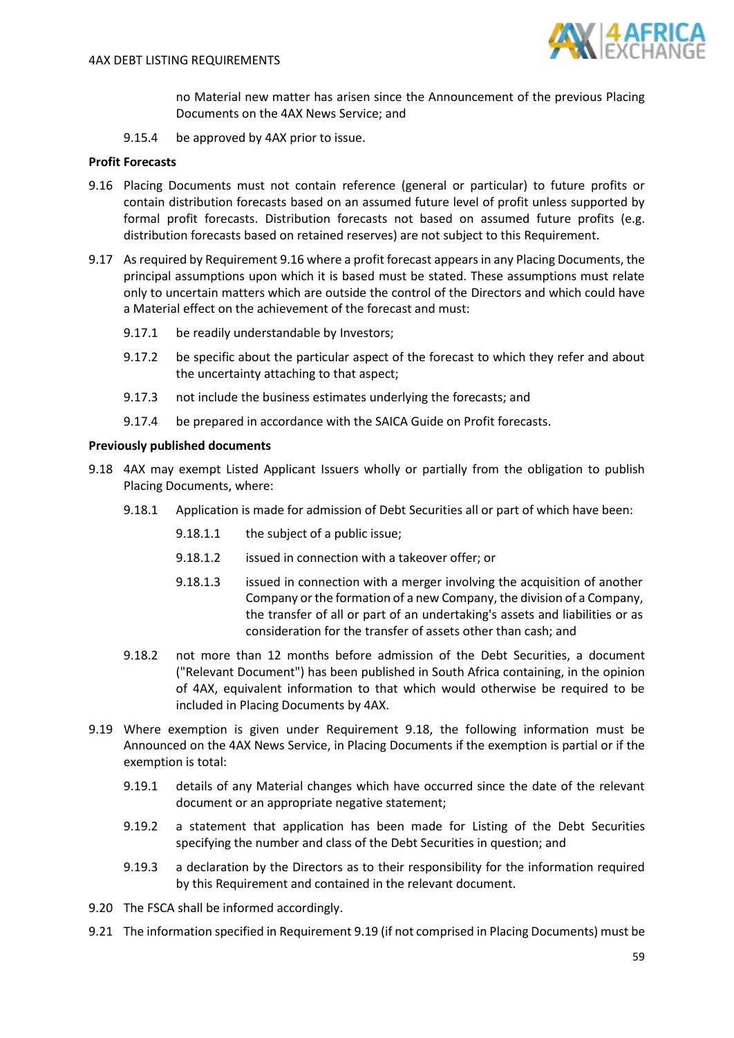no Material new matter has arisen since the Announcement of the previous Placing Documents on the 4AX News Service; and

9.15.4 be approved by 4AX prior to issue.

**Profit Forecasts**

9.16 Placing Documents must not contain reference (general or particular) to future profits or contain distribution forecasts based on an assumed future level of profit unless supported by formal profit forecasts. Distribution forecasts not based on assumed future profits (e.g. distribution forecasts based on retained reserves) are not subject to this Requirement.

9.17 As required by Requirement 9.16 where a profit forecast appears in any Placing Documents, the principal assumptions upon which it is based must be stated. These assumptions must relate only to uncertain matters which are outside the control of the Directors and which could have a Material effect on the achievement of the forecast and must:

9.17.1 be readily understandable by Investors;

9.17.2 be specific about the particular aspect of the forecast to which they refer and about the uncertainty attaching to that aspect;

9.17.3 not include the business estimates underlying the forecasts; and

9.17.4 be prepared in accordance with the SAICA Guide on Profit forecasts.

**Previously published documents**

9.18 4AX may exempt Listed Applicant Issuers wholly or partially from the obligation to publish Placing Documents, where:

9.18.1 Application is made for admission of Debt Securities all or part of which have been:

9.18.1.1 the subject of a public issue;

9.18.1.2 issued in connection with a takeover offer; or

9.18.1.3 issued in connection with a merger involving the acquisition of another Company or the formation of a new Company, the division of a Company, the transfer of all or part of an undertaking's assets and liabilities or as consideration for the transfer of assets other than cash; and

9.18.2 not more than 12 months before admission of the Debt Securities, a document ("Relevant Document") has been published in South Africa containing, in the opinion of 4AX, equivalent information to that which would otherwise be required to be included in Placing Documents by 4AX.

9.19 Where exemption is given under Requirement 9.18, the following information must be Announced on the 4AX News Service, in Placing Documents if the exemption is partial or if the exemption is total:

9.19.1 details of any Material changes which have occurred since the date of the relevant document or an appropriate negative statement;

9.19.2 a statement that application has been made for Listing of the Debt Securities specifying the number and class of the Debt Securities in question; and

9.19.3 a declaration by the Directors as to their responsibility for the information required by this Requirement and contained in the relevant document.

9.20 The FSCA shall be informed accordingly.

9.21 The information specified in Requirement 9.19 (if not comprised in Placing Documents) must be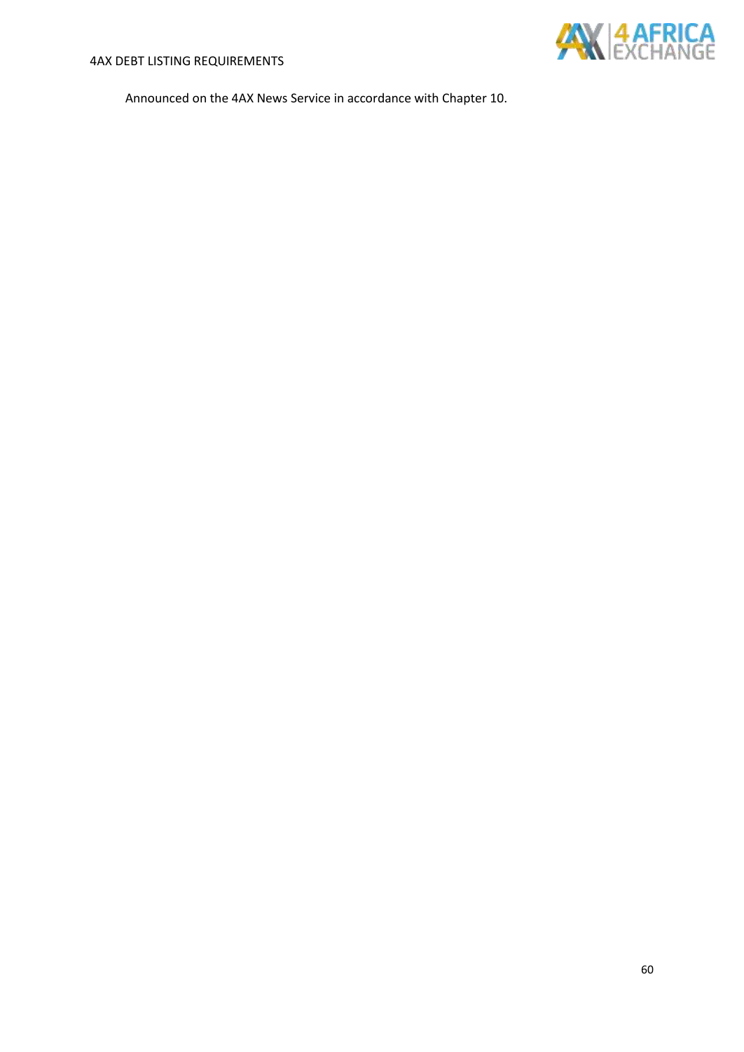Announced on the 4AX News Service in accordance with Chapter 10.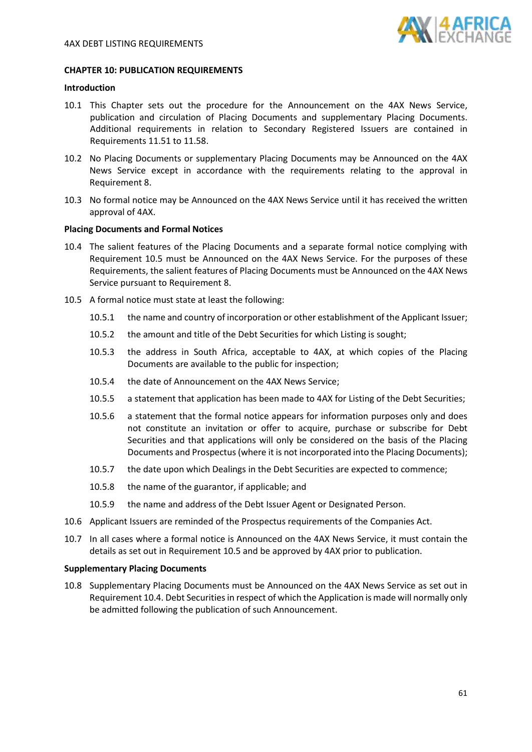## CHAPTER 10: PUBLICATION REQUIREMENTS

### Introduction

10.1 This Chapter sets out the procedure for the Announcement on the 4AX News Service, publication and circulation of Placing Documents and supplementary Placing Documents. Additional requirements in relation to Secondary Registered Issuers are contained in Requirements 11.51 to 11.58.

10.2 No Placing Documents or supplementary Placing Documents may be Announced on the 4AX News Service except in accordance with the requirements relating to the approval in Requirement 8.

10.3 No formal notice may be Announced on the 4AX News Service until it has received the written approval of 4AX.

### Placing Documents and Formal Notices

10.4 The salient features of the Placing Documents and a separate formal notice complying with Requirement 10.5 must be Announced on the 4AX News Service. For the purposes of these Requirements, the salient features of Placing Documents must be Announced on the 4AX News Service pursuant to Requirement 8.

10.5 A formal notice must state at least the following:

10.5.1 the name and country of incorporation or other establishment of the Applicant Issuer;

10.5.2 the amount and title of the Debt Securities for which Listing is sought;

10.5.3 the address in South Africa, acceptable to 4AX, at which copies of the Placing Documents are available to the public for inspection;

10.5.4 the date of Announcement on the 4AX News Service;

10.5.5 a statement that application has been made to 4AX for Listing of the Debt Securities;

10.5.6 a statement that the formal notice appears for information purposes only and does not constitute an invitation or offer to acquire, purchase or subscribe for Debt Securities and that applications will only be considered on the basis of the Placing Documents and Prospectus (where it is not incorporated into the Placing Documents);

10.5.7 the date upon which Dealings in the Debt Securities are expected to commence;

10.5.8 the name of the guarantor, if applicable; and

10.5.9 the name and address of the Debt Issuer Agent or Designated Person.

10.6 Applicant Issuers are reminded of the Prospectus requirements of the Companies Act.

10.7 In all cases where a formal notice is Announced on the 4AX News Service, it must contain the details as set out in Requirement 10.5 and be approved by 4AX prior to publication.

### Supplementary Placing Documents

10.8 Supplementary Placing Documents must be Announced on the 4AX News Service as set out in Requirement 10.4. Debt Securities in respect of which the Application is made will normally only be admitted following the publication of such Announcement.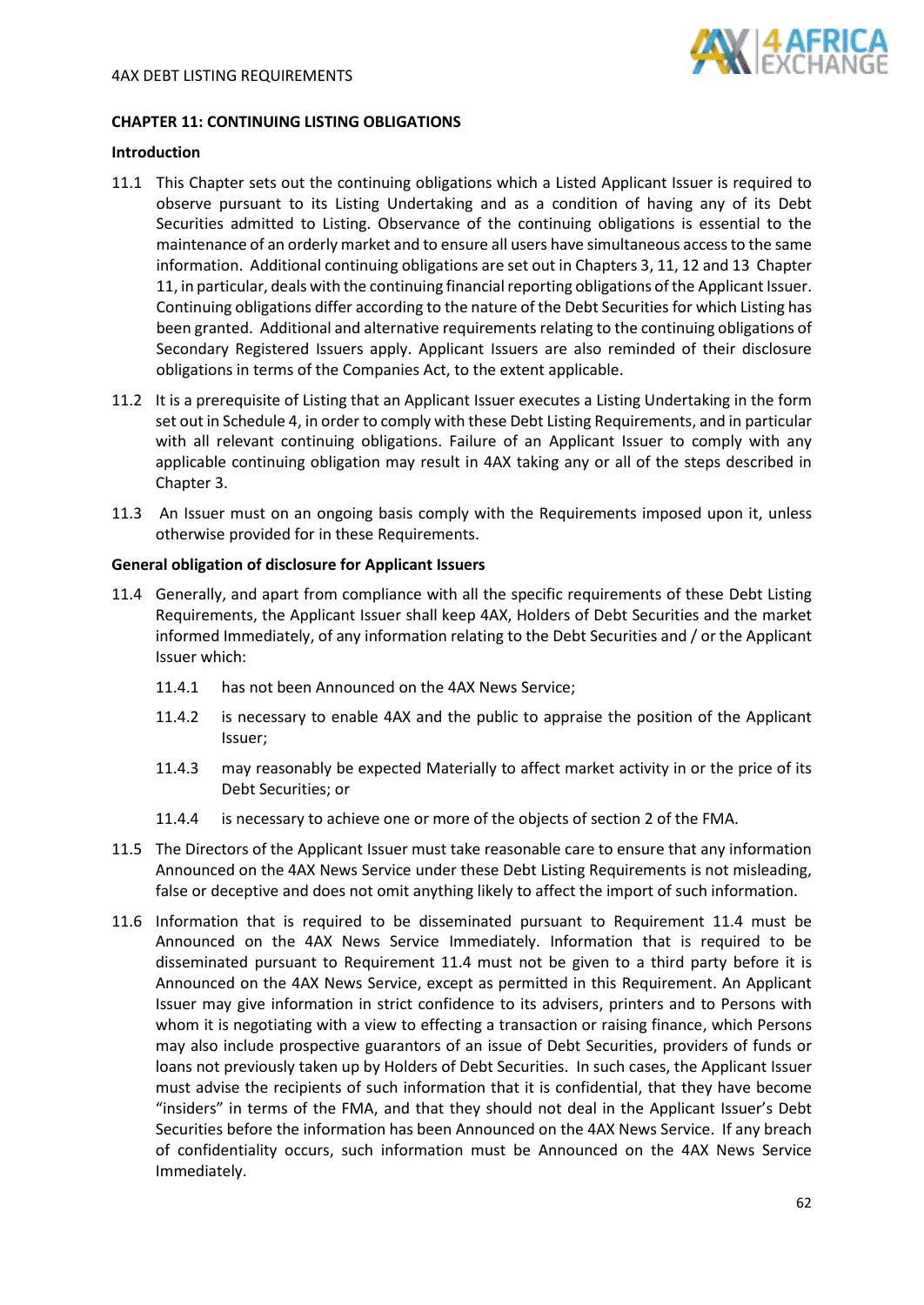## CHAPTER 11: CONTINUING LISTING OBLIGATIONS

### Introduction

11.1 This Chapter sets out the continuing obligations which a Listed Applicant Issuer is required to observe pursuant to its Listing Undertaking and as a condition of having any of its Debt Securities admitted to Listing. Observance of the continuing obligations is essential to the maintenance of an orderly market and to ensure all users have simultaneous access to the same information. Additional continuing obligations are set out in Chapters 3, 11, 12 and 13 Chapter 11, in particular, deals with the continuing financial reporting obligations of the Applicant Issuer. Continuing obligations differ according to the nature of the Debt Securities for which Listing has been granted. Additional and alternative requirements relating to the continuing obligations of Secondary Registered Issuers apply. Applicant Issuers are also reminded of their disclosure obligations in terms of the Companies Act, to the extent applicable.

11.2 It is a prerequisite of Listing that an Applicant Issuer executes a Listing Undertaking in the form set out in Schedule 4, in order to comply with these Debt Listing Requirements, and in particular with all relevant continuing obligations. Failure of an Applicant Issuer to comply with any applicable continuing obligation may result in 4AX taking any or all of the steps described in Chapter 3.

11.3 An Issuer must on an ongoing basis comply with the Requirements imposed upon it, unless otherwise provided for in these Requirements.

### General obligation of disclosure for Applicant Issuers

11.4 Generally, and apart from compliance with all the specific requirements of these Debt Listing Requirements, the Applicant Issuer shall keep 4AX, Holders of Debt Securities and the market informed Immediately, of any information relating to the Debt Securities and / or the Applicant Issuer which:

11.4.1 has not been Announced on the 4AX News Service;

11.4.2 is necessary to enable 4AX and the public to appraise the position of the Applicant Issuer;

11.4.3 may reasonably be expected Materially to affect market activity in or the price of its Debt Securities; or

11.4.4 is necessary to achieve one or more of the objects of section 2 of the FMA.

11.5 The Directors of the Applicant Issuer must take reasonable care to ensure that any information Announced on the 4AX News Service under these Debt Listing Requirements is not misleading, false or deceptive and does not omit anything likely to affect the import of such information.

11.6 Information that is required to be disseminated pursuant to Requirement 11.4 must be Announced on the 4AX News Service Immediately. Information that is required to be disseminated pursuant to Requirement 11.4 must not be given to a third party before it is Announced on the 4AX News Service, except as permitted in this Requirement. An Applicant Issuer may give information in strict confidence to its advisers, printers and to Persons with whom it is negotiating with a view to effecting a transaction or raising finance, which Persons may also include prospective guarantors of an issue of Debt Securities, providers of funds or loans not previously taken up by Holders of Debt Securities. In such cases, the Applicant Issuer must advise the recipients of such information that it is confidential, that they have become "insiders" in terms of the FMA, and that they should not deal in the Applicant Issuer's Debt Securities before the information has been Announced on the 4AX News Service. If any breach of confidentiality occurs, such information must be Announced on the 4AX News Service Immediately.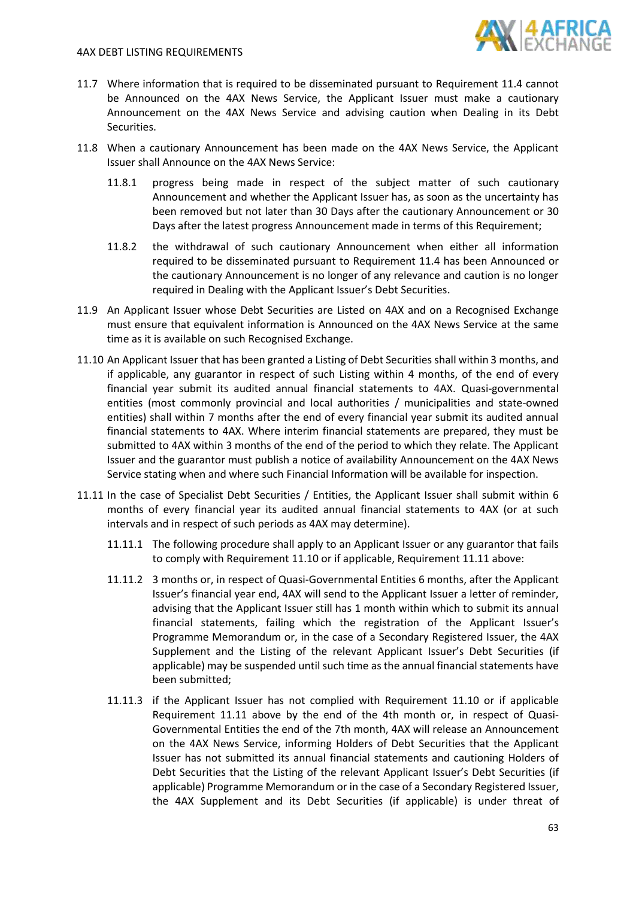11.7 Where information that is required to be disseminated pursuant to Requirement 11.4 cannot be Announced on the 4AX News Service, the Applicant Issuer must make a cautionary Announcement on the 4AX News Service and advising caution when Dealing in its Debt Securities.

11.8 When a cautionary Announcement has been made on the 4AX News Service, the Applicant Issuer shall Announce on the 4AX News Service:

11.8.1 progress being made in respect of the subject matter of such cautionary Announcement and whether the Applicant Issuer has, as soon as the uncertainty has been removed but not later than 30 Days after the cautionary Announcement or 30 Days after the latest progress Announcement made in terms of this Requirement;

11.8.2 the withdrawal of such cautionary Announcement when either all information required to be disseminated pursuant to Requirement 11.4 has been Announced or the cautionary Announcement is no longer of any relevance and caution is no longer required in Dealing with the Applicant Issuer's Debt Securities.

11.9 An Applicant Issuer whose Debt Securities are Listed on 4AX and on a Recognised Exchange must ensure that equivalent information is Announced on the 4AX News Service at the same time as it is available on such Recognised Exchange.

11.10 An Applicant Issuer that has been granted a Listing of Debt Securities shall within 3 months, and if applicable, any guarantor in respect of such Listing within 4 months, of the end of every financial year submit its audited annual financial statements to 4AX. Quasi-governmental entities (most commonly provincial and local authorities / municipalities and state-owned entities) shall within 7 months after the end of every financial year submit its audited annual financial statements to 4AX. Where interim financial statements are prepared, they must be submitted to 4AX within 3 months of the end of the period to which they relate. The Applicant Issuer and the guarantor must publish a notice of availability Announcement on the 4AX News Service stating when and where such Financial Information will be available for inspection.

11.11 In the case of Specialist Debt Securities / Entities, the Applicant Issuer shall submit within 6 months of every financial year its audited annual financial statements to 4AX (or at such intervals and in respect of such periods as 4AX may determine).

11.11.1 The following procedure shall apply to an Applicant Issuer or any guarantor that fails to comply with Requirement 11.10 or if applicable, Requirement 11.11 above:

11.11.2 3 months or, in respect of Quasi-Governmental Entities 6 months, after the Applicant Issuer's financial year end, 4AX will send to the Applicant Issuer a letter of reminder, advising that the Applicant Issuer still has 1 month within which to submit its annual financial statements, failing which the registration of the Applicant Issuer's Programme Memorandum or, in the case of a Secondary Registered Issuer, the 4AX Supplement and the Listing of the relevant Applicant Issuer's Debt Securities (if applicable) may be suspended until such time as the annual financial statements have been submitted;

11.11.3 if the Applicant Issuer has not complied with Requirement 11.10 or if applicable Requirement 11.11 above by the end of the 4th month or, in respect of Quasi-Governmental Entities the end of the 7th month, 4AX will release an Announcement on the 4AX News Service, informing Holders of Debt Securities that the Applicant Issuer has not submitted its annual financial statements and cautioning Holders of Debt Securities that the Listing of the relevant Applicant Issuer's Debt Securities (if applicable) Programme Memorandum or in the case of a Secondary Registered Issuer, the 4AX Supplement and its Debt Securities (if applicable) is under threat of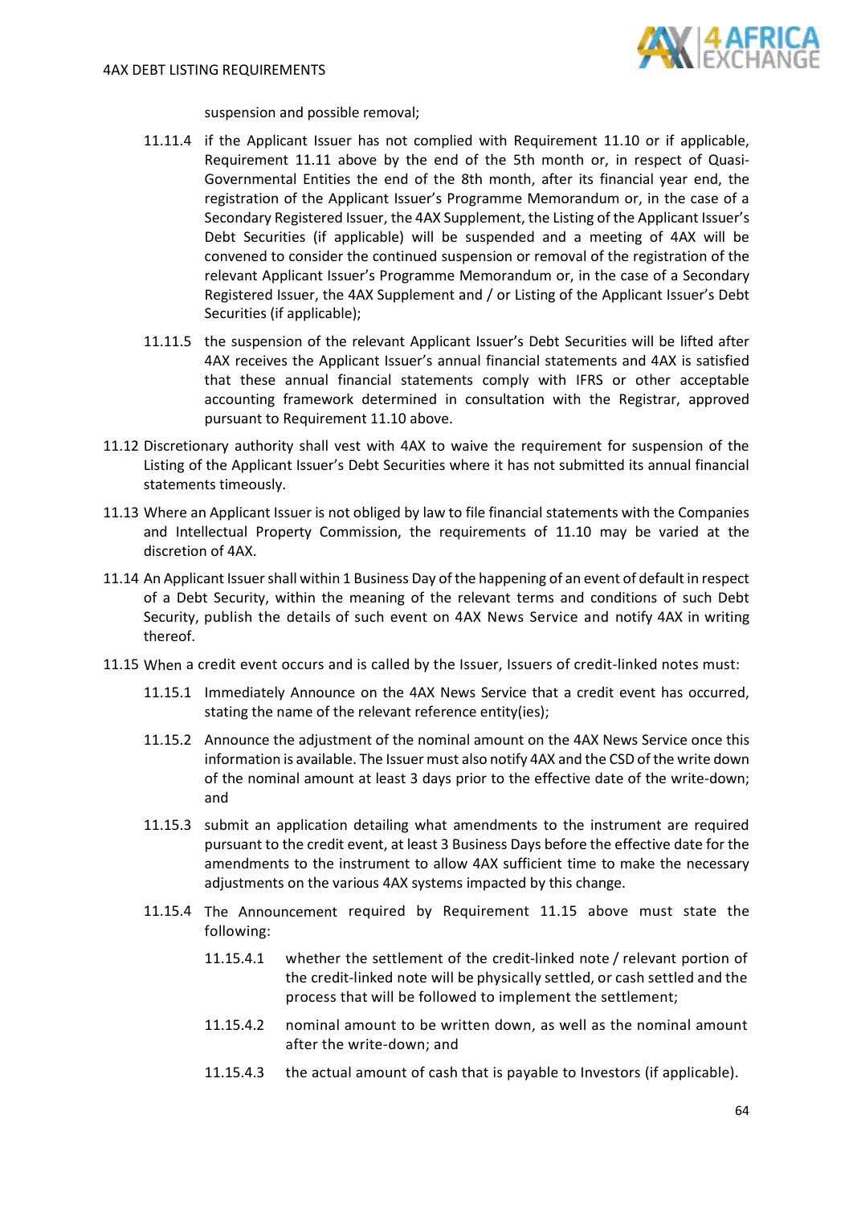suspension and possible removal;

11.11.4 if the Applicant Issuer has not complied with Requirement 11.10 or if applicable, Requirement 11.11 above by the end of the 5th month or, in respect of Quasi-Governmental Entities the end of the 8th month, after its financial year end, the registration of the Applicant Issuer's Programme Memorandum or, in the case of a Secondary Registered Issuer, the 4AX Supplement, the Listing of the Applicant Issuer's Debt Securities (if applicable) will be suspended and a meeting of 4AX will be convened to consider the continued suspension or removal of the registration of the relevant Applicant Issuer's Programme Memorandum or, in the case of a Secondary Registered Issuer, the 4AX Supplement and / or Listing of the Applicant Issuer's Debt Securities (if applicable);

11.11.5 the suspension of the relevant Applicant Issuer's Debt Securities will be lifted after 4AX receives the Applicant Issuer's annual financial statements and 4AX is satisfied that these annual financial statements comply with IFRS or other acceptable accounting framework determined in consultation with the Registrar, approved pursuant to Requirement 11.10 above.

11.12 Discretionary authority shall vest with 4AX to waive the requirement for suspension of the Listing of the Applicant Issuer's Debt Securities where it has not submitted its annual financial statements timeously.

11.13 Where an Applicant Issuer is not obliged by law to file financial statements with the Companies and Intellectual Property Commission, the requirements of 11.10 may be varied at the discretion of 4AX.

11.14 An Applicant Issuer shall within 1 Business Day of the happening of an event of default in respect of a Debt Security, within the meaning of the relevant terms and conditions of such Debt Security, publish the details of such event on 4AX News Service and notify 4AX in writing thereof.

11.15 When a credit event occurs and is called by the Issuer, Issuers of credit-linked notes must:

11.15.1 Immediately Announce on the 4AX News Service that a credit event has occurred, stating the name of the relevant reference entity(ies);

11.15.2 Announce the adjustment of the nominal amount on the 4AX News Service once this information is available. The Issuer must also notify 4AX and the CSD of the write down of the nominal amount at least 3 days prior to the effective date of the write-down; and

11.15.3 submit an application detailing what amendments to the instrument are required pursuant to the credit event, at least 3 Business Days before the effective date for the amendments to the instrument to allow 4AX sufficient time to make the necessary adjustments on the various 4AX systems impacted by this change.

11.15.4 The Announcement required by Requirement 11.15 above must state the following:

11.15.4.1 whether the settlement of the credit-linked note / relevant portion of the credit-linked note will be physically settled, or cash settled and the process that will be followed to implement the settlement;

11.15.4.2 nominal amount to be written down, as well as the nominal amount after the write-down; and

11.15.4.3 the actual amount of cash that is payable to Investors (if applicable).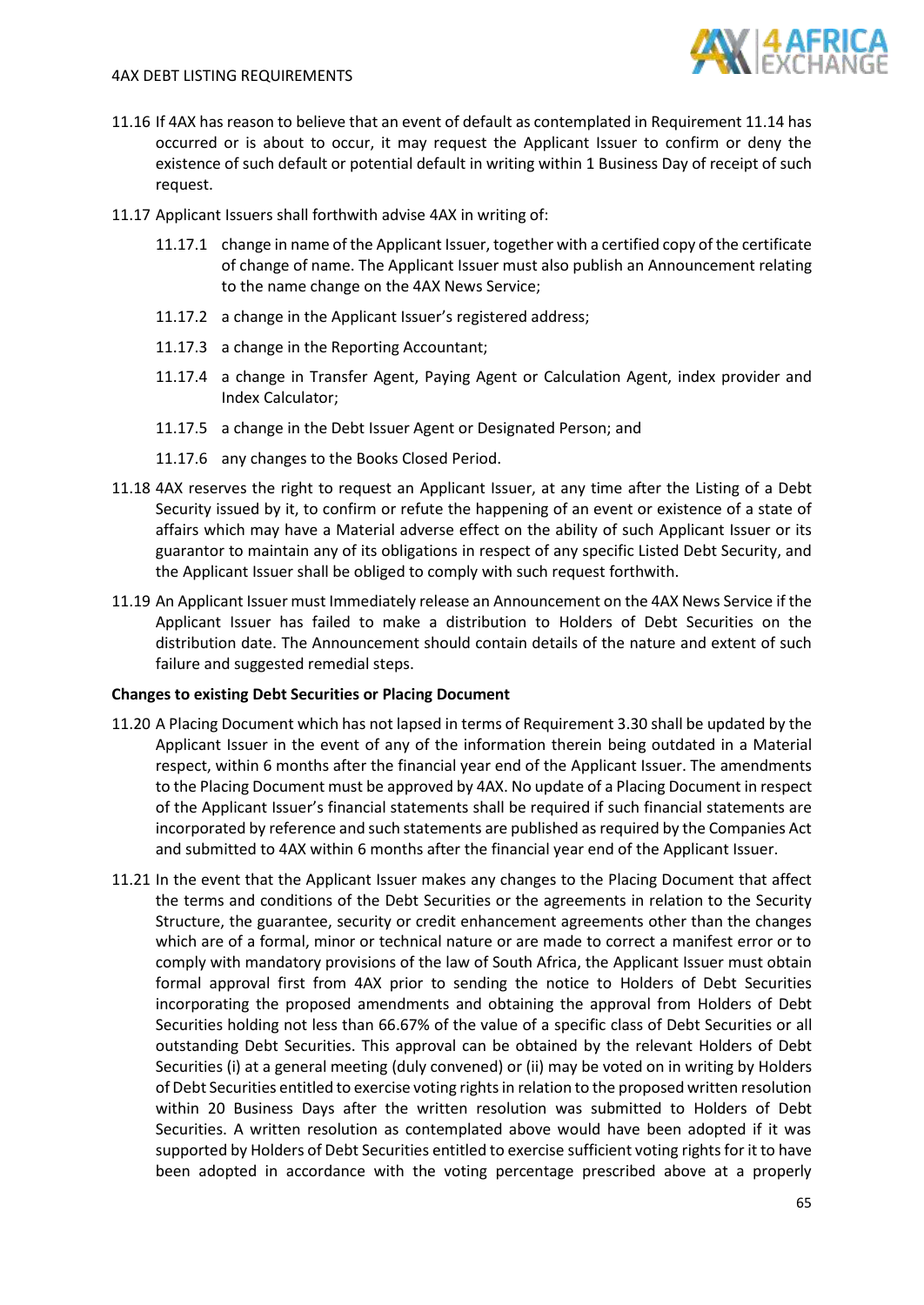11.16 If 4AX has reason to believe that an event of default as contemplated in Requirement 11.14 has occurred or is about to occur, it may request the Applicant Issuer to confirm or deny the existence of such default or potential default in writing within 1 Business Day of receipt of such request.

11.17 Applicant Issuers shall forthwith advise 4AX in writing of:

- 11.17.1 change in name of the Applicant Issuer, together with a certified copy of the certificate of change of name. The Applicant Issuer must also publish an Announcement relating to the name change on the 4AX News Service;
- 11.17.2 a change in the Applicant Issuer's registered address;
- 11.17.3 a change in the Reporting Accountant;
- 11.17.4 a change in Transfer Agent, Paying Agent or Calculation Agent, index provider and Index Calculator;
- 11.17.5 a change in the Debt Issuer Agent or Designated Person; and
- 11.17.6 any changes to the Books Closed Period.

11.18 4AX reserves the right to request an Applicant Issuer, at any time after the Listing of a Debt Security issued by it, to confirm or refute the happening of an event or existence of a state of affairs which may have a Material adverse effect on the ability of such Applicant Issuer or its guarantor to maintain any of its obligations in respect of any specific Listed Debt Security, and the Applicant Issuer shall be obliged to comply with such request forthwith.

11.19 An Applicant Issuer must Immediately release an Announcement on the 4AX News Service if the Applicant Issuer has failed to make a distribution to Holders of Debt Securities on the distribution date. The Announcement should contain details of the nature and extent of such failure and suggested remedial steps.

**Changes to existing Debt Securities or Placing Document**

11.20 A Placing Document which has not lapsed in terms of Requirement 3.30 shall be updated by the Applicant Issuer in the event of any of the information therein being outdated in a Material respect, within 6 months after the financial year end of the Applicant Issuer. The amendments to the Placing Document must be approved by 4AX. No update of a Placing Document in respect of the Applicant Issuer's financial statements shall be required if such financial statements are incorporated by reference and such statements are published as required by the Companies Act and submitted to 4AX within 6 months after the financial year end of the Applicant Issuer.

11.21 In the event that the Applicant Issuer makes any changes to the Placing Document that affect the terms and conditions of the Debt Securities or the agreements in relation to the Security Structure, the guarantee, security or credit enhancement agreements other than the changes which are of a formal, minor or technical nature or are made to correct a manifest error or to comply with mandatory provisions of the law of South Africa, the Applicant Issuer must obtain formal approval first from 4AX prior to sending the notice to Holders of Debt Securities incorporating the proposed amendments and obtaining the approval from Holders of Debt Securities holding not less than 66.67% of the value of a specific class of Debt Securities or all outstanding Debt Securities. This approval can be obtained by the relevant Holders of Debt Securities (i) at a general meeting (duly convened) or (ii) may be voted on in writing by Holders of Debt Securities entitled to exercise voting rights in relation to the proposed written resolution within 20 Business Days after the written resolution was submitted to Holders of Debt Securities. A written resolution as contemplated above would have been adopted if it was supported by Holders of Debt Securities entitled to exercise sufficient voting rights for it to have been adopted in accordance with the voting percentage prescribed above at a properly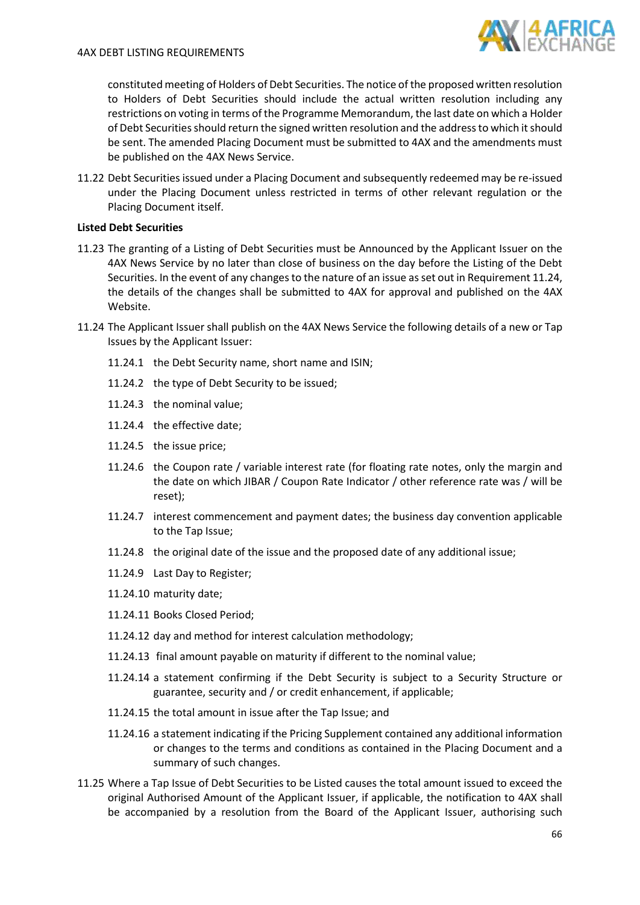constituted meeting of Holders of Debt Securities. The notice of the proposed written resolution to Holders of Debt Securities should include the actual written resolution including any restrictions on voting in terms of the Programme Memorandum, the last date on which a Holder of Debt Securities should return the signed written resolution and the address to which it should be sent. The amended Placing Document must be submitted to 4AX and the amendments must be published on the 4AX News Service.

11.22 Debt Securities issued under a Placing Document and subsequently redeemed may be re-issued under the Placing Document unless restricted in terms of other relevant regulation or the Placing Document itself.

**Listed Debt Securities**

11.23 The granting of a Listing of Debt Securities must be Announced by the Applicant Issuer on the 4AX News Service by no later than close of business on the day before the Listing of the Debt Securities. In the event of any changes to the nature of an issue as set out in Requirement 11.24, the details of the changes shall be submitted to 4AX for approval and published on the 4AX Website.

11.24 The Applicant Issuer shall publish on the 4AX News Service the following details of a new or Tap Issues by the Applicant Issuer:

11.24.1 the Debt Security name, short name and ISIN;

11.24.2 the type of Debt Security to be issued;

11.24.3 the nominal value;

11.24.4 the effective date;

11.24.5 the issue price;

11.24.6 the Coupon rate / variable interest rate (for floating rate notes, only the margin and the date on which JIBAR / Coupon Rate Indicator / other reference rate was / will be reset);

11.24.7 interest commencement and payment dates; the business day convention applicable to the Tap Issue;

11.24.8 the original date of the issue and the proposed date of any additional issue;

11.24.9 Last Day to Register;

11.24.10 maturity date;

11.24.11 Books Closed Period;

11.24.12 day and method for interest calculation methodology;

11.24.13 final amount payable on maturity if different to the nominal value;

11.24.14 a statement confirming if the Debt Security is subject to a Security Structure or guarantee, security and / or credit enhancement, if applicable;

11.24.15 the total amount in issue after the Tap Issue; and

11.24.16 a statement indicating if the Pricing Supplement contained any additional information or changes to the terms and conditions as contained in the Placing Document and a summary of such changes.

11.25 Where a Tap Issue of Debt Securities to be Listed causes the total amount issued to exceed the original Authorised Amount of the Applicant Issuer, if applicable, the notification to 4AX shall be accompanied by a resolution from the Board of the Applicant Issuer, authorising such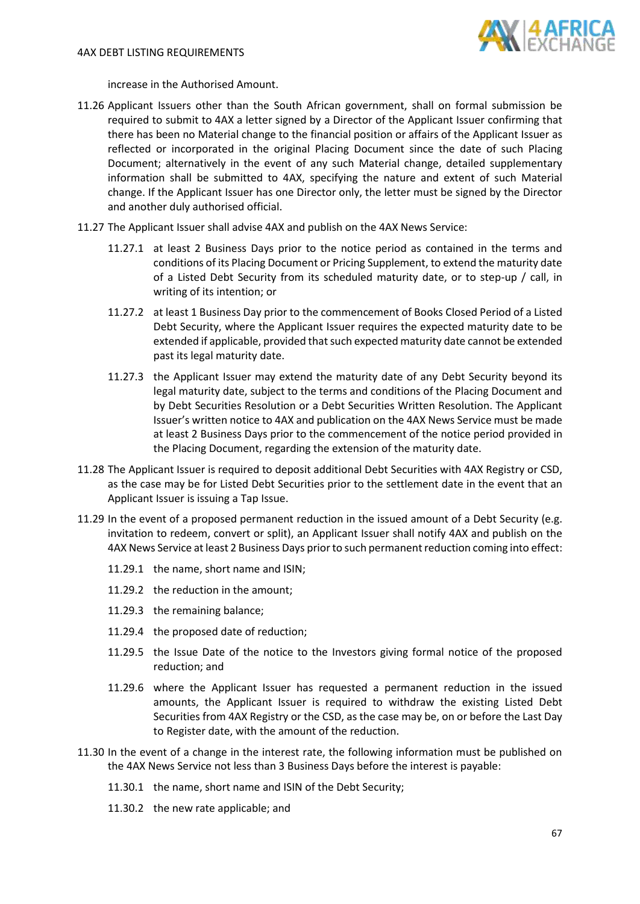increase in the Authorised Amount.

11.26 Applicant Issuers other than the South African government, shall on formal submission be required to submit to 4AX a letter signed by a Director of the Applicant Issuer confirming that there has been no Material change to the financial position or affairs of the Applicant Issuer as reflected or incorporated in the original Placing Document since the date of such Placing Document; alternatively in the event of any such Material change, detailed supplementary information shall be submitted to 4AX, specifying the nature and extent of such Material change. If the Applicant Issuer has one Director only, the letter must be signed by the Director and another duly authorised official.

11.27 The Applicant Issuer shall advise 4AX and publish on the 4AX News Service:

11.27.1 at least 2 Business Days prior to the notice period as contained in the terms and conditions of its Placing Document or Pricing Supplement, to extend the maturity date of a Listed Debt Security from its scheduled maturity date, or to step-up / call, in writing of its intention; or

11.27.2 at least 1 Business Day prior to the commencement of Books Closed Period of a Listed Debt Security, where the Applicant Issuer requires the expected maturity date to be extended if applicable, provided that such expected maturity date cannot be extended past its legal maturity date.

11.27.3 the Applicant Issuer may extend the maturity date of any Debt Security beyond its legal maturity date, subject to the terms and conditions of the Placing Document and by Debt Securities Resolution or a Debt Securities Written Resolution. The Applicant Issuer's written notice to 4AX and publication on the 4AX News Service must be made at least 2 Business Days prior to the commencement of the notice period provided in the Placing Document, regarding the extension of the maturity date.

11.28 The Applicant Issuer is required to deposit additional Debt Securities with 4AX Registry or CSD, as the case may be for Listed Debt Securities prior to the settlement date in the event that an Applicant Issuer is issuing a Tap Issue.

11.29 In the event of a proposed permanent reduction in the issued amount of a Debt Security (e.g. invitation to redeem, convert or split), an Applicant Issuer shall notify 4AX and publish on the 4AX News Service at least 2 Business Days prior to such permanent reduction coming into effect:

11.29.1 the name, short name and ISIN;

11.29.2 the reduction in the amount;

11.29.3 the remaining balance;

11.29.4 the proposed date of reduction;

11.29.5 the Issue Date of the notice to the Investors giving formal notice of the proposed reduction; and

11.29.6 where the Applicant Issuer has requested a permanent reduction in the issued amounts, the Applicant Issuer is required to withdraw the existing Listed Debt Securities from 4AX Registry or the CSD, as the case may be, on or before the Last Day to Register date, with the amount of the reduction.

11.30 In the event of a change in the interest rate, the following information must be published on the 4AX News Service not less than 3 Business Days before the interest is payable:

11.30.1 the name, short name and ISIN of the Debt Security;

11.30.2 the new rate applicable; and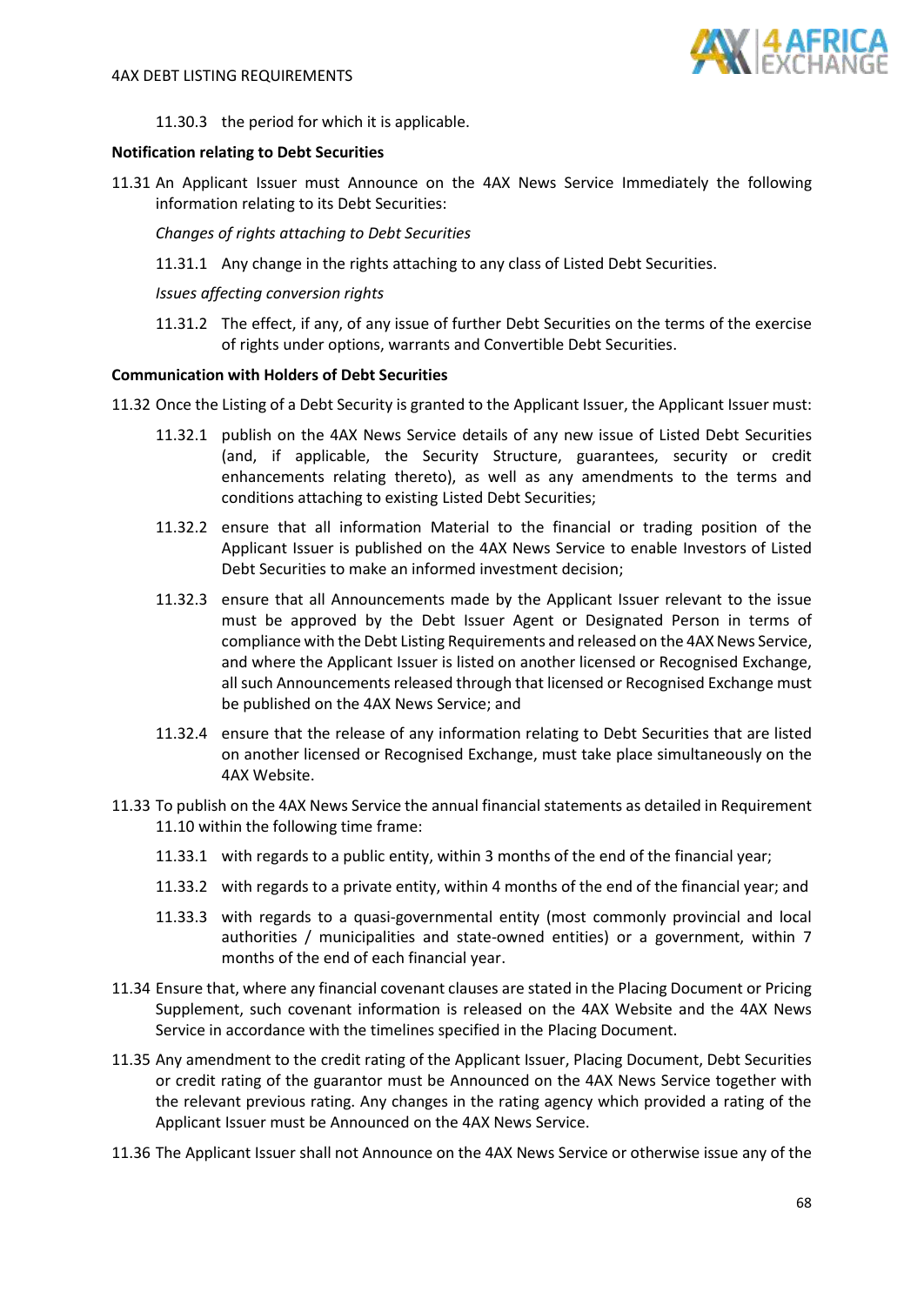11.30.3 the period for which it is applicable.

**Notification relating to Debt Securities**

11.31 An Applicant Issuer must Announce on the 4AX News Service Immediately the following information relating to its Debt Securities:

*Changes of rights attaching to Debt Securities*

11.31.1 Any change in the rights attaching to any class of Listed Debt Securities.

*Issues affecting conversion rights*

11.31.2 The effect, if any, of any issue of further Debt Securities on the terms of the exercise of rights under options, warrants and Convertible Debt Securities.

**Communication with Holders of Debt Securities**

11.32 Once the Listing of a Debt Security is granted to the Applicant Issuer, the Applicant Issuer must:

11.32.1 publish on the 4AX News Service details of any new issue of Listed Debt Securities (and, if applicable, the Security Structure, guarantees, security or credit enhancements relating thereto), as well as any amendments to the terms and conditions attaching to existing Listed Debt Securities;

11.32.2 ensure that all information Material to the financial or trading position of the Applicant Issuer is published on the 4AX News Service to enable Investors of Listed Debt Securities to make an informed investment decision;

11.32.3 ensure that all Announcements made by the Applicant Issuer relevant to the issue must be approved by the Debt Issuer Agent or Designated Person in terms of compliance with the Debt Listing Requirements and released on the 4AX News Service, and where the Applicant Issuer is listed on another licensed or Recognised Exchange, all such Announcements released through that licensed or Recognised Exchange must be published on the 4AX News Service; and

11.32.4 ensure that the release of any information relating to Debt Securities that are listed on another licensed or Recognised Exchange, must take place simultaneously on the 4AX Website.

11.33 To publish on the 4AX News Service the annual financial statements as detailed in Requirement 11.10 within the following time frame:

11.33.1 with regards to a public entity, within 3 months of the end of the financial year;

11.33.2 with regards to a private entity, within 4 months of the end of the financial year; and

11.33.3 with regards to a quasi-governmental entity (most commonly provincial and local authorities / municipalities and state-owned entities) or a government, within 7 months of the end of each financial year.

11.34 Ensure that, where any financial covenant clauses are stated in the Placing Document or Pricing Supplement, such covenant information is released on the 4AX Website and the 4AX News Service in accordance with the timelines specified in the Placing Document.

11.35 Any amendment to the credit rating of the Applicant Issuer, Placing Document, Debt Securities or credit rating of the guarantor must be Announced on the 4AX News Service together with the relevant previous rating. Any changes in the rating agency which provided a rating of the Applicant Issuer must be Announced on the 4AX News Service.

11.36 The Applicant Issuer shall not Announce on the 4AX News Service or otherwise issue any of the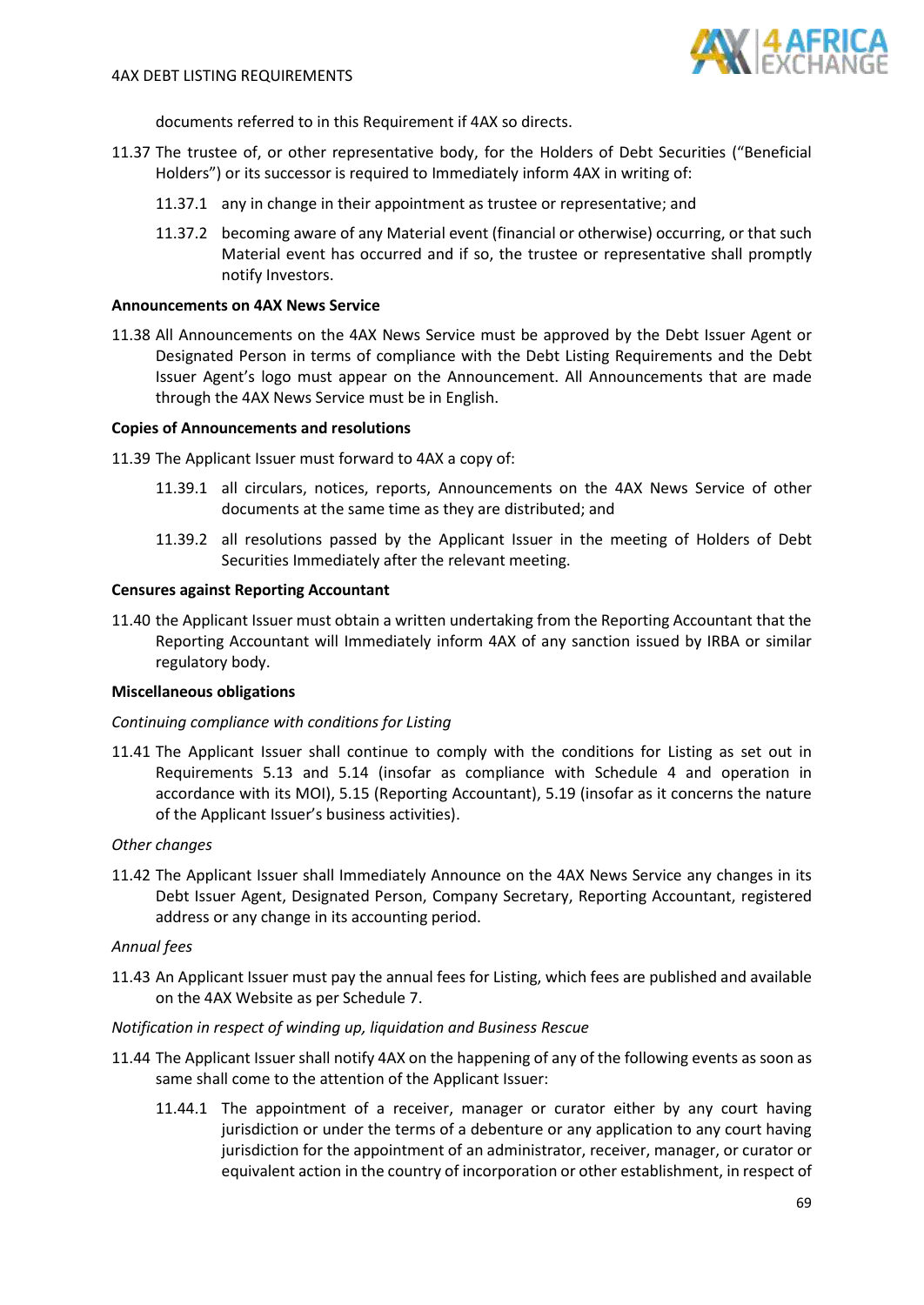documents referred to in this Requirement if 4AX so directs.

11.37 The trustee of, or other representative body, for the Holders of Debt Securities ("Beneficial Holders") or its successor is required to Immediately inform 4AX in writing of:

11.37.1 any in change in their appointment as trustee or representative; and

11.37.2 becoming aware of any Material event (financial or otherwise) occurring, or that such Material event has occurred and if so, the trustee or representative shall promptly notify Investors.

**Announcements on 4AX News Service**

11.38 All Announcements on the 4AX News Service must be approved by the Debt Issuer Agent or Designated Person in terms of compliance with the Debt Listing Requirements and the Debt Issuer Agent's logo must appear on the Announcement. All Announcements that are made through the 4AX News Service must be in English.

**Copies of Announcements and resolutions**

11.39 The Applicant Issuer must forward to 4AX a copy of:

11.39.1 all circulars, notices, reports, Announcements on the 4AX News Service of other documents at the same time as they are distributed; and

11.39.2 all resolutions passed by the Applicant Issuer in the meeting of Holders of Debt Securities Immediately after the relevant meeting.

**Censures against Reporting Accountant**

11.40 the Applicant Issuer must obtain a written undertaking from the Reporting Accountant that the Reporting Accountant will Immediately inform 4AX of any sanction issued by IRBA or similar regulatory body.

**Miscellaneous obligations**

*Continuing compliance with conditions for Listing*

11.41 The Applicant Issuer shall continue to comply with the conditions for Listing as set out in Requirements 5.13 and 5.14 (insofar as compliance with Schedule 4 and operation in accordance with its MOI), 5.15 (Reporting Accountant), 5.19 (insofar as it concerns the nature of the Applicant Issuer's business activities).

*Other changes*

11.42 The Applicant Issuer shall Immediately Announce on the 4AX News Service any changes in its Debt Issuer Agent, Designated Person, Company Secretary, Reporting Accountant, registered address or any change in its accounting period.

*Annual fees*

11.43 An Applicant Issuer must pay the annual fees for Listing, which fees are published and available on the 4AX Website as per Schedule 7.

*Notification in respect of winding up, liquidation and Business Rescue*

11.44 The Applicant Issuer shall notify 4AX on the happening of any of the following events as soon as same shall come to the attention of the Applicant Issuer:

11.44.1 The appointment of a receiver, manager or curator either by any court having jurisdiction or under the terms of a debenture or any application to any court having jurisdiction for the appointment of an administrator, receiver, manager, or curator or equivalent action in the country of incorporation or other establishment, in respect of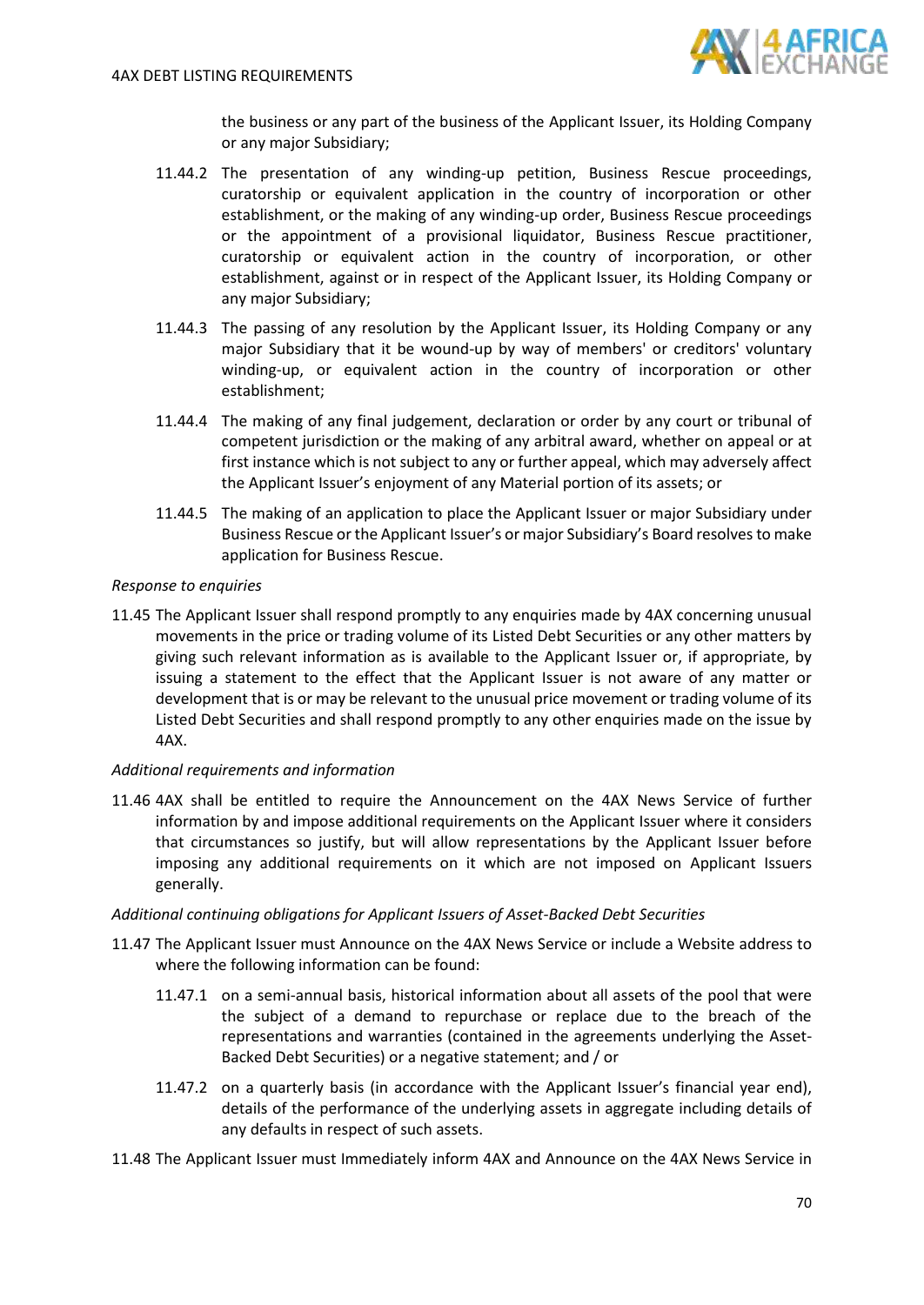the business or any part of the business of the Applicant Issuer, its Holding Company or any major Subsidiary;

11.44.2 The presentation of any winding-up petition, Business Rescue proceedings, curatorship or equivalent application in the country of incorporation or other establishment, or the making of any winding-up order, Business Rescue proceedings or the appointment of a provisional liquidator, Business Rescue practitioner, curatorship or equivalent action in the country of incorporation, or other establishment, against or in respect of the Applicant Issuer, its Holding Company or any major Subsidiary;

11.44.3 The passing of any resolution by the Applicant Issuer, its Holding Company or any major Subsidiary that it be wound-up by way of members' or creditors' voluntary winding-up, or equivalent action in the country of incorporation or other establishment;

11.44.4 The making of any final judgement, declaration or order by any court or tribunal of competent jurisdiction or the making of any arbitral award, whether on appeal or at first instance which is not subject to any or further appeal, which may adversely affect the Applicant Issuer's enjoyment of any Material portion of its assets; or

11.44.5 The making of an application to place the Applicant Issuer or major Subsidiary under Business Rescue or the Applicant Issuer's or major Subsidiary's Board resolves to make application for Business Rescue.

*Response to enquiries*

11.45 The Applicant Issuer shall respond promptly to any enquiries made by 4AX concerning unusual movements in the price or trading volume of its Listed Debt Securities or any other matters by giving such relevant information as is available to the Applicant Issuer or, if appropriate, by issuing a statement to the effect that the Applicant Issuer is not aware of any matter or development that is or may be relevant to the unusual price movement or trading volume of its Listed Debt Securities and shall respond promptly to any other enquiries made on the issue by 4AX.

*Additional requirements and information*

11.46 4AX shall be entitled to require the Announcement on the 4AX News Service of further information by and impose additional requirements on the Applicant Issuer where it considers that circumstances so justify, but will allow representations by the Applicant Issuer before imposing any additional requirements on it which are not imposed on Applicant Issuers generally.

*Additional continuing obligations for Applicant Issuers of Asset-Backed Debt Securities*

11.47 The Applicant Issuer must Announce on the 4AX News Service or include a Website address to where the following information can be found:

11.47.1 on a semi-annual basis, historical information about all assets of the pool that were the subject of a demand to repurchase or replace due to the breach of the representations and warranties (contained in the agreements underlying the Asset-Backed Debt Securities) or a negative statement; and / or

11.47.2 on a quarterly basis (in accordance with the Applicant Issuer's financial year end), details of the performance of the underlying assets in aggregate including details of any defaults in respect of such assets.

11.48 The Applicant Issuer must Immediately inform 4AX and Announce on the 4AX News Service in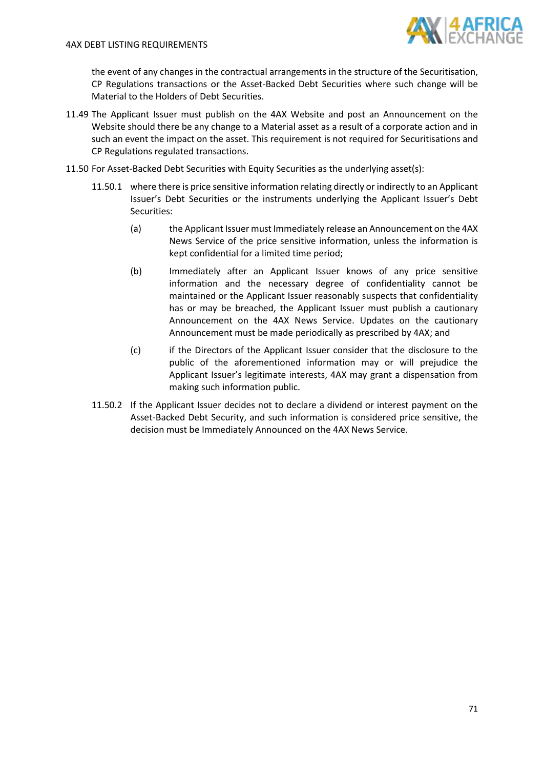the event of any changes in the contractual arrangements in the structure of the Securitisation, CP Regulations transactions or the Asset-Backed Debt Securities where such change will be Material to the Holders of Debt Securities.

11.49 The Applicant Issuer must publish on the 4AX Website and post an Announcement on the Website should there be any change to a Material asset as a result of a corporate action and in such an event the impact on the asset. This requirement is not required for Securitisations and CP Regulations regulated transactions.

11.50 For Asset-Backed Debt Securities with Equity Securities as the underlying asset(s):

11.50.1 where there is price sensitive information relating directly or indirectly to an Applicant Issuer's Debt Securities or the instruments underlying the Applicant Issuer's Debt Securities:

(a) the Applicant Issuer must Immediately release an Announcement on the 4AX News Service of the price sensitive information, unless the information is kept confidential for a limited time period;

(b) Immediately after an Applicant Issuer knows of any price sensitive information and the necessary degree of confidentiality cannot be maintained or the Applicant Issuer reasonably suspects that confidentiality has or may be breached, the Applicant Issuer must publish a cautionary Announcement on the 4AX News Service. Updates on the cautionary Announcement must be made periodically as prescribed by 4AX; and

(c) if the Directors of the Applicant Issuer consider that the disclosure to the public of the aforementioned information may or will prejudice the Applicant Issuer's legitimate interests, 4AX may grant a dispensation from making such information public.

11.50.2 If the Applicant Issuer decides not to declare a dividend or interest payment on the Asset-Backed Debt Security, and such information is considered price sensitive, the decision must be Immediately Announced on the 4AX News Service.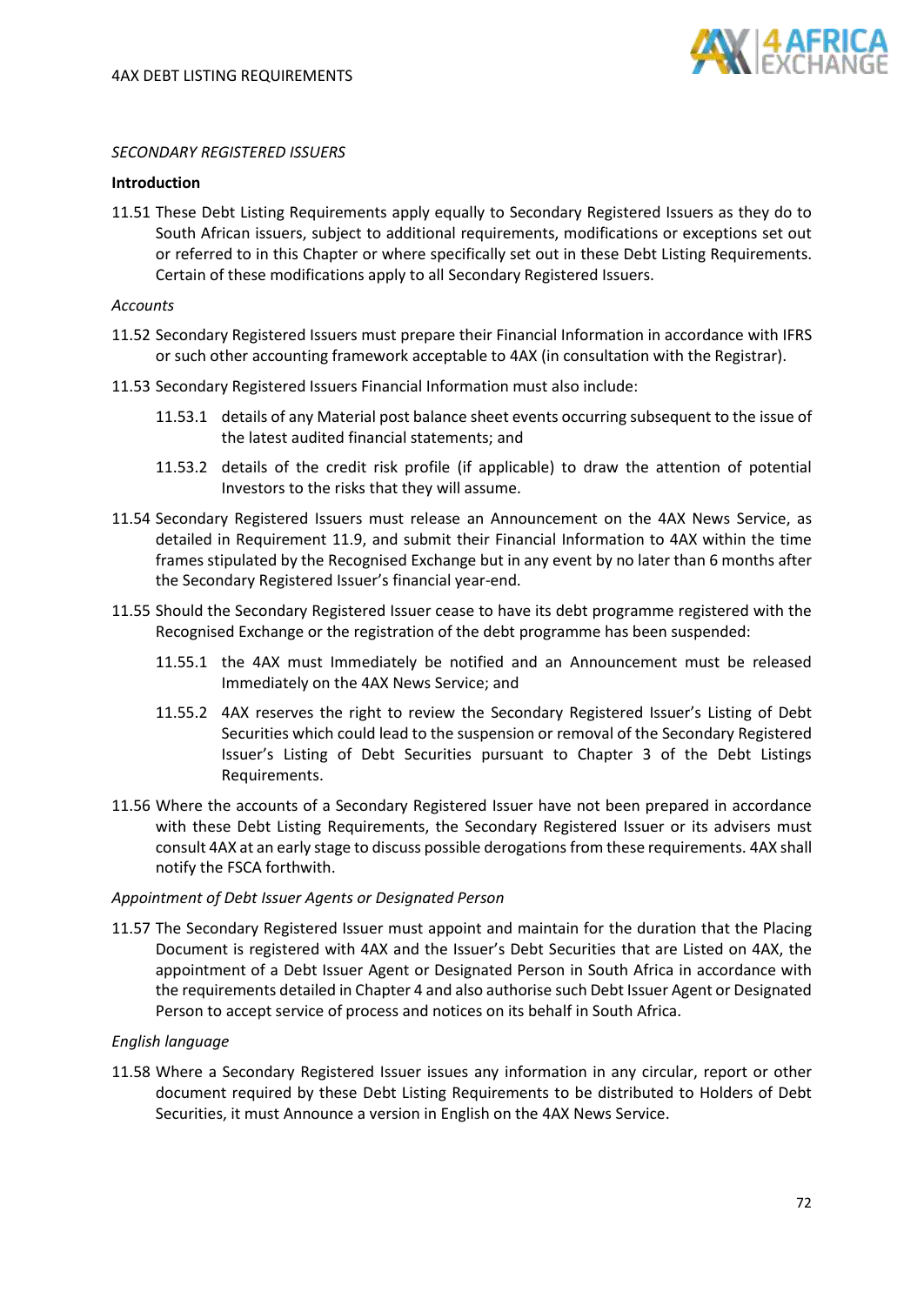*SECONDARY REGISTERED ISSUERS*

**Introduction**

11.51 These Debt Listing Requirements apply equally to Secondary Registered Issuers as they do to South African issuers, subject to additional requirements, modifications or exceptions set out or referred to in this Chapter or where specifically set out in these Debt Listing Requirements. Certain of these modifications apply to all Secondary Registered Issuers.

*Accounts*

11.52 Secondary Registered Issuers must prepare their Financial Information in accordance with IFRS or such other accounting framework acceptable to 4AX (in consultation with the Registrar).

11.53 Secondary Registered Issuers Financial Information must also include:

11.53.1 details of any Material post balance sheet events occurring subsequent to the issue of the latest audited financial statements; and

11.53.2 details of the credit risk profile (if applicable) to draw the attention of potential Investors to the risks that they will assume.

11.54 Secondary Registered Issuers must release an Announcement on the 4AX News Service, as detailed in Requirement 11.9, and submit their Financial Information to 4AX within the time frames stipulated by the Recognised Exchange but in any event by no later than 6 months after the Secondary Registered Issuer's financial year-end.

11.55 Should the Secondary Registered Issuer cease to have its debt programme registered with the Recognised Exchange or the registration of the debt programme has been suspended:

11.55.1 the 4AX must Immediately be notified and an Announcement must be released Immediately on the 4AX News Service; and

11.55.2 4AX reserves the right to review the Secondary Registered Issuer's Listing of Debt Securities which could lead to the suspension or removal of the Secondary Registered Issuer's Listing of Debt Securities pursuant to Chapter 3 of the Debt Listings Requirements.

11.56 Where the accounts of a Secondary Registered Issuer have not been prepared in accordance with these Debt Listing Requirements, the Secondary Registered Issuer or its advisers must consult 4AX at an early stage to discuss possible derogations from these requirements. 4AX shall notify the FSCA forthwith.

*Appointment of Debt Issuer Agents or Designated Person*

11.57 The Secondary Registered Issuer must appoint and maintain for the duration that the Placing Document is registered with 4AX and the Issuer's Debt Securities that are Listed on 4AX, the appointment of a Debt Issuer Agent or Designated Person in South Africa in accordance with the requirements detailed in Chapter 4 and also authorise such Debt Issuer Agent or Designated Person to accept service of process and notices on its behalf in South Africa.

*English language*

11.58 Where a Secondary Registered Issuer issues any information in any circular, report or other document required by these Debt Listing Requirements to be distributed to Holders of Debt Securities, it must Announce a version in English on the 4AX News Service.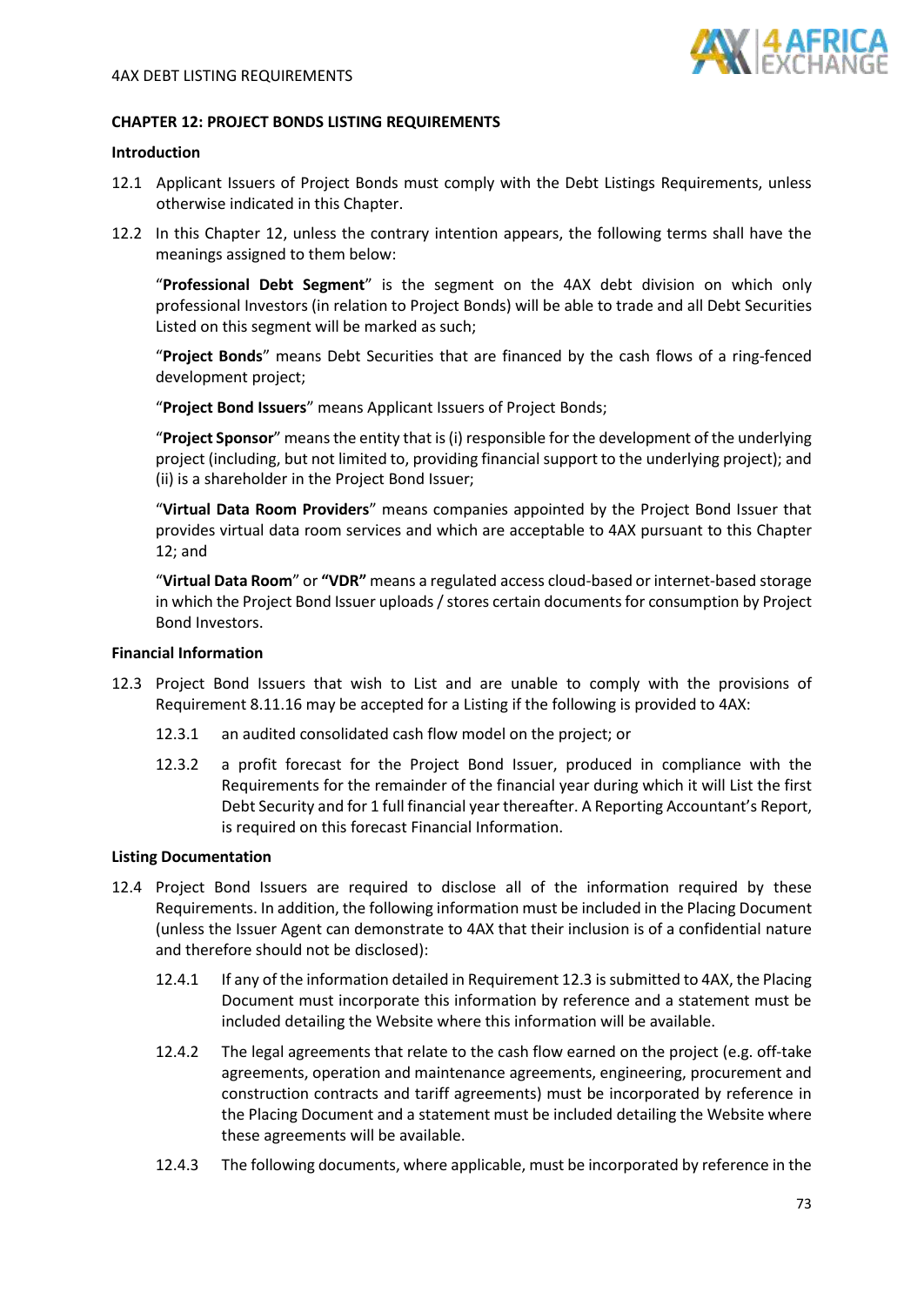## CHAPTER 12: PROJECT BONDS LISTING REQUIREMENTS

### Introduction

12.1 Applicant Issuers of Project Bonds must comply with the Debt Listings Requirements, unless otherwise indicated in this Chapter.

12.2 In this Chapter 12, unless the contrary intention appears, the following terms shall have the meanings assigned to them below:

"**Professional Debt Segment**" is the segment on the 4AX debt division on which only professional Investors (in relation to Project Bonds) will be able to trade and all Debt Securities Listed on this segment will be marked as such;

"**Project Bonds**" means Debt Securities that are financed by the cash flows of a ring-fenced development project;

"**Project Bond Issuers**" means Applicant Issuers of Project Bonds;

"**Project Sponsor**" means the entity that is (i) responsible for the development of the underlying project (including, but not limited to, providing financial support to the underlying project); and (ii) is a shareholder in the Project Bond Issuer;

"**Virtual Data Room Providers**" means companies appointed by the Project Bond Issuer that provides virtual data room services and which are acceptable to 4AX pursuant to this Chapter 12; and

"**Virtual Data Room**" or **"VDR"** means a regulated access cloud-based or internet-based storage in which the Project Bond Issuer uploads / stores certain documents for consumption by Project Bond Investors.

### Financial Information

12.3 Project Bond Issuers that wish to List and are unable to comply with the provisions of Requirement 8.11.16 may be accepted for a Listing if the following is provided to 4AX:

12.3.1 an audited consolidated cash flow model on the project; or

12.3.2 a profit forecast for the Project Bond Issuer, produced in compliance with the Requirements for the remainder of the financial year during which it will List the first Debt Security and for 1 full financial year thereafter. A Reporting Accountant's Report, is required on this forecast Financial Information.

### Listing Documentation

12.4 Project Bond Issuers are required to disclose all of the information required by these Requirements. In addition, the following information must be included in the Placing Document (unless the Issuer Agent can demonstrate to 4AX that their inclusion is of a confidential nature and therefore should not be disclosed):

12.4.1 If any of the information detailed in Requirement 12.3 is submitted to 4AX, the Placing Document must incorporate this information by reference and a statement must be included detailing the Website where this information will be available.

12.4.2 The legal agreements that relate to the cash flow earned on the project (e.g. off-take agreements, operation and maintenance agreements, engineering, procurement and construction contracts and tariff agreements) must be incorporated by reference in the Placing Document and a statement must be included detailing the Website where these agreements will be available.

12.4.3 The following documents, where applicable, must be incorporated by reference in the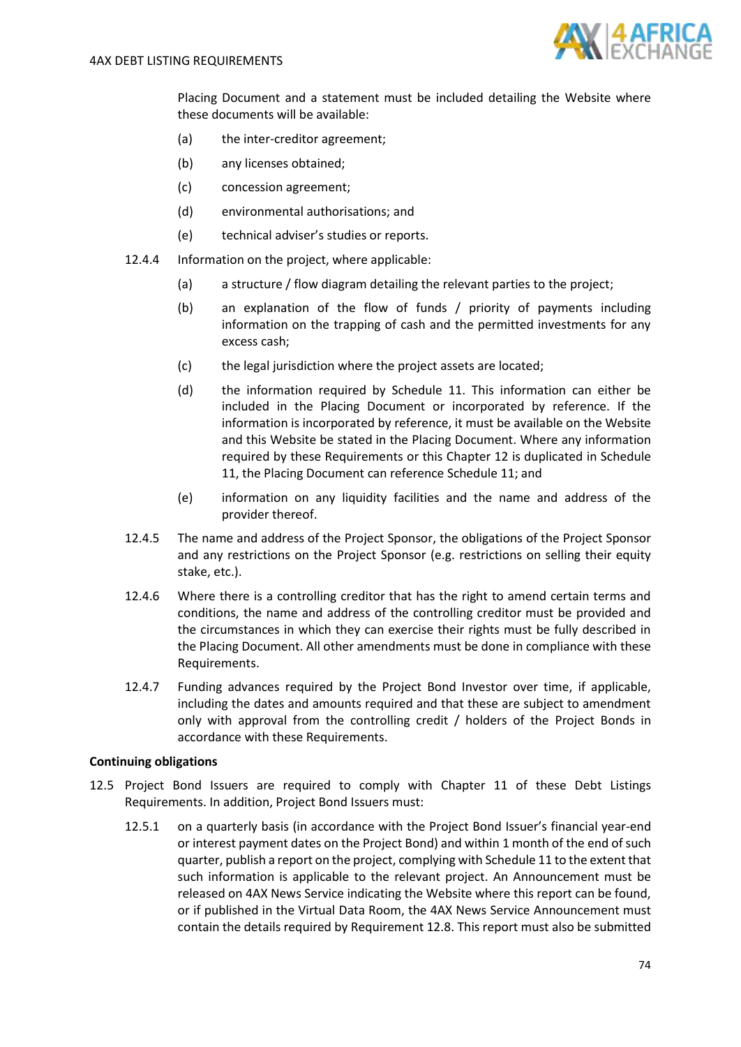Placing Document and a statement must be included detailing the Website where these documents will be available:

(a) the inter-creditor agreement;

(b) any licenses obtained;

(c) concession agreement;

(d) environmental authorisations; and

(e) technical adviser's studies or reports.

12.4.4 Information on the project, where applicable:

(a) a structure / flow diagram detailing the relevant parties to the project;

(b) an explanation of the flow of funds / priority of payments including information on the trapping of cash and the permitted investments for any excess cash;

(c) the legal jurisdiction where the project assets are located;

(d) the information required by Schedule 11. This information can either be included in the Placing Document or incorporated by reference. If the information is incorporated by reference, it must be available on the Website and this Website be stated in the Placing Document. Where any information required by these Requirements or this Chapter 12 is duplicated in Schedule 11, the Placing Document can reference Schedule 11; and

(e) information on any liquidity facilities and the name and address of the provider thereof.

12.4.5 The name and address of the Project Sponsor, the obligations of the Project Sponsor and any restrictions on the Project Sponsor (e.g. restrictions on selling their equity stake, etc.).

12.4.6 Where there is a controlling creditor that has the right to amend certain terms and conditions, the name and address of the controlling creditor must be provided and the circumstances in which they can exercise their rights must be fully described in the Placing Document. All other amendments must be done in compliance with these Requirements.

12.4.7 Funding advances required by the Project Bond Investor over time, if applicable, including the dates and amounts required and that these are subject to amendment only with approval from the controlling credit / holders of the Project Bonds in accordance with these Requirements.

**Continuing obligations**

12.5 Project Bond Issuers are required to comply with Chapter 11 of these Debt Listings Requirements. In addition, Project Bond Issuers must:

12.5.1 on a quarterly basis (in accordance with the Project Bond Issuer's financial year-end or interest payment dates on the Project Bond) and within 1 month of the end of such quarter, publish a report on the project, complying with Schedule 11 to the extent that such information is applicable to the relevant project. An Announcement must be released on 4AX News Service indicating the Website where this report can be found, or if published in the Virtual Data Room, the 4AX News Service Announcement must contain the details required by Requirement 12.8. This report must also be submitted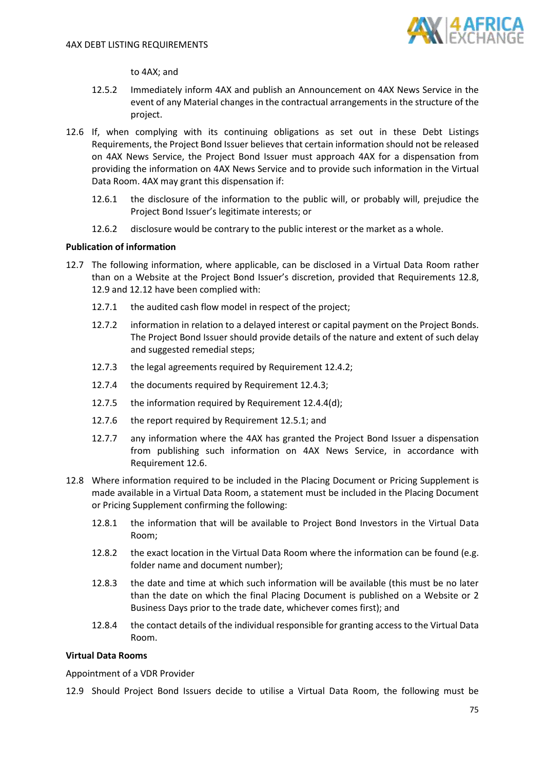to 4AX; and

12.5.2 Immediately inform 4AX and publish an Announcement on 4AX News Service in the event of any Material changes in the contractual arrangements in the structure of the project.

12.6 If, when complying with its continuing obligations as set out in these Debt Listings Requirements, the Project Bond Issuer believes that certain information should not be released on 4AX News Service, the Project Bond Issuer must approach 4AX for a dispensation from providing the information on 4AX News Service and to provide such information in the Virtual Data Room. 4AX may grant this dispensation if:

12.6.1 the disclosure of the information to the public will, or probably will, prejudice the Project Bond Issuer's legitimate interests; or

12.6.2 disclosure would be contrary to the public interest or the market as a whole.

**Publication of information**

12.7 The following information, where applicable, can be disclosed in a Virtual Data Room rather than on a Website at the Project Bond Issuer's discretion, provided that Requirements 12.8, 12.9 and 12.12 have been complied with:

12.7.1 the audited cash flow model in respect of the project;

12.7.2 information in relation to a delayed interest or capital payment on the Project Bonds. The Project Bond Issuer should provide details of the nature and extent of such delay and suggested remedial steps;

12.7.3 the legal agreements required by Requirement 12.4.2;

12.7.4 the documents required by Requirement 12.4.3;

12.7.5 the information required by Requirement 12.4.4(d);

12.7.6 the report required by Requirement 12.5.1; and

12.7.7 any information where the 4AX has granted the Project Bond Issuer a dispensation from publishing such information on 4AX News Service, in accordance with Requirement 12.6.

12.8 Where information required to be included in the Placing Document or Pricing Supplement is made available in a Virtual Data Room, a statement must be included in the Placing Document or Pricing Supplement confirming the following:

12.8.1 the information that will be available to Project Bond Investors in the Virtual Data Room;

12.8.2 the exact location in the Virtual Data Room where the information can be found (e.g. folder name and document number);

12.8.3 the date and time at which such information will be available (this must be no later than the date on which the final Placing Document is published on a Website or 2 Business Days prior to the trade date, whichever comes first); and

12.8.4 the contact details of the individual responsible for granting access to the Virtual Data Room.

**Virtual Data Rooms**

Appointment of a VDR Provider

12.9 Should Project Bond Issuers decide to utilise a Virtual Data Room, the following must be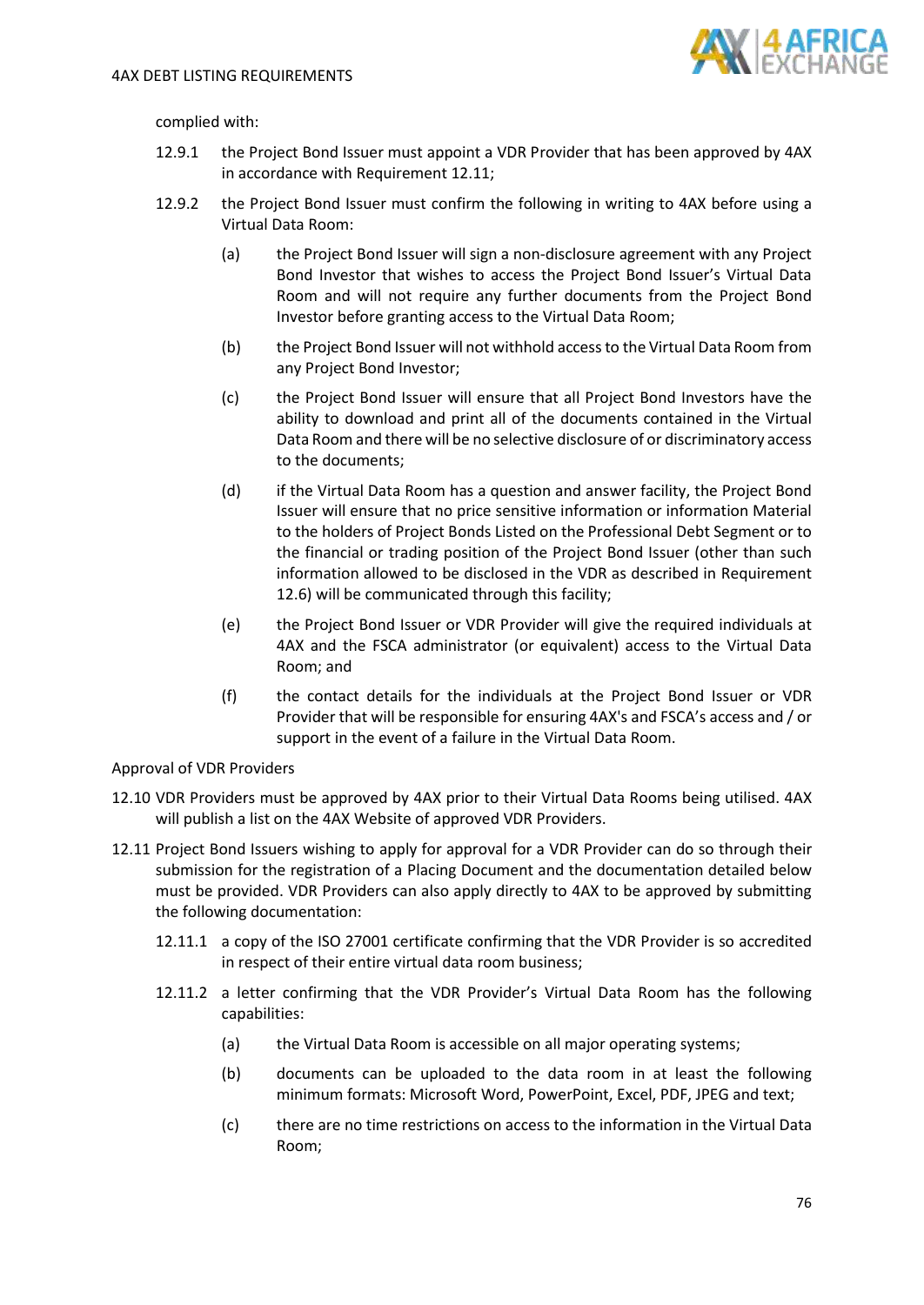complied with:

12.9.1 the Project Bond Issuer must appoint a VDR Provider that has been approved by 4AX in accordance with Requirement 12.11;

12.9.2 the Project Bond Issuer must confirm the following in writing to 4AX before using a Virtual Data Room:

(a) the Project Bond Issuer will sign a non-disclosure agreement with any Project Bond Investor that wishes to access the Project Bond Issuer's Virtual Data Room and will not require any further documents from the Project Bond Investor before granting access to the Virtual Data Room;

(b) the Project Bond Issuer will not withhold access to the Virtual Data Room from any Project Bond Investor;

(c) the Project Bond Issuer will ensure that all Project Bond Investors have the ability to download and print all of the documents contained in the Virtual Data Room and there will be no selective disclosure of or discriminatory access to the documents;

(d) if the Virtual Data Room has a question and answer facility, the Project Bond Issuer will ensure that no price sensitive information or information Material to the holders of Project Bonds Listed on the Professional Debt Segment or to the financial or trading position of the Project Bond Issuer (other than such information allowed to be disclosed in the VDR as described in Requirement 12.6) will be communicated through this facility;

(e) the Project Bond Issuer or VDR Provider will give the required individuals at 4AX and the FSCA administrator (or equivalent) access to the Virtual Data Room; and

(f) the contact details for the individuals at the Project Bond Issuer or VDR Provider that will be responsible for ensuring 4AX's and FSCA's access and / or support in the event of a failure in the Virtual Data Room.

Approval of VDR Providers

12.10 VDR Providers must be approved by 4AX prior to their Virtual Data Rooms being utilised. 4AX will publish a list on the 4AX Website of approved VDR Providers.

12.11 Project Bond Issuers wishing to apply for approval for a VDR Provider can do so through their submission for the registration of a Placing Document and the documentation detailed below must be provided. VDR Providers can also apply directly to 4AX to be approved by submitting the following documentation:

12.11.1 a copy of the ISO 27001 certificate confirming that the VDR Provider is so accredited in respect of their entire virtual data room business;

12.11.2 a letter confirming that the VDR Provider's Virtual Data Room has the following capabilities:

(a) the Virtual Data Room is accessible on all major operating systems;

(b) documents can be uploaded to the data room in at least the following minimum formats: Microsoft Word, PowerPoint, Excel, PDF, JPEG and text;

(c) there are no time restrictions on access to the information in the Virtual Data Room;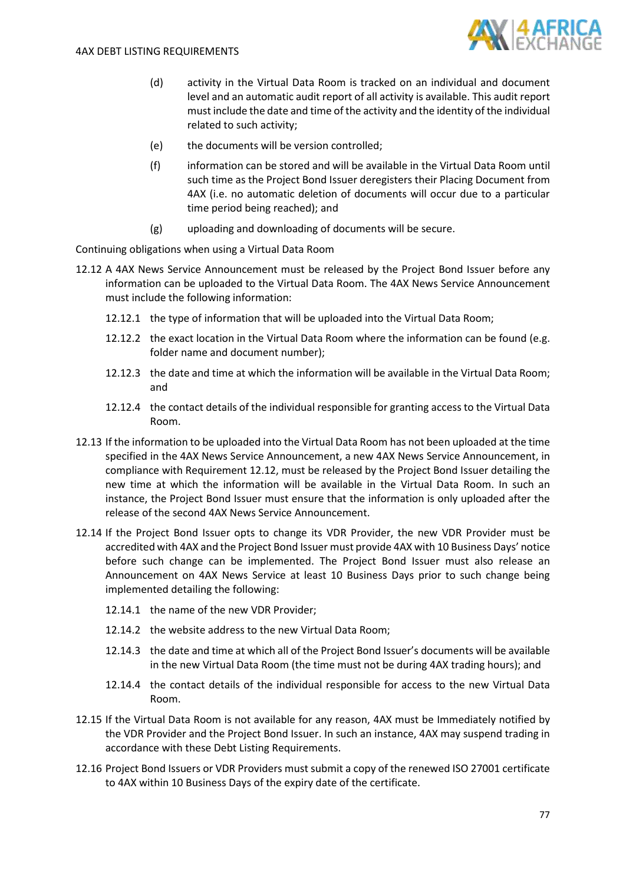(d) activity in the Virtual Data Room is tracked on an individual and document level and an automatic audit report of all activity is available. This audit report must include the date and time of the activity and the identity of the individual related to such activity;

(e) the documents will be version controlled;

(f) information can be stored and will be available in the Virtual Data Room until such time as the Project Bond Issuer deregisters their Placing Document from 4AX (i.e. no automatic deletion of documents will occur due to a particular time period being reached); and

(g) uploading and downloading of documents will be secure.

Continuing obligations when using a Virtual Data Room

12.12 A 4AX News Service Announcement must be released by the Project Bond Issuer before any information can be uploaded to the Virtual Data Room. The 4AX News Service Announcement must include the following information:

12.12.1 the type of information that will be uploaded into the Virtual Data Room;

12.12.2 the exact location in the Virtual Data Room where the information can be found (e.g. folder name and document number);

12.12.3 the date and time at which the information will be available in the Virtual Data Room; and

12.12.4 the contact details of the individual responsible for granting access to the Virtual Data Room.

12.13 If the information to be uploaded into the Virtual Data Room has not been uploaded at the time specified in the 4AX News Service Announcement, a new 4AX News Service Announcement, in compliance with Requirement 12.12, must be released by the Project Bond Issuer detailing the new time at which the information will be available in the Virtual Data Room. In such an instance, the Project Bond Issuer must ensure that the information is only uploaded after the release of the second 4AX News Service Announcement.

12.14 If the Project Bond Issuer opts to change its VDR Provider, the new VDR Provider must be accredited with 4AX and the Project Bond Issuer must provide 4AX with 10 Business Days' notice before such change can be implemented. The Project Bond Issuer must also release an Announcement on 4AX News Service at least 10 Business Days prior to such change being implemented detailing the following:

12.14.1 the name of the new VDR Provider;

12.14.2 the website address to the new Virtual Data Room;

12.14.3 the date and time at which all of the Project Bond Issuer's documents will be available in the new Virtual Data Room (the time must not be during 4AX trading hours); and

12.14.4 the contact details of the individual responsible for access to the new Virtual Data Room.

12.15 If the Virtual Data Room is not available for any reason, 4AX must be Immediately notified by the VDR Provider and the Project Bond Issuer. In such an instance, 4AX may suspend trading in accordance with these Debt Listing Requirements.

12.16 Project Bond Issuers or VDR Providers must submit a copy of the renewed ISO 27001 certificate to 4AX within 10 Business Days of the expiry date of the certificate.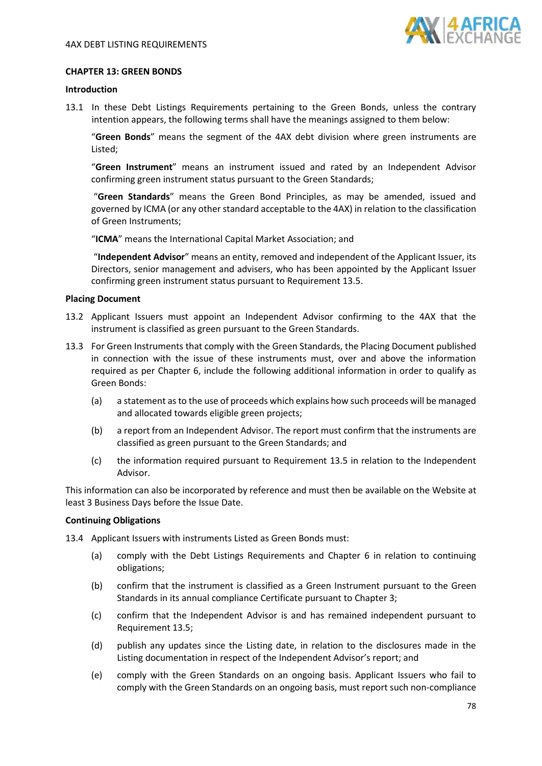## CHAPTER 13: GREEN BONDS

### Introduction

13.1 In these Debt Listings Requirements pertaining to the Green Bonds, unless the contrary intention appears, the following terms shall have the meanings assigned to them below:

"**Green Bonds**" means the segment of the 4AX debt division where green instruments are Listed;

"**Green Instrument**" means an instrument issued and rated by an Independent Advisor confirming green instrument status pursuant to the Green Standards;

"**Green Standards**" means the Green Bond Principles, as may be amended, issued and governed by ICMA (or any other standard acceptable to the 4AX) in relation to the classification of Green Instruments;

"**ICMA**" means the International Capital Market Association; and

"**Independent Advisor**" means an entity, removed and independent of the Applicant Issuer, its Directors, senior management and advisers, who has been appointed by the Applicant Issuer confirming green instrument status pursuant to Requirement 13.5.

### Placing Document

13.2 Applicant Issuers must appoint an Independent Advisor confirming to the 4AX that the instrument is classified as green pursuant to the Green Standards.

13.3 For Green Instruments that comply with the Green Standards, the Placing Document published in connection with the issue of these instruments must, over and above the information required as per Chapter 6, include the following additional information in order to qualify as Green Bonds:

(a) a statement as to the use of proceeds which explains how such proceeds will be managed and allocated towards eligible green projects;

(b) a report from an Independent Advisor. The report must confirm that the instruments are classified as green pursuant to the Green Standards; and

(c) the information required pursuant to Requirement 13.5 in relation to the Independent Advisor.

This information can also be incorporated by reference and must then be available on the Website at least 3 Business Days before the Issue Date.

### Continuing Obligations

13.4 Applicant Issuers with instruments Listed as Green Bonds must:

(a) comply with the Debt Listings Requirements and Chapter 6 in relation to continuing obligations;

(b) confirm that the instrument is classified as a Green Instrument pursuant to the Green Standards in its annual compliance Certificate pursuant to Chapter 3;

(c) confirm that the Independent Advisor is and has remained independent pursuant to Requirement 13.5;

(d) publish any updates since the Listing date, in relation to the disclosures made in the Listing documentation in respect of the Independent Advisor's report; and

(e) comply with the Green Standards on an ongoing basis. Applicant Issuers who fail to comply with the Green Standards on an ongoing basis, must report such non-compliance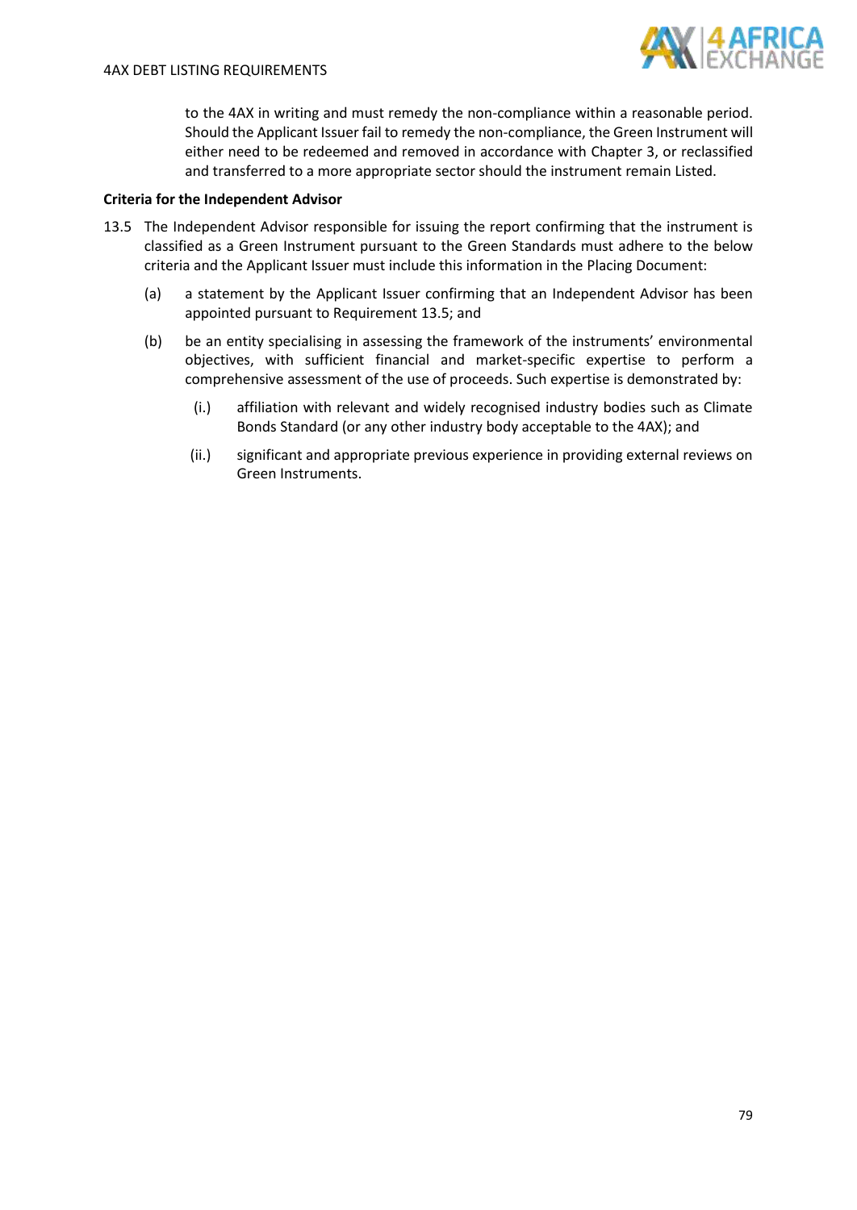to the 4AX in writing and must remedy the non-compliance within a reasonable period. Should the Applicant Issuer fail to remedy the non-compliance, the Green Instrument will either need to be redeemed and removed in accordance with Chapter 3, or reclassified and transferred to a more appropriate sector should the instrument remain Listed.

**Criteria for the Independent Advisor**

13.5 The Independent Advisor responsible for issuing the report confirming that the instrument is classified as a Green Instrument pursuant to the Green Standards must adhere to the below criteria and the Applicant Issuer must include this information in the Placing Document:

(a) a statement by the Applicant Issuer confirming that an Independent Advisor has been appointed pursuant to Requirement 13.5; and

(b) be an entity specialising in assessing the framework of the instruments' environmental objectives, with sufficient financial and market-specific expertise to perform a comprehensive assessment of the use of proceeds. Such expertise is demonstrated by:

(i.) affiliation with relevant and widely recognised industry bodies such as Climate Bonds Standard (or any other industry body acceptable to the 4AX); and

(ii.) significant and appropriate previous experience in providing external reviews on Green Instruments.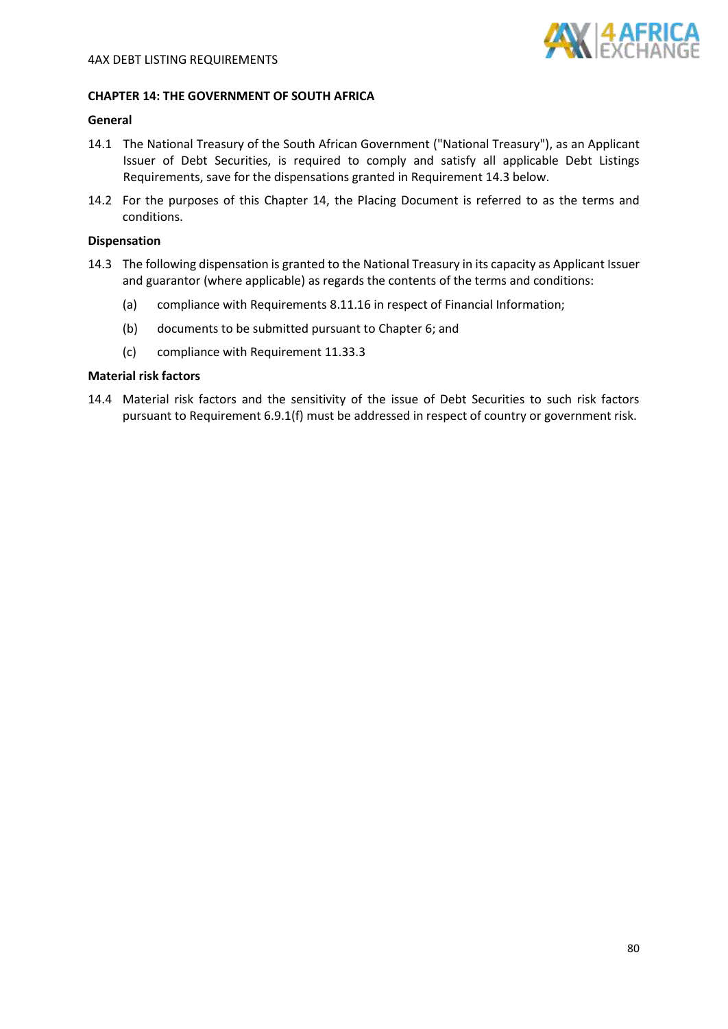## CHAPTER 14: THE GOVERNMENT OF SOUTH AFRICA

### General

14.1 The National Treasury of the South African Government ("National Treasury"), as an Applicant Issuer of Debt Securities, is required to comply and satisfy all applicable Debt Listings Requirements, save for the dispensations granted in Requirement 14.3 below.

14.2 For the purposes of this Chapter 14, the Placing Document is referred to as the terms and conditions.

### Dispensation

14.3 The following dispensation is granted to the National Treasury in its capacity as Applicant Issuer and guarantor (where applicable) as regards the contents of the terms and conditions:

(a) compliance with Requirements 8.11.16 in respect of Financial Information;

(b) documents to be submitted pursuant to Chapter 6; and

(c) compliance with Requirement 11.33.3

### Material risk factors

14.4 Material risk factors and the sensitivity of the issue of Debt Securities to such risk factors pursuant to Requirement 6.9.1(f) must be addressed in respect of country or government risk.